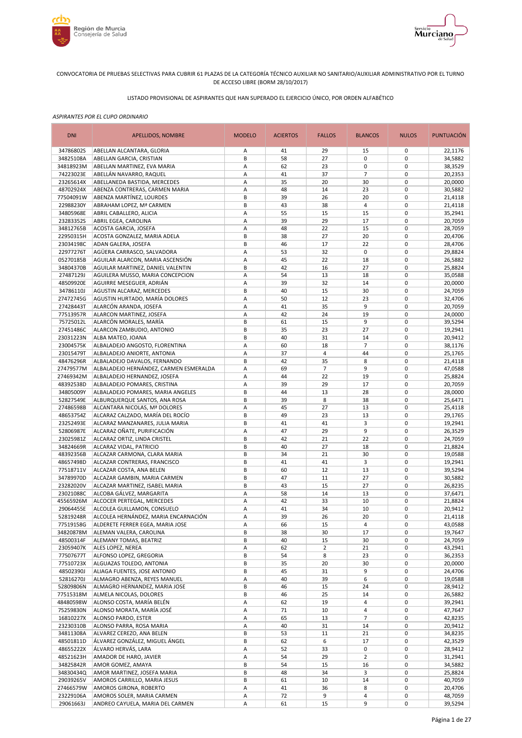CONVOCATORIA DE PRUEBAS SELECTIVAS PARA CUBRIR 61 PLAZAS DE LA CATEGORÍA TÉCNICO AUXILIAR NO SANITARIO/AUXILIAR ADMINISTRATIVO POR EL TURNO DE ACCESO LIBRE (BORM 28/10/2017)

LISTADO PROVISIONAL DE ASPIRANTES QUE HAN SUPERADO EL EJERCICIO ÚNICO, POR ORDEN ALFABÉTICO

*ASPIRANTES POR EL CUPO ORDINARIO*

| DNI | APELLIDOS, NOMBRE | MODELO | ACIERTOS | FALLOS | BLANCOS | NULOS | PUNTUACIÓN |
|---|---|---|---|---|---|---|---|
| 34786802S | ABELLAN ALCANTARA, GLORIA | A | 41 | 29 | 15 | 0 | 22,1176 |
| 34825108A | ABELLAN GARCIA, CRISTIAN | B | 58 | 27 | 0 | 0 | 34,5882 |
| 34818923M | ABELLAN MARTINEZ, EVA MARIA | A | 62 | 23 | 0 | 0 | 38,3529 |
| 74223023E | ABELLÁN NAVARRO, RAQUEL | A | 41 | 37 | 7 | 0 | 20,2353 |
| 23265614X | ABELLANEDA BASTIDA, MERCEDES | A | 35 | 20 | 30 | 0 | 20,0000 |
| 48702924X | ABENZA CONTRERAS, CARMEN MARIA | A | 48 | 14 | 23 | 0 | 30,5882 |
| 77504091W | ABENZA MARTÍNEZ, LOURDES | B | 39 | 26 | 20 | 0 | 21,4118 |
| 22988230Y | ABRAHAM LOPEZ, Mª CARMEN | B | 43 | 38 | 4 | 0 | 21,4118 |
| 34805968E | ABRIL CABALLERO, ALICIA | A | 55 | 15 | 15 | 0 | 35,2941 |
| 23283352S | ABRIL EGEA, CAROLINA | A | 39 | 29 | 17 | 0 | 20,7059 |
| 34812765B | ACOSTA GARCIA, JOSEFA | A | 48 | 22 | 15 | 0 | 28,7059 |
| 22950315H | ACOSTA GONZALEZ, MARIA ADELA | B | 38 | 27 | 20 | 0 | 20,4706 |
| 23034198C | ADAN GALERA, JOSEFA | B | 46 | 17 | 22 | 0 | 28,4706 |
| 22977276T | AGÜERA CARRASCO, SALVADORA | A | 53 | 32 | 0 | 0 | 29,8824 |
| 05270185B | AGUILAR ALARCON, MARIA ASCENSIÓN | A | 45 | 22 | 18 | 0 | 26,5882 |
| 34804370B | AGUILAR MARTINEZ, DANIEL VALENTIN | B | 42 | 16 | 27 | 0 | 25,8824 |
| 27487129J | AGUILERA MUSSO, MARIA CONCEPCION | A | 54 | 13 | 18 | 0 | 35,0588 |
| 48509920E | AGUIRRE MESEGUER, ADRIÁN | A | 39 | 32 | 14 | 0 | 20,0000 |
| 34786110J | AGUSTIN ALCARAZ, MERCEDES | B | 40 | 15 | 30 | 0 | 24,7059 |
| 27472745G | AGUSTIN HURTADO, MARÍA DOLORES | A | 50 | 12 | 23 | 0 | 32,4706 |
| 27428443T | ALARCÓN ARANDA, JOSEFA | A | 41 | 35 | 9 | 0 | 20,7059 |
| 77513957R | ALARCON MARTINEZ, JOSEFA | A | 42 | 24 | 19 | 0 | 24,0000 |
| 75725012L | ALARCÓN MORALES, MARÍA | B | 61 | 15 | 9 | 0 | 39,5294 |
| 27451486C | ALARCON ZAMBUDIO, ANTONIO | B | 35 | 23 | 27 | 0 | 19,2941 |
| 23031223N | ALBA MATEO, JOANA | B | 40 | 31 | 14 | 0 | 20,9412 |
| 23004575K | ALBALADEJO ANGOSTO, FLORENTINA | A | 60 | 18 | 7 | 0 | 38,1176 |
| 23015479T | ALBALADEJO ANIORTE, ANTONIA | A | 37 | 4 | 44 | 0 | 25,1765 |
| 48476296R | ALBALADEJO DAVALOS, FERNANDO | B | 42 | 35 | 8 | 0 | 21,4118 |
| 27479577M | ALBALADEJO HERNÁNDEZ, CARMEN ESMERALDA | A | 69 | 7 | 9 | 0 | 47,0588 |
| 27469342M | ALBALADEJO HERNANDEZ, JOSEFA | A | 44 | 22 | 19 | 0 | 25,8824 |
| 48392538D | ALBALADEJO POMARES, CRISTINA | A | 39 | 29 | 17 | 0 | 20,7059 |
| 34805009Y | ALBALADEJO POMARES, MARIA ANGELES | B | 44 | 13 | 28 | 0 | 28,0000 |
| 52827549E | ALBURQUERQUE SANTOS, ANA ROSA | B | 39 | 8 | 38 | 0 | 25,6471 |
| 27486598B | ALCANTARA NICOLAS, Mª DOLORES | A | 45 | 27 | 13 | 0 | 25,4118 |
| 48653754Z | ALCARAZ CALZADO, MARÍA DEL ROCÍO | B | 49 | 23 | 13 | 0 | 29,1765 |
| 23252493E | ALCARAZ MANZANARES, JULIA MARIA | B | 41 | 41 | 3 | 0 | 19,2941 |
| 52806987E | ALCARAZ OÑATE, PURIFICACIÓN | A | 47 | 29 | 9 | 0 | 26,3529 |
| 23025981Z | ALCARAZ ORTIZ, LINDA CRISTEL | B | 42 | 21 | 22 | 0 | 24,7059 |
| 34824669R | ALCARAZ VIDAL, PATRICIO | B | 40 | 27 | 18 | 0 | 21,8824 |
| 48392356B | ALCAZAR CARMONA, CLARA MARIA | B | 34 | 21 | 30 | 0 | 19,0588 |
| 48657498D | ALCAZAR CONTRERAS, FRANCISCO | B | 41 | 41 | 3 | 0 | 19,2941 |
| 77518711V | ALCAZAR COSTA, ANA BELEN | B | 60 | 12 | 13 | 0 | 39,5294 |
| 34789970D | ALCAZAR GAMBIN, MARIA CARMEN | B | 47 | 11 | 27 | 0 | 30,5882 |
| 23282020V | ALCAZAR MARTINEZ, ISABEL MARIA | B | 43 | 15 | 27 | 0 | 26,8235 |
| 23021088C | ALCOBA GÁLVEZ, MARGARITA | A | 58 | 14 | 13 | 0 | 37,6471 |
| 45565926M | ALCOCER PERTEGAL, MERCEDES | A | 42 | 33 | 10 | 0 | 21,8824 |
| 29064455E | ALCOLEA GUILLAMON, CONSUELO | A | 41 | 34 | 10 | 0 | 20,9412 |
| 52819248R | ALCOLEA HERNÁNDEZ, MARIA ENCARNACIÓN | A | 39 | 26 | 20 | 0 | 21,4118 |
| 77519158G | ALDERETE FERRER EGEA, MARIA JOSE | A | 66 | 15 | 4 | 0 | 43,0588 |
| 34820878M | ALEMAN VALERA, CAROLINA | B | 38 | 30 | 17 | 0 | 19,7647 |
| 48500314F | ALEMANY TOMAS, BEATRIZ | B | 40 | 15 | 30 | 0 | 24,7059 |
| 23059407K | ALES LOPEZ, NEREA | A | 62 | 2 | 21 | 0 | 43,2941 |
| 77507677T | ALFONSO LOPEZ, GREGORIA | B | 54 | 8 | 23 | 0 | 36,2353 |
| 77510723X | ALGUAZAS TOLEDO, ANTONIA | B | 35 | 20 | 30 | 0 | 20,0000 |
| 48502390J | ALIAGA FUENTES, JOSE ANTONIO | B | 45 | 31 | 9 | 0 | 24,4706 |
| 52816270J | ALMAGRO ABENZA, REYES MANUEL | A | 40 | 39 | 6 | 0 | 19,0588 |
| 52809806N | ALMAGRO HERNANDEZ, MARIA JOSE | B | 46 | 15 | 24 | 0 | 28,9412 |
| 77515318M | ALMELA NICOLAS, DOLORES | B | 46 | 25 | 14 | 0 | 26,5882 |
| 48480598W | ALONSO COSTA, MARÍA BELÉN | A | 62 | 19 | 4 | 0 | 39,2941 |
| 75259830N | ALONSO MORATA, MARÍA JOSÉ | A | 71 | 10 | 4 | 0 | 47,7647 |
| 16810227X | ALONSO PARDO, ESTER | A | 65 | 13 | 7 | 0 | 42,8235 |
| 23230310B | ALONSO PARRA, ROSA MARIA | A | 40 | 31 | 14 | 0 | 20,9412 |
| 34811308A | ALVAREZ CEREZO, ANA BELEN | B | 53 | 11 | 21 | 0 | 34,8235 |
| 48501811D | ÁLVAREZ GONZÁLEZ, MIGUEL ÁNGEL | B | 62 | 6 | 17 | 0 | 42,3529 |
| 48655222X | ÁLVARO HERVÁS, LARA | A | 52 | 33 | 0 | 0 | 28,9412 |
| 48521623H | AMADOR DE HARO, JAVIER | A | 54 | 29 | 2 | 0 | 31,2941 |
| 34825842R | AMOR GOMEZ, AMAYA | B | 54 | 15 | 16 | 0 | 34,5882 |
| 34830434Q | AMOR MARTINEZ, JOSEFA MARIA | B | 48 | 34 | 3 | 0 | 25,8824 |
| 29039265V | AMOROS CARRILLO, MARIA JESUS | B | 61 | 10 | 14 | 0 | 40,7059 |
| 27466579W | AMOROS GIRONA, ROBERTO | A | 41 | 36 | 8 | 0 | 20,4706 |
| 23229106A | AMOROS SOLER, MARIA CARMEN | A | 72 | 9 | 4 | 0 | 48,7059 |
| 29061663J | ANDREO CAYUELA, MARIA DEL CARMEN | A | 61 | 15 | 9 | 0 | 39,5294 |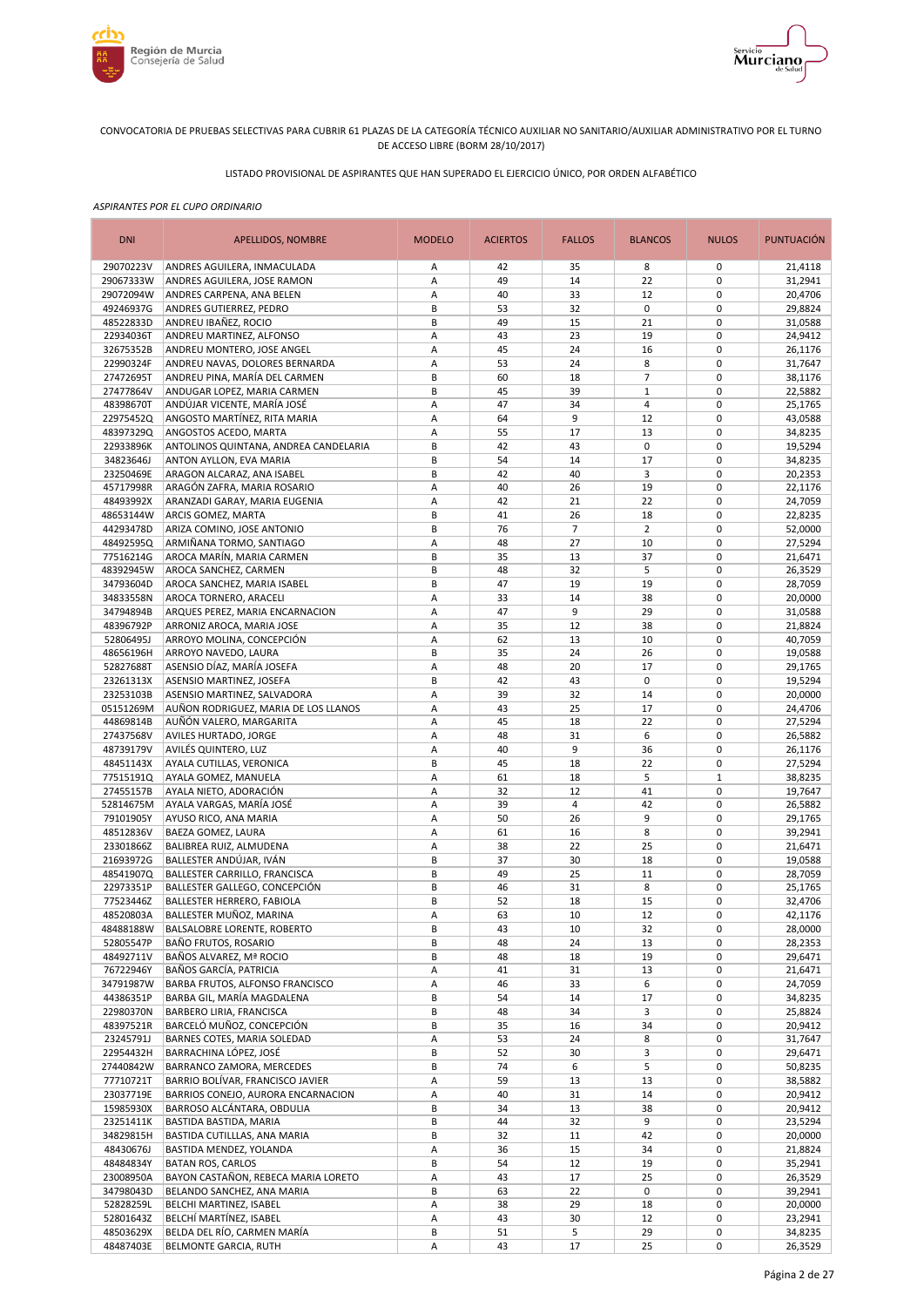CONVOCATORIA DE PRUEBAS SELECTIVAS PARA CUBRIR 61 PLAZAS DE LA CATEGORÍA TÉCNICO AUXILIAR NO SANITARIO/AUXILIAR ADMINISTRATIVO POR EL TURNO DE ACCESO LIBRE (BORM 28/10/2017)

LISTADO PROVISIONAL DE ASPIRANTES QUE HAN SUPERADO EL EJERCICIO ÚNICO, POR ORDEN ALFABÉTICO

*ASPIRANTES POR EL CUPO ORDINARIO*

| DNI | APELLIDOS, NOMBRE | MODELO | ACIERTOS | FALLOS | BLANCOS | NULOS | PUNTUACIÓN |
|---|---|---|---|---|---|---|---|
| 29070223V | ANDRES AGUILERA, INMACULADA | A | 42 | 35 | 8 | 0 | 21,4118 |
| 29067333W | ANDRES AGUILERA, JOSE RAMON | A | 49 | 14 | 22 | 0 | 31,2941 |
| 29072094W | ANDRES CARPENA, ANA BELEN | A | 40 | 33 | 12 | 0 | 20,4706 |
| 49246937G | ANDRES GUTIERREZ, PEDRO | B | 53 | 32 | 0 | 0 | 29,8824 |
| 48522833D | ANDREU IBAÑEZ, ROCIO | B | 49 | 15 | 21 | 0 | 31,0588 |
| 22934036T | ANDREU MARTINEZ, ALFONSO | A | 43 | 23 | 19 | 0 | 24,9412 |
| 32675352B | ANDREU MONTERO, JOSE ANGEL | A | 45 | 24 | 16 | 0 | 26,1176 |
| 22990324F | ANDREU NAVAS, DOLORES BERNARDA | A | 53 | 24 | 8 | 0 | 31,7647 |
| 27472695T | ANDREU PINA, MARÍA DEL CARMEN | B | 60 | 18 | 7 | 0 | 38,1176 |
| 27477864V | ANDUGAR LOPEZ, MARIA CARMEN | B | 45 | 39 | 1 | 0 | 22,5882 |
| 48398670T | ANDÚJAR VICENTE, MARÍA JOSÉ | A | 47 | 34 | 4 | 0 | 25,1765 |
| 22975452Q | ANGOSTO MARTÍNEZ, RITA MARIA | A | 64 | 9 | 12 | 0 | 43,0588 |
| 48397329Q | ANGOSTOS ACEDO, MARTA | A | 55 | 17 | 13 | 0 | 34,8235 |
| 22933896K | ANTOLINOS QUINTANA, ANDREA CANDELARIA | B | 42 | 43 | 0 | 0 | 19,5294 |
| 34823646J | ANTON AYLLON, EVA MARIA | B | 54 | 14 | 17 | 0 | 34,8235 |
| 23250469E | ARAGON ALCARAZ, ANA ISABEL | B | 42 | 40 | 3 | 0 | 20,2353 |
| 45717998R | ARAGÓN ZAFRA, MARIA ROSARIO | A | 40 | 26 | 19 | 0 | 22,1176 |
| 48493992X | ARANZADI GARAY, MARIA EUGENIA | A | 42 | 21 | 22 | 0 | 24,7059 |
| 48653144W | ARCIS GOMEZ, MARTA | B | 41 | 26 | 18 | 0 | 22,8235 |
| 44293478D | ARIZA COMINO, JOSE ANTONIO | B | 76 | 7 | 2 | 0 | 52,0000 |
| 48492595Q | ARMIÑANA TORMO, SANTIAGO | A | 48 | 27 | 10 | 0 | 27,5294 |
| 77516214G | AROCA MARÍN, MARIA CARMEN | B | 35 | 13 | 37 | 0 | 21,6471 |
| 48392945W | AROCA SANCHEZ, CARMEN | B | 48 | 32 | 5 | 0 | 26,3529 |
| 34793604D | AROCA SANCHEZ, MARIA ISABEL | B | 47 | 19 | 19 | 0 | 28,7059 |
| 34833558N | AROCA TORNERO, ARACELI | A | 33 | 14 | 38 | 0 | 20,0000 |
| 34794894B | ARQUES PEREZ, MARIA ENCARNACION | A | 47 | 9 | 29 | 0 | 31,0588 |
| 48396792P | ARRONIZ AROCA, MARIA JOSE | A | 35 | 12 | 38 | 0 | 21,8824 |
| 52806495J | ARROYO MOLINA, CONCEPCIÓN | A | 62 | 13 | 10 | 0 | 40,7059 |
| 48656196H | ARROYO NAVEDO, LAURA | B | 35 | 24 | 26 | 0 | 19,0588 |
| 52827688T | ASENSIO DÍAZ, MARÍA JOSEFA | A | 48 | 20 | 17 | 0 | 29,1765 |
| 23261313X | ASENSIO MARTINEZ, JOSEFA | B | 42 | 43 | 0 | 0 | 19,5294 |
| 23253103B | ASENSIO MARTINEZ, SALVADORA | A | 39 | 32 | 14 | 0 | 20,0000 |
| 05151269M | AUÑON RODRIGUEZ, MARIA DE LOS LLANOS | A | 43 | 25 | 17 | 0 | 24,4706 |
| 44869814B | AUÑÓN VALERO, MARGARITA | A | 45 | 18 | 22 | 0 | 27,5294 |
| 27437568V | AVILES HURTADO, JORGE | A | 48 | 31 | 6 | 0 | 26,5882 |
| 48739179V | AVILÉS QUINTERO, LUZ | A | 40 | 9 | 36 | 0 | 26,1176 |
| 48451143X | AYALA CUTILLAS, VERONICA | B | 45 | 18 | 22 | 0 | 27,5294 |
| 77515191Q | AYALA GOMEZ, MANUELA | A | 61 | 18 | 5 | 1 | 38,8235 |
| 27455157B | AYALA NIETO, ADORACIÓN | A | 32 | 12 | 41 | 0 | 19,7647 |
| 52814675M | AYALA VARGAS, MARÍA JOSÉ | A | 39 | 4 | 42 | 0 | 26,5882 |
| 79101905Y | AYUSO RICO, ANA MARIA | A | 50 | 26 | 9 | 0 | 29,1765 |
| 48512836V | BAEZA GOMEZ, LAURA | A | 61 | 16 | 8 | 0 | 39,2941 |
| 23301866Z | BALIBREA RUIZ, ALMUDENA | A | 38 | 22 | 25 | 0 | 21,6471 |
| 21693972G | BALLESTER ANDÚJAR, IVÁN | B | 37 | 30 | 18 | 0 | 19,0588 |
| 48541907Q | BALLESTER CARRILLO, FRANCISCA | B | 49 | 25 | 11 | 0 | 28,7059 |
| 22973351P | BALLESTER GALLEGO, CONCEPCIÓN | B | 46 | 31 | 8 | 0 | 25,1765 |
| 77523446Z | BALLESTER HERRERO, FABIOLA | B | 52 | 18 | 15 | 0 | 32,4706 |
| 48520803A | BALLESTER MUÑOZ, MARINA | A | 63 | 10 | 12 | 0 | 42,1176 |
| 48488188W | BALSALOBRE LORENTE, ROBERTO | B | 43 | 10 | 32 | 0 | 28,0000 |
| 52805547P | BAÑO FRUTOS, ROSARIO | B | 48 | 24 | 13 | 0 | 28,2353 |
| 48492711V | BAÑOS ALVAREZ, Mª ROCIO | B | 48 | 18 | 19 | 0 | 29,6471 |
| 76722946Y | BAÑOS GARCÍA, PATRICIA | A | 41 | 31 | 13 | 0 | 21,6471 |
| 34791987W | BARBA FRUTOS, ALFONSO FRANCISCO | A | 46 | 33 | 6 | 0 | 24,7059 |
| 44386351P | BARBA GIL, MARÍA MAGDALENA | B | 54 | 14 | 17 | 0 | 34,8235 |
| 22980370N | BARBERO LIRIA, FRANCISCA | B | 48 | 34 | 3 | 0 | 25,8824 |
| 48397521R | BARCELÓ MUÑOZ, CONCEPCIÓN | B | 35 | 16 | 34 | 0 | 20,9412 |
| 23245791J | BARNES COTES, MARIA SOLEDAD | A | 53 | 24 | 8 | 0 | 31,7647 |
| 22954432H | BARRACHINA LÓPEZ, JOSÉ | B | 52 | 30 | 3 | 0 | 29,6471 |
| 27440842W | BARRANCO ZAMORA, MERCEDES | B | 74 | 6 | 5 | 0 | 50,8235 |
| 77710721T | BARRIO BOLÍVAR, FRANCISCO JAVIER | A | 59 | 13 | 13 | 0 | 38,5882 |
| 23037719E | BARRIOS CONEJO, AURORA ENCARNACION | A | 40 | 31 | 14 | 0 | 20,9412 |
| 15985930X | BARROSO ALCÁNTARA, OBDULIA | B | 34 | 13 | 38 | 0 | 20,9412 |
| 23251411K | BASTIDA BASTIDA, MARIA | B | 44 | 32 | 9 | 0 | 23,5294 |
| 34829815H | BASTIDA CUTILLLAS, ANA MARIA | B | 32 | 11 | 42 | 0 | 20,0000 |
| 48430676J | BASTIDA MENDEZ, YOLANDA | A | 36 | 15 | 34 | 0 | 21,8824 |
| 48484834Y | BATAN ROS, CARLOS | B | 54 | 12 | 19 | 0 | 35,2941 |
| 23008950A | BAYON CASTAÑON, REBECA MARIA LORETO | A | 43 | 17 | 25 | 0 | 26,3529 |
| 34798043D | BELANDO SANCHEZ, ANA MARIA | B | 63 | 22 | 0 | 0 | 39,2941 |
| 52828259L | BELCHI MARTINEZ, ISABEL | A | 38 | 29 | 18 | 0 | 20,0000 |
| 52801643Z | BELCHÍ MARTÍNEZ, ISABEL | A | 43 | 30 | 12 | 0 | 23,2941 |
| 48503629X | BELDA DEL RÍO, CARMEN MARÍA | B | 51 | 5 | 29 | 0 | 34,8235 |
| 48487403E | BELMONTE GARCIA, RUTH | A | 43 | 17 | 25 | 0 | 26,3529 |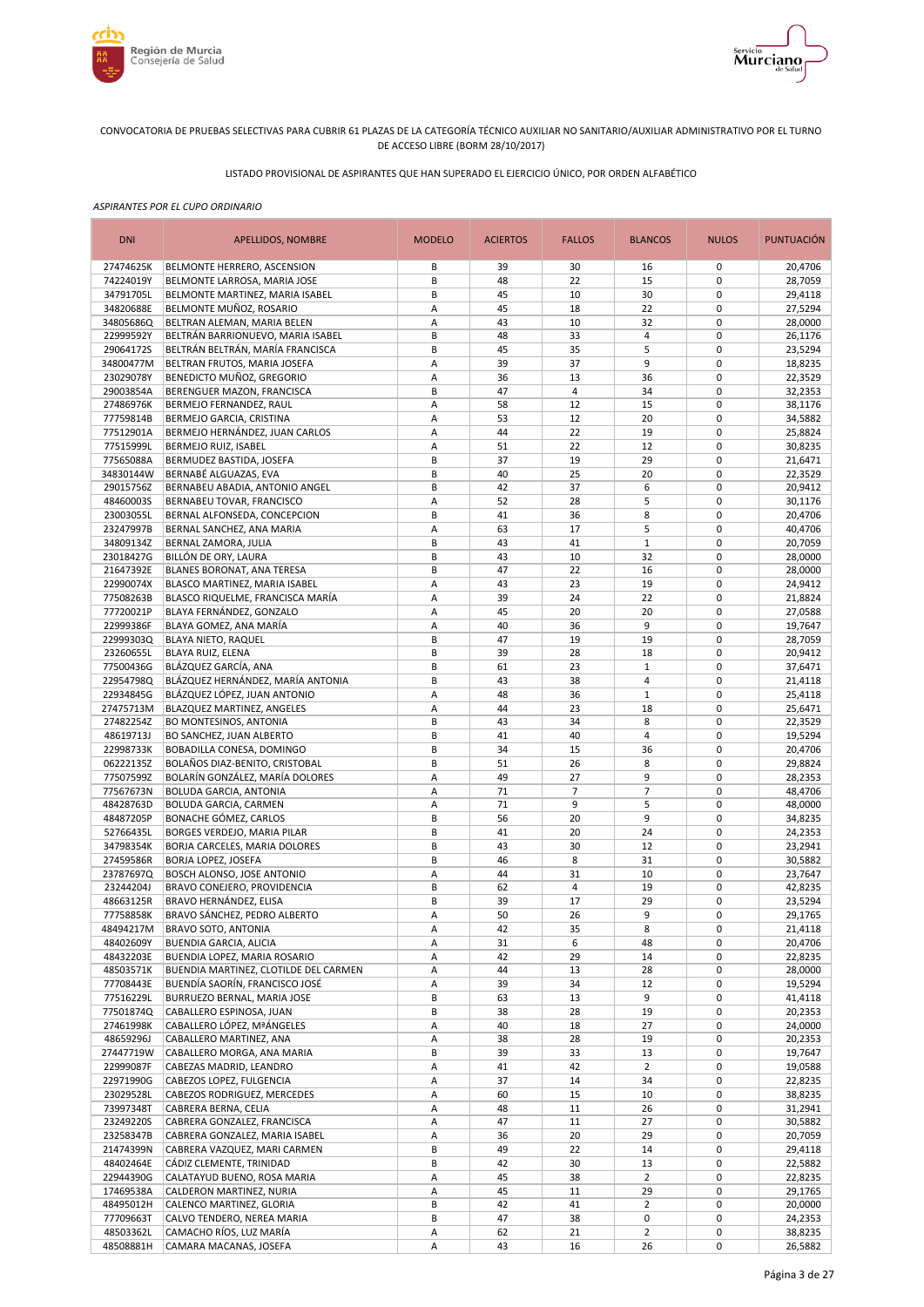CONVOCATORIA DE PRUEBAS SELECTIVAS PARA CUBRIR 61 PLAZAS DE LA CATEGORÍA TÉCNICO AUXILIAR NO SANITARIO/AUXILIAR ADMINISTRATIVO POR EL TURNO DE ACCESO LIBRE (BORM 28/10/2017)

LISTADO PROVISIONAL DE ASPIRANTES QUE HAN SUPERADO EL EJERCICIO ÚNICO, POR ORDEN ALFABÉTICO

*ASPIRANTES POR EL CUPO ORDINARIO*

| DNI | APELLIDOS, NOMBRE | MODELO | ACIERTOS | FALLOS | BLANCOS | NULOS | PUNTUACIÓN |
|---|---|---|---|---|---|---|---|
| 27474625K | BELMONTE HERRERO, ASCENSION | B | 39 | 30 | 16 | 0 | 20,4706 |
| 74224019Y | BELMONTE LARROSA, MARIA JOSE | B | 48 | 22 | 15 | 0 | 28,7059 |
| 34791705L | BELMONTE MARTINEZ, MARIA ISABEL | B | 45 | 10 | 30 | 0 | 29,4118 |
| 34820688E | BELMONTE MUÑOZ, ROSARIO | A | 45 | 18 | 22 | 0 | 27,5294 |
| 34805686Q | BELTRAN ALEMAN, MARIA BELEN | A | 43 | 10 | 32 | 0 | 28,0000 |
| 22999592Y | BELTRÁN BARRIONUEVO, MARIA ISABEL | B | 48 | 33 | 4 | 0 | 26,1176 |
| 29064172S | BELTRÁN BELTRÁN, MARÍA FRANCISCA | B | 45 | 35 | 5 | 0 | 23,5294 |
| 34800477M | BELTRAN FRUTOS, MARIA JOSEFA | A | 39 | 37 | 9 | 0 | 18,8235 |
| 23029078Y | BENEDICTO MUÑOZ, GREGORIO | A | 36 | 13 | 36 | 0 | 22,3529 |
| 29003854A | BERENGUER MAZON, FRANCISCA | B | 47 | 4 | 34 | 0 | 32,2353 |
| 27486976K | BERMEJO FERNANDEZ, RAUL | A | 58 | 12 | 15 | 0 | 38,1176 |
| 77759814B | BERMEJO GARCIA, CRISTINA | A | 53 | 12 | 20 | 0 | 34,5882 |
| 77512901A | BERMEJO HERNÁNDEZ, JUAN CARLOS | A | 44 | 22 | 19 | 0 | 25,8824 |
| 77515999L | BERMEJO RUIZ, ISABEL | A | 51 | 22 | 12 | 0 | 30,8235 |
| 77565088A | BERMUDEZ BASTIDA, JOSEFA | B | 37 | 19 | 29 | 0 | 21,6471 |
| 34830144W | BERNABÉ ALGUAZAS, EVA | B | 40 | 25 | 20 | 0 | 22,3529 |
| 29015756Z | BERNABEU ABADIA, ANTONIO ANGEL | B | 42 | 37 | 6 | 0 | 20,9412 |
| 48460003S | BERNABEU TOVAR, FRANCISCO | A | 52 | 28 | 5 | 0 | 30,1176 |
| 23003055L | BERNAL ALFONSEDA, CONCEPCION | B | 41 | 36 | 8 | 0 | 20,4706 |
| 23247997B | BERNAL SANCHEZ, ANA MARIA | A | 63 | 17 | 5 | 0 | 40,4706 |
| 34809134Z | BERNAL ZAMORA, JULIA | B | 43 | 41 | 1 | 0 | 20,7059 |
| 23018427G | BILLÓN DE ORY, LAURA | B | 43 | 10 | 32 | 0 | 28,0000 |
| 21647392E | BLANES BORONAT, ANA TERESA | B | 47 | 22 | 16 | 0 | 28,0000 |
| 22990074X | BLASCO MARTINEZ, MARIA ISABEL | A | 43 | 23 | 19 | 0 | 24,9412 |
| 77508263B | BLASCO RIQUELME, FRANCISCA MARÍA | A | 39 | 24 | 22 | 0 | 21,8824 |
| 77720021P | BLAYA FERNÁNDEZ, GONZALO | A | 45 | 20 | 20 | 0 | 27,0588 |
| 22999386F | BLAYA GOMEZ, ANA MARÍA | A | 40 | 36 | 9 | 0 | 19,7647 |
| 22999303Q | BLAYA NIETO, RAQUEL | B | 47 | 19 | 19 | 0 | 28,7059 |
| 23260655L | BLAYA RUIZ, ELENA | B | 39 | 28 | 18 | 0 | 20,9412 |
| 77500436G | BLÁZQUEZ GARCÍA, ANA | B | 61 | 23 | 1 | 0 | 37,6471 |
| 22954798Q | BLÁZQUEZ HERNÁNDEZ, MARÍA ANTONIA | B | 43 | 38 | 4 | 0 | 21,4118 |
| 22934845G | BLÁZQUEZ LÓPEZ, JUAN ANTONIO | A | 48 | 36 | 1 | 0 | 25,4118 |
| 27475713M | BLAZQUEZ MARTINEZ, ANGELES | A | 44 | 23 | 18 | 0 | 25,6471 |
| 27482254Z | BO MONTESINOS, ANTONIA | B | 43 | 34 | 8 | 0 | 22,3529 |
| 48619713J | BO SANCHEZ, JUAN ALBERTO | B | 41 | 40 | 4 | 0 | 19,5294 |
| 22998733K | BOBADILLA CONESA, DOMINGO | B | 34 | 15 | 36 | 0 | 20,4706 |
| 06222135Z | BOLAÑOS DIAZ-BENITO, CRISTOBAL | B | 51 | 26 | 8 | 0 | 29,8824 |
| 77507599Z | BOLARÍN GONZÁLEZ, MARÍA DOLORES | A | 49 | 27 | 9 | 0 | 28,2353 |
| 77567673N | BOLUDA GARCIA, ANTONIA | A | 71 | 7 | 7 | 0 | 48,4706 |
| 48428763D | BOLUDA GARCIA, CARMEN | A | 71 | 9 | 5 | 0 | 48,0000 |
| 48487205P | BONACHE GÓMEZ, CARLOS | B | 56 | 20 | 9 | 0 | 34,8235 |
| 52766435L | BORGES VERDEJO, MARIA PILAR | B | 41 | 20 | 24 | 0 | 24,2353 |
| 34798354K | BORJA CARCELES, MARIA DOLORES | B | 43 | 30 | 12 | 0 | 23,2941 |
| 27459586R | BORJA LOPEZ, JOSEFA | B | 46 | 8 | 31 | 0 | 30,5882 |
| 23787697Q | BOSCH ALONSO, JOSE ANTONIO | A | 44 | 31 | 10 | 0 | 23,7647 |
| 23244204J | BRAVO CONEJERO, PROVIDENCIA | B | 62 | 4 | 19 | 0 | 42,8235 |
| 48663125R | BRAVO HERNÁNDEZ, ELISA | B | 39 | 17 | 29 | 0 | 23,5294 |
| 77758858K | BRAVO SÁNCHEZ, PEDRO ALBERTO | A | 50 | 26 | 9 | 0 | 29,1765 |
| 48494217M | BRAVO SOTO, ANTONIA | A | 42 | 35 | 8 | 0 | 21,4118 |
| 48402609Y | BUENDIA GARCIA, ALICIA | A | 31 | 6 | 48 | 0 | 20,4706 |
| 48432203E | BUENDIA LOPEZ, MARIA ROSARIO | A | 42 | 29 | 14 | 0 | 22,8235 |
| 48503571K | BUENDIA MARTINEZ, CLOTILDE DEL CARMEN | A | 44 | 13 | 28 | 0 | 28,0000 |
| 77708443E | BUENDÍA SAORÍN, FRANCISCO JOSÉ | A | 39 | 34 | 12 | 0 | 19,5294 |
| 77516229L | BURRUEZO BERNAL, MARIA JOSE | B | 63 | 13 | 9 | 0 | 41,4118 |
| 77501874Q | CABALLERO ESPINOSA, JUAN | B | 38 | 28 | 19 | 0 | 20,2353 |
| 27461998K | CABALLERO LÓPEZ, MªÁNGELES | A | 40 | 18 | 27 | 0 | 24,0000 |
| 48659296J | CABALLERO MARTINEZ, ANA | A | 38 | 28 | 19 | 0 | 20,2353 |
| 27447719W | CABALLERO MORGA, ANA MARIA | B | 39 | 33 | 13 | 0 | 19,7647 |
| 22999087F | CABEZAS MADRID, LEANDRO | A | 41 | 42 | 2 | 0 | 19,0588 |
| 22971990G | CABEZOS LOPEZ, FULGENCIA | A | 37 | 14 | 34 | 0 | 22,8235 |
| 23029528L | CABEZOS RODRIGUEZ, MERCEDES | A | 60 | 15 | 10 | 0 | 38,8235 |
| 73997348T | CABRERA BERNA, CELIA | A | 48 | 11 | 26 | 0 | 31,2941 |
| 23249220S | CABRERA GONZALEZ, FRANCISCA | A | 47 | 11 | 27 | 0 | 30,5882 |
| 23258347B | CABRERA GONZALEZ, MARIA ISABEL | A | 36 | 20 | 29 | 0 | 20,7059 |
| 21474399N | CABRERA VAZQUEZ, MARI CARMEN | B | 49 | 22 | 14 | 0 | 29,4118 |
| 48402464E | CÁDIZ CLEMENTE, TRINIDAD | B | 42 | 30 | 13 | 0 | 22,5882 |
| 22944390G | CALATAYUD BUENO, ROSA MARIA | A | 45 | 38 | 2 | 0 | 22,8235 |
| 17469538A | CALDERON MARTINEZ, NURIA | A | 45 | 11 | 29 | 0 | 29,1765 |
| 48495012H | CALENCO MARTINEZ, GLORIA | B | 42 | 41 | 2 | 0 | 20,0000 |
| 77709663T | CALVO TENDERO, NEREA MARIA | B | 47 | 38 | 0 | 0 | 24,2353 |
| 48503362L | CAMACHO RÍOS, LUZ MARÍA | A | 62 | 21 | 2 | 0 | 38,8235 |
| 48508881H | CAMARA MACANAS, JOSEFA | A | 43 | 16 | 26 | 0 | 26,5882 |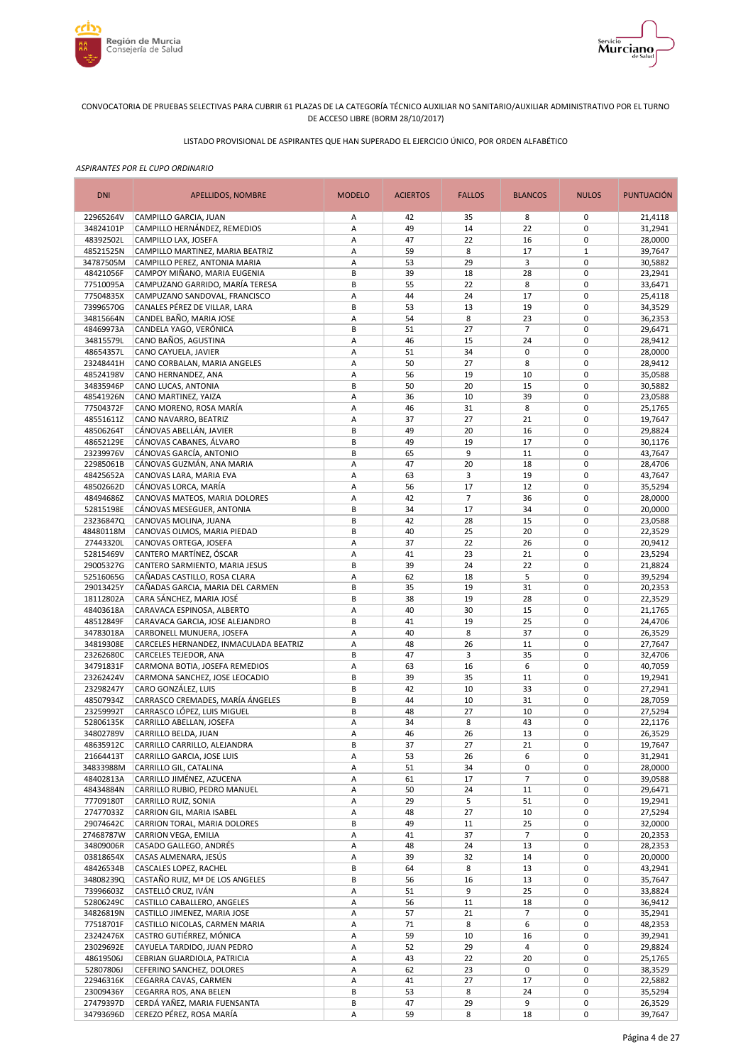CONVOCATORIA DE PRUEBAS SELECTIVAS PARA CUBRIR 61 PLAZAS DE LA CATEGORÍA TÉCNICO AUXILIAR NO SANITARIO/AUXILIAR ADMINISTRATIVO POR EL TURNO DE ACCESO LIBRE (BORM 28/10/2017)

LISTADO PROVISIONAL DE ASPIRANTES QUE HAN SUPERADO EL EJERCICIO ÚNICO, POR ORDEN ALFABÉTICO

*ASPIRANTES POR EL CUPO ORDINARIO*

| DNI | APELLIDOS, NOMBRE | MODELO | ACIERTOS | FALLOS | BLANCOS | NULOS | PUNTUACIÓN |
|---|---|---|---|---|---|---|---|
| 22965264V | CAMPILLO GARCIA, JUAN | A | 42 | 35 | 8 | 0 | 21,4118 |
| 34824101P | CAMPILLO HERNÁNDEZ, REMEDIOS | A | 49 | 14 | 22 | 0 | 31,2941 |
| 48392502L | CAMPILLO LAX, JOSEFA | A | 47 | 22 | 16 | 0 | 28,0000 |
| 48521525N | CAMPILLO MARTINEZ, MARIA BEATRIZ | A | 59 | 8 | 17 | 1 | 39,7647 |
| 34787505M | CAMPILLO PEREZ, ANTONIA MARIA | A | 53 | 29 | 3 | 0 | 30,5882 |
| 48421056F | CAMPOY MIÑANO, MARIA EUGENIA | B | 39 | 18 | 28 | 0 | 23,2941 |
| 77510095A | CAMPUZANO GARRIDO, MARÍA TERESA | B | 55 | 22 | 8 | 0 | 33,6471 |
| 77504835X | CAMPUZANO SANDOVAL, FRANCISCO | A | 44 | 24 | 17 | 0 | 25,4118 |
| 73996570G | CANALES PÉREZ DE VILLAR, LARA | B | 53 | 13 | 19 | 0 | 34,3529 |
| 34815664N | CANDEL BAÑO, MARIA JOSE | A | 54 | 8 | 23 | 0 | 36,2353 |
| 48469973A | CANDELA YAGO, VERÓNICA | B | 51 | 27 | 7 | 0 | 29,6471 |
| 34815579L | CANO BAÑOS, AGUSTINA | A | 46 | 15 | 24 | 0 | 28,9412 |
| 48654357L | CANO CAYUELA, JAVIER | A | 51 | 34 | 0 | 0 | 28,0000 |
| 23248441H | CANO CORBALAN, MARIA ANGELES | A | 50 | 27 | 8 | 0 | 28,9412 |
| 48524198V | CANO HERNANDEZ, ANA | A | 56 | 19 | 10 | 0 | 35,0588 |
| 34835946P | CANO LUCAS, ANTONIA | B | 50 | 20 | 15 | 0 | 30,5882 |
| 48541926N | CANO MARTINEZ, YAIZA | A | 36 | 10 | 39 | 0 | 23,0588 |
| 77504372F | CANO MORENO, ROSA MARÍA | A | 46 | 31 | 8 | 0 | 25,1765 |
| 48551611Z | CANO NAVARRO, BEATRIZ | A | 37 | 27 | 21 | 0 | 19,7647 |
| 48506264T | CÁNOVAS ABELLÁN, JAVIER | B | 49 | 20 | 16 | 0 | 29,8824 |
| 48652129E | CÁNOVAS CABANES, ÁLVARO | B | 49 | 19 | 17 | 0 | 30,1176 |
| 23239976V | CÁNOVAS GARCÍA, ANTONIO | B | 65 | 9 | 11 | 0 | 43,7647 |
| 22985061B | CÁNOVAS GUZMÁN, ANA MARIA | A | 47 | 20 | 18 | 0 | 28,4706 |
| 48425652A | CANOVAS LARA, MARIA EVA | A | 63 | 3 | 19 | 0 | 43,7647 |
| 48502662D | CÁNOVAS LORCA, MARÍA | A | 56 | 17 | 12 | 0 | 35,5294 |
| 48494686Z | CANOVAS MATEOS, MARIA DOLORES | A | 42 | 7 | 36 | 0 | 28,0000 |
| 52815198E | CÁNOVAS MESEGUER, ANTONIA | B | 34 | 17 | 34 | 0 | 20,0000 |
| 23236847Q | CANOVAS MOLINA, JUANA | B | 42 | 28 | 15 | 0 | 23,0588 |
| 48480118M | CANOVAS OLMOS, MARIA PIEDAD | B | 40 | 25 | 20 | 0 | 22,3529 |
| 27443320L | CANOVAS ORTEGA, JOSEFA | A | 37 | 22 | 26 | 0 | 20,9412 |
| 52815469V | CANTERO MARTÍNEZ, ÓSCAR | A | 41 | 23 | 21 | 0 | 23,5294 |
| 29005327G | CANTERO SARMIENTO, MARIA JESUS | B | 39 | 24 | 22 | 0 | 21,8824 |
| 52516065G | CAÑADAS CASTILLO, ROSA CLARA | A | 62 | 18 | 5 | 0 | 39,5294 |
| 29013425Y | CAÑADAS GARCIA, MARIA DEL CARMEN | B | 35 | 19 | 31 | 0 | 20,2353 |
| 18112802A | CARA SÁNCHEZ, MARIA JOSÉ | B | 38 | 19 | 28 | 0 | 22,3529 |
| 48403618A | CARAVACA ESPINOSA, ALBERTO | A | 40 | 30 | 15 | 0 | 21,1765 |
| 48512849F | CARAVACA GARCIA, JOSE ALEJANDRO | B | 41 | 19 | 25 | 0 | 24,4706 |
| 34783018A | CARBONELL MUNUERA, JOSEFA | A | 40 | 8 | 37 | 0 | 26,3529 |
| 34819308E | CARCELES HERNANDEZ, INMACULADA BEATRIZ | A | 48 | 26 | 11 | 0 | 27,7647 |
| 23262680C | CARCELES TEJEDOR, ANA | B | 47 | 3 | 35 | 0 | 32,4706 |
| 34791831F | CARMONA BOTIA, JOSEFA REMEDIOS | A | 63 | 16 | 6 | 0 | 40,7059 |
| 23262424V | CARMONA SANCHEZ, JOSE LEOCADIO | B | 39 | 35 | 11 | 0 | 19,2941 |
| 23298247Y | CARO GONZÁLEZ, LUIS | B | 42 | 10 | 33 | 0 | 27,2941 |
| 48507934Z | CARRASCO CREMADES, MARÍA ÁNGELES | B | 44 | 10 | 31 | 0 | 28,7059 |
| 23259992T | CARRASCO LÓPEZ, LUIS MIGUEL | B | 48 | 27 | 10 | 0 | 27,5294 |
| 52806135K | CARRILLO ABELLAN, JOSEFA | A | 34 | 8 | 43 | 0 | 22,1176 |
| 34802789V | CARRILLO BELDA, JUAN | A | 46 | 26 | 13 | 0 | 26,3529 |
| 48635912C | CARRILLO CARRILLO, ALEJANDRA | B | 37 | 27 | 21 | 0 | 19,7647 |
| 21664413T | CARRILLO GARCIA, JOSE LUIS | A | 53 | 26 | 6 | 0 | 31,2941 |
| 34833988M | CARRILLO GIL, CATALINA | A | 51 | 34 | 0 | 0 | 28,0000 |
| 48402813A | CARRILLO JIMÉNEZ, AZUCENA | A | 61 | 17 | 7 | 0 | 39,0588 |
| 48434884N | CARRILLO RUBIO, PEDRO MANUEL | A | 50 | 24 | 11 | 0 | 29,6471 |
| 77709180T | CARRILLO RUIZ, SONIA | A | 29 | 5 | 51 | 0 | 19,2941 |
| 27477033Z | CARRION GIL, MARIA ISABEL | A | 48 | 27 | 10 | 0 | 27,5294 |
| 29074642C | CARRION TORAL, MARIA DOLORES | B | 49 | 11 | 25 | 0 | 32,0000 |
| 27468787W | CARRION VEGA, EMILIA | A | 41 | 37 | 7 | 0 | 20,2353 |
| 34809006R | CASADO GALLEGO, ANDRÉS | A | 48 | 24 | 13 | 0 | 28,2353 |
| 03818654X | CASAS ALMENARA, JESÚS | A | 39 | 32 | 14 | 0 | 20,0000 |
| 48426534B | CASCALES LOPEZ, RACHEL | B | 64 | 8 | 13 | 0 | 43,2941 |
| 34808239Q | CASTAÑO RUIZ, Mª DE LOS ANGELES | B | 56 | 16 | 13 | 0 | 35,7647 |
| 73996603Z | CASTELLÓ CRUZ, IVÁN | A | 51 | 9 | 25 | 0 | 33,8824 |
| 52806249C | CASTILLO CABALLERO, ANGELES | A | 56 | 11 | 18 | 0 | 36,9412 |
| 34826819N | CASTILLO JIMENEZ, MARIA JOSE | A | 57 | 21 | 7 | 0 | 35,2941 |
| 77518701F | CASTILLO NICOLAS, CARMEN MARIA | A | 71 | 8 | 6 | 0 | 48,2353 |
| 23242476X | CASTRO GUTIÉRREZ, MÓNICA | A | 59 | 10 | 16 | 0 | 39,2941 |
| 23029692E | CAYUELA TARDIDO, JUAN PEDRO | A | 52 | 29 | 4 | 0 | 29,8824 |
| 48619506J | CEBRIAN GUARDIOLA, PATRICIA | A | 43 | 22 | 20 | 0 | 25,1765 |
| 52807806J | CEFERINO SANCHEZ, DOLORES | A | 62 | 23 | 0 | 0 | 38,3529 |
| 22946316K | CEGARRA CAVAS, CARMEN | A | 41 | 27 | 17 | 0 | 22,5882 |
| 23009436Y | CEGARRA ROS, ANA BELEN | B | 53 | 8 | 24 | 0 | 35,5294 |
| 27479397D | CERDÁ YAÑEZ, MARIA FUENSANTA | B | 47 | 29 | 9 | 0 | 26,3529 |
| 34793696D | CEREZO PÉREZ, ROSA MARÍA | A | 59 | 8 | 18 | 0 | 39,7647 |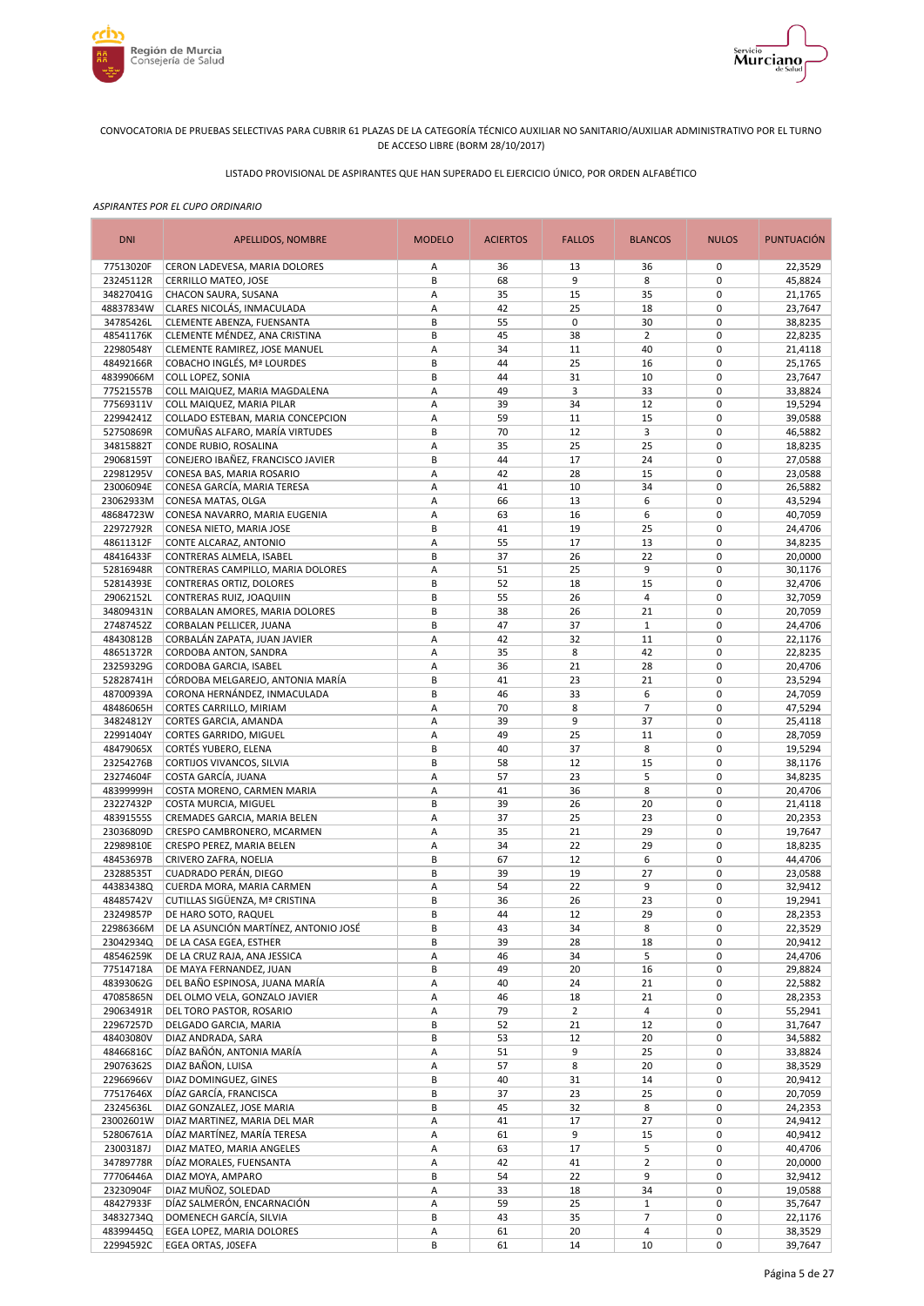CONVOCATORIA DE PRUEBAS SELECTIVAS PARA CUBRIR 61 PLAZAS DE LA CATEGORÍA TÉCNICO AUXILIAR NO SANITARIO/AUXILIAR ADMINISTRATIVO POR EL TURNO DE ACCESO LIBRE (BORM 28/10/2017)

LISTADO PROVISIONAL DE ASPIRANTES QUE HAN SUPERADO EL EJERCICIO ÚNICO, POR ORDEN ALFABÉTICO

*ASPIRANTES POR EL CUPO ORDINARIO*

| DNI | APELLIDOS, NOMBRE | MODELO | ACIERTOS | FALLOS | BLANCOS | NULOS | PUNTUACIÓN |
|---|---|---|---|---|---|---|---|
| 77513020F | CERON LADEVESA, MARIA DOLORES | A | 36 | 13 | 36 | 0 | 22,3529 |
| 23245112R | CERRILLO MATEO, JOSE | B | 68 | 9 | 8 | 0 | 45,8824 |
| 34827041G | CHACON SAURA, SUSANA | A | 35 | 15 | 35 | 0 | 21,1765 |
| 48837834W | CLARES NICOLÁS, INMACULADA | A | 42 | 25 | 18 | 0 | 23,7647 |
| 34785426L | CLEMENTE ABENZA, FUENSANTA | B | 55 | 0 | 30 | 0 | 38,8235 |
| 48541176K | CLEMENTE MÉNDEZ, ANA CRISTINA | B | 45 | 38 | 2 | 0 | 22,8235 |
| 22980548Y | CLEMENTE RAMIREZ, JOSE MANUEL | A | 34 | 11 | 40 | 0 | 21,4118 |
| 48492166R | COBACHO INGLÉS, Mª LOURDES | B | 44 | 25 | 16 | 0 | 25,1765 |
| 48399066M | COLL LOPEZ, SONIA | B | 44 | 31 | 10 | 0 | 23,7647 |
| 77521557B | COLL MAIQUEZ, MARIA MAGDALENA | A | 49 | 3 | 33 | 0 | 33,8824 |
| 77569311V | COLL MAIQUEZ, MARIA PILAR | A | 39 | 34 | 12 | 0 | 19,5294 |
| 22994241Z | COLLADO ESTEBAN, MARIA CONCEPCION | A | 59 | 11 | 15 | 0 | 39,0588 |
| 52750869R | COMUÑAS ALFARO, MARÍA VIRTUDES | B | 70 | 12 | 3 | 0 | 46,5882 |
| 34815882T | CONDE RUBIO, ROSALINA | A | 35 | 25 | 25 | 0 | 18,8235 |
| 29068159T | CONEJERO IBAÑEZ, FRANCISCO JAVIER | B | 44 | 17 | 24 | 0 | 27,0588 |
| 22981295V | CONESA BAS, MARIA ROSARIO | A | 42 | 28 | 15 | 0 | 23,0588 |
| 23006094E | CONESA GARCÍA, MARIA TERESA | A | 41 | 10 | 34 | 0 | 26,5882 |
| 23062933M | CONESA MATAS, OLGA | A | 66 | 13 | 6 | 0 | 43,5294 |
| 48684723W | CONESA NAVARRO, MARIA EUGENIA | A | 63 | 16 | 6 | 0 | 40,7059 |
| 22972792R | CONESA NIETO, MARIA JOSE | B | 41 | 19 | 25 | 0 | 24,4706 |
| 48611312F | CONTE ALCARAZ, ANTONIO | A | 55 | 17 | 13 | 0 | 34,8235 |
| 48416433F | CONTRERAS ALMELA, ISABEL | B | 37 | 26 | 22 | 0 | 20,0000 |
| 52816948R | CONTRERAS CAMPILLO, MARIA DOLORES | A | 51 | 25 | 9 | 0 | 30,1176 |
| 52814393E | CONTRERAS ORTIZ, DOLORES | B | 52 | 18 | 15 | 0 | 32,4706 |
| 29062152L | CONTRERAS RUIZ, JOAQUIN | B | 55 | 26 | 4 | 0 | 32,7059 |
| 34809431N | CORBALAN AMORES, MARIA DOLORES | B | 38 | 26 | 21 | 0 | 20,7059 |
| 27487452Z | CORBALAN PELLICER, JUANA | B | 47 | 37 | 1 | 0 | 24,4706 |
| 48430812B | CORBALÁN ZAPATA, JUAN JAVIER | A | 42 | 32 | 11 | 0 | 22,1176 |
| 48651372R | CORDOBA ANTON, SANDRA | A | 35 | 8 | 42 | 0 | 22,8235 |
| 23259329G | CORDOBA GARCIA, ISABEL | A | 36 | 21 | 28 | 0 | 20,4706 |
| 52828741H | CÓRDOBA MELGAREJO, ANTONIA MARÍA | B | 41 | 23 | 21 | 0 | 23,5294 |
| 48700939A | CORONA HERNÁNDEZ, INMACULADA | B | 46 | 33 | 6 | 0 | 24,7059 |
| 48486065H | CORTES CARRILLO, MIRIAM | A | 70 | 8 | 7 | 0 | 47,5294 |
| 34824812Y | CORTES GARCIA, AMANDA | A | 39 | 9 | 37 | 0 | 25,4118 |
| 22991404Y | CORTES GARRIDO, MIGUEL | A | 49 | 25 | 11 | 0 | 28,7059 |
| 48479065X | CORTÉS YUBERO, ELENA | B | 40 | 37 | 8 | 0 | 19,5294 |
| 23254276B | CORTIJOS VIVANCOS, SILVIA | B | 58 | 12 | 15 | 0 | 38,1176 |
| 23274604F | COSTA GARCÍA, JUANA | A | 57 | 23 | 5 | 0 | 34,8235 |
| 48399999H | COSTA MORENO, CARMEN MARIA | A | 41 | 36 | 8 | 0 | 20,4706 |
| 23227432P | COSTA MURCIA, MIGUEL | B | 39 | 26 | 20 | 0 | 21,4118 |
| 48391555S | CREMADES GARCIA, MARIA BELEN | A | 37 | 25 | 23 | 0 | 20,2353 |
| 23036809D | CRESPO CAMBRONERO, MCARMEN | A | 35 | 21 | 29 | 0 | 19,7647 |
| 22989810E | CRESPO PEREZ, MARIA BELEN | A | 34 | 22 | 29 | 0 | 18,8235 |
| 48453697B | CRIVERO ZAFRA, NOELIA | B | 67 | 12 | 6 | 0 | 44,4706 |
| 23288535T | CUADRADO PERÁN, DIEGO | B | 39 | 19 | 27 | 0 | 23,0588 |
| 44383438Q | CUERDA MORA, MARIA CARMEN | A | 54 | 22 | 9 | 0 | 32,9412 |
| 48485742V | CUTILLAS SIGÜENZA, Mª CRISTINA | B | 36 | 26 | 23 | 0 | 19,2941 |
| 23249857P | DE HARO SOTO, RAQUEL | B | 44 | 12 | 29 | 0 | 28,2353 |
| 22986366M | DE LA ASUNCIÓN MARTÍNEZ, ANTONIO JOSÉ | B | 43 | 34 | 8 | 0 | 22,3529 |
| 23042934Q | DE LA CASA EGEA, ESTHER | B | 39 | 28 | 18 | 0 | 20,9412 |
| 48546259K | DE LA CRUZ RAJA, ANA JESSICA | A | 46 | 34 | 5 | 0 | 24,4706 |
| 77514718A | DE MAYA FERNANDEZ, JUAN | B | 49 | 20 | 16 | 0 | 29,8824 |
| 48393062G | DEL BAÑO ESPINOSA, JUANA MARÍA | A | 40 | 24 | 21 | 0 | 22,5882 |
| 47085865N | DEL OLMO VELA, GONZALO JAVIER | A | 46 | 18 | 21 | 0 | 28,2353 |
| 29063491R | DEL TORO PASTOR, ROSARIO | A | 79 | 2 | 4 | 0 | 55,2941 |
| 22967257D | DELGADO GARCIA, MARIA | B | 52 | 21 | 12 | 0 | 31,7647 |
| 48403080V | DIAZ ANDRADA, SARA | B | 53 | 12 | 20 | 0 | 34,5882 |
| 48466816C | DÍAZ BAÑÓN, ANTONIA MARÍA | A | 51 | 9 | 25 | 0 | 33,8824 |
| 29076362S | DIAZ BAÑON, LUISA | A | 57 | 8 | 20 | 0 | 38,3529 |
| 22966966V | DIAZ DOMINGUEZ, GINES | B | 40 | 31 | 14 | 0 | 20,9412 |
| 77517646X | DÍAZ GARCÍA, FRANCISCA | B | 37 | 23 | 25 | 0 | 20,7059 |
| 23245636L | DIAZ GONZALEZ, JOSE MARIA | B | 45 | 32 | 8 | 0 | 24,2353 |
| 23002601W | DIAZ MARTINEZ, MARIA DEL MAR | A | 41 | 17 | 27 | 0 | 24,9412 |
| 52806761A | DÍAZ MARTÍNEZ, MARÍA TERESA | A | 61 | 9 | 15 | 0 | 40,9412 |
| 23003187J | DIAZ MATEO, MARIA ANGELES | A | 63 | 17 | 5 | 0 | 40,4706 |
| 34789778R | DÍAZ MORALES, FUENSANTA | A | 42 | 41 | 2 | 0 | 20,0000 |
| 77706446A | DIAZ MOYA, AMPARO | B | 54 | 22 | 9 | 0 | 32,9412 |
| 23230904F | DIAZ MUÑOZ, SOLEDAD | A | 33 | 18 | 34 | 0 | 19,0588 |
| 48427933F | DÍAZ SALMERÓN, ENCARNACIÓN | A | 59 | 25 | 1 | 0 | 35,7647 |
| 34832734Q | DOMENECH GARCÍA, SILVIA | B | 43 | 35 | 7 | 0 | 22,1176 |
| 48399445Q | EGEA LOPEZ, MARIA DOLORES | A | 61 | 20 | 4 | 0 | 38,3529 |
| 22994592C | EGEA ORTAS, JOSEFA | B | 61 | 14 | 10 | 0 | 39,7647 |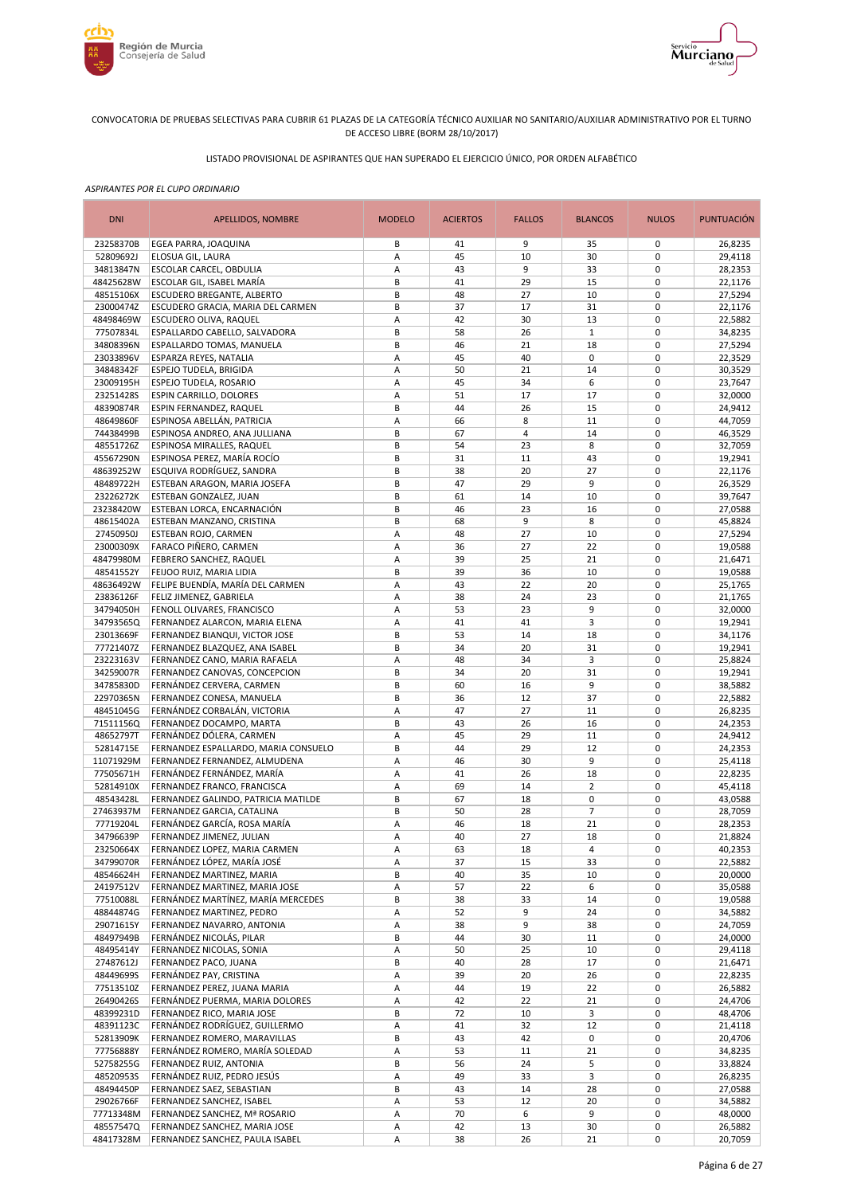CONVOCATORIA DE PRUEBAS SELECTIVAS PARA CUBRIR 61 PLAZAS DE LA CATEGORÍA TÉCNICO AUXILIAR NO SANITARIO/AUXILIAR ADMINISTRATIVO POR EL TURNO DE ACCESO LIBRE (BORM 28/10/2017)

LISTADO PROVISIONAL DE ASPIRANTES QUE HAN SUPERADO EL EJERCICIO ÚNICO, POR ORDEN ALFABÉTICO

*ASPIRANTES POR EL CUPO ORDINARIO*

| DNI | APELLIDOS, NOMBRE | MODELO | ACIERTOS | FALLOS | BLANCOS | NULOS | PUNTUACIÓN |
|---|---|---|---|---|---|---|---|
| 23258370B | EGEA PARRA, JOAQUINA | B | 41 | 9 | 35 | 0 | 26,8235 |
| 52809692J | ELOSUA GIL, LAURA | A | 45 | 10 | 30 | 0 | 29,4118 |
| 34813847N | ESCOLAR CARCEL, OBDULIA | A | 43 | 9 | 33 | 0 | 28,2353 |
| 48425628W | ESCOLAR GIL, ISABEL MARÍA | B | 41 | 29 | 15 | 0 | 22,1176 |
| 48515106X | ESCUDERO BREGANTE, ALBERTO | B | 48 | 27 | 10 | 0 | 27,5294 |
| 23000474Z | ESCUDERO GRACIA, MARIA DEL CARMEN | B | 37 | 17 | 31 | 0 | 22,1176 |
| 48498469W | ESCUDERO OLIVA, RAQUEL | A | 42 | 30 | 13 | 0 | 22,5882 |
| 77507834L | ESPALLARDO CABELLO, SALVADORA | B | 58 | 26 | 1 | 0 | 34,8235 |
| 34808396N | ESPALLARDO TOMAS, MANUELA | B | 46 | 21 | 18 | 0 | 27,5294 |
| 23033896V | ESPARZA REYES, NATALIA | A | 45 | 40 | 0 | 0 | 22,3529 |
| 34848342F | ESPEJO TUDELA, BRIGIDA | A | 50 | 21 | 14 | 0 | 30,3529 |
| 23009195H | ESPEJO TUDELA, ROSARIO | A | 45 | 34 | 6 | 0 | 23,7647 |
| 23251428S | ESPIN CARRILLO, DOLORES | A | 51 | 17 | 17 | 0 | 32,0000 |
| 48390874R | ESPIN FERNANDEZ, RAQUEL | B | 44 | 26 | 15 | 0 | 24,9412 |
| 48649860F | ESPINOSA ABELLÁN, PATRICIA | A | 66 | 8 | 11 | 0 | 44,7059 |
| 74438499B | ESPINOSA ANDREO, ANA JULLIANA | B | 67 | 4 | 14 | 0 | 46,3529 |
| 48551726Z | ESPINOSA MIRALLES, RAQUEL | B | 54 | 23 | 8 | 0 | 32,7059 |
| 45567290N | ESPINOSA PEREZ, MARÍA ROCÍO | B | 31 | 11 | 43 | 0 | 19,2941 |
| 48639252W | ESQUIVA RODRÍGUEZ, SANDRA | B | 38 | 20 | 27 | 0 | 22,1176 |
| 48489722H | ESTEBAN ARAGON, MARIA JOSEFA | B | 47 | 29 | 9 | 0 | 26,3529 |
| 23226272K | ESTEBAN GONZALEZ, JUAN | B | 61 | 14 | 10 | 0 | 39,7647 |
| 23238420W | ESTEBAN LORCA, ENCARNACIÓN | B | 46 | 23 | 16 | 0 | 27,0588 |
| 48615402A | ESTEBAN MANZANO, CRISTINA | B | 68 | 9 | 8 | 0 | 45,8824 |
| 27450950J | ESTEBAN ROJO, CARMEN | A | 48 | 27 | 10 | 0 | 27,5294 |
| 23000309X | FARACO PIÑERO, CARMEN | A | 36 | 27 | 22 | 0 | 19,0588 |
| 48479980M | FEBRERO SANCHEZ, RAQUEL | A | 39 | 25 | 21 | 0 | 21,6471 |
| 48541552Y | FEIJOO RUIZ, MARIA LIDIA | B | 39 | 36 | 10 | 0 | 19,0588 |
| 48636492W | FELIPE BUENDÍA, MARÍA DEL CARMEN | A | 43 | 22 | 20 | 0 | 25,1765 |
| 23836126F | FELIZ JIMENEZ, GABRIELA | A | 38 | 24 | 23 | 0 | 21,1765 |
| 34794050H | FENOLL OLIVARES, FRANCISCO | A | 53 | 23 | 9 | 0 | 32,0000 |
| 34793565Q | FERNANDEZ ALARCON, MARIA ELENA | A | 41 | 41 | 3 | 0 | 19,2941 |
| 23013669F | FERNANDEZ BIANQUI, VICTOR JOSE | B | 53 | 14 | 18 | 0 | 34,1176 |
| 77721407Z | FERNANDEZ BLAZQUEZ, ANA ISABEL | B | 34 | 20 | 31 | 0 | 19,2941 |
| 23223163V | FERNANDEZ CANO, MARIA RAFAELA | A | 48 | 34 | 3 | 0 | 25,8824 |
| 34259007R | FERNANDEZ CANOVAS, CONCEPCION | B | 34 | 20 | 31 | 0 | 19,2941 |
| 34785830D | FERNÁNDEZ CERVERA, CARMEN | B | 60 | 16 | 9 | 0 | 38,5882 |
| 22970365N | FERNANDEZ CONESA, MANUELA | B | 36 | 12 | 37 | 0 | 22,5882 |
| 48451045G | FERNÁNDEZ CORBALÁN, VICTORIA | A | 47 | 27 | 11 | 0 | 26,8235 |
| 71511156Q | FERNANDEZ DOCAMPO, MARTA | B | 43 | 26 | 16 | 0 | 24,2353 |
| 48652797T | FERNÁNDEZ DÓLERA, CARMEN | A | 45 | 29 | 11 | 0 | 24,9412 |
| 52814715E | FERNANDEZ ESPALLARDO, MARIA CONSUELO | B | 44 | 29 | 12 | 0 | 24,2353 |
| 11071929M | FERNANDEZ FERNANDEZ, ALMUDENA | A | 46 | 30 | 9 | 0 | 25,4118 |
| 77505671H | FERNÁNDEZ FERNÁNDEZ, MARÍA | A | 41 | 26 | 18 | 0 | 22,8235 |
| 52814910X | FERNANDEZ FRANCO, FRANCISCA | A | 69 | 14 | 2 | 0 | 45,4118 |
| 48543428L | FERNANDEZ GALINDO, PATRICIA MATILDE | B | 67 | 18 | 0 | 0 | 43,0588 |
| 27463937M | FERNANDEZ GARCIA, CATALINA | B | 50 | 28 | 7 | 0 | 28,7059 |
| 77719204L | FERNÁNDEZ GARCÍA, ROSA MARÍA | A | 46 | 18 | 21 | 0 | 28,2353 |
| 34796639P | FERNANDEZ JIMENEZ, JULIAN | A | 40 | 27 | 18 | 0 | 21,8824 |
| 23250664X | FERNANDEZ LOPEZ, MARIA CARMEN | A | 63 | 18 | 4 | 0 | 40,2353 |
| 34799070R | FERNÁNDEZ LÓPEZ, MARÍA JOSÉ | A | 37 | 15 | 33 | 0 | 22,5882 |
| 48546624H | FERNANDEZ MARTINEZ, MARIA | B | 40 | 35 | 10 | 0 | 20,0000 |
| 24197512V | FERNANDEZ MARTINEZ, MARIA JOSE | A | 57 | 22 | 6 | 0 | 35,0588 |
| 77510088L | FERNÁNDEZ MARTÍNEZ, MARÍA MERCEDES | B | 38 | 33 | 14 | 0 | 19,0588 |
| 48844874G | FERNANDEZ MARTINEZ, PEDRO | A | 52 | 9 | 24 | 0 | 34,5882 |
| 29071615Y | FERNANDEZ NAVARRO, ANTONIA | A | 38 | 9 | 38 | 0 | 24,7059 |
| 48497949B | FERNÁNDEZ NICOLÁS, PILAR | B | 44 | 30 | 11 | 0 | 24,0000 |
| 48495414Y | FERNANDEZ NICOLAS, SONIA | A | 50 | 25 | 10 | 0 | 29,4118 |
| 27487612J | FERNANDEZ PACO, JUANA | B | 40 | 28 | 17 | 0 | 21,6471 |
| 48449699S | FERNÁNDEZ PAY, CRISTINA | A | 39 | 20 | 26 | 0 | 22,8235 |
| 77513510Z | FERNANDEZ PEREZ, JUANA MARIA | A | 44 | 19 | 22 | 0 | 26,5882 |
| 26490426S | FERNÁNDEZ PUERMA, MARIA DOLORES | A | 42 | 22 | 21 | 0 | 24,4706 |
| 48399231D | FERNANDEZ RICO, MARIA JOSE | B | 72 | 10 | 3 | 0 | 48,4706 |
| 48391123C | FERNÁNDEZ RODRÍGUEZ, GUILLERMO | A | 41 | 32 | 12 | 0 | 21,4118 |
| 52813909K | FERNANDEZ ROMERO, MARAVILLAS | B | 43 | 42 | 0 | 0 | 20,4706 |
| 77756888Y | FERNÁNDEZ ROMERO, MARÍA SOLEDAD | A | 53 | 11 | 21 | 0 | 34,8235 |
| 52758255G | FERNANDEZ RUIZ, ANTONIA | B | 56 | 24 | 5 | 0 | 33,8824 |
| 48520953S | FERNÁNDEZ RUIZ, PEDRO JESÚS | A | 49 | 33 | 3 | 0 | 26,8235 |
| 48494450P | FERNANDEZ SAEZ, SEBASTIAN | B | 43 | 14 | 28 | 0 | 27,0588 |
| 29026766F | FERNANDEZ SANCHEZ, ISABEL | A | 53 | 12 | 20 | 0 | 34,5882 |
| 77713348M | FERNANDEZ SANCHEZ, Mª ROSARIO | A | 70 | 6 | 9 | 0 | 48,0000 |
| 48557547Q | FERNANDEZ SANCHEZ, MARIA JOSE | A | 42 | 13 | 30 | 0 | 26,5882 |
| 48417328M | FERNANDEZ SANCHEZ, PAULA ISABEL | A | 38 | 26 | 21 | 0 | 20,7059 |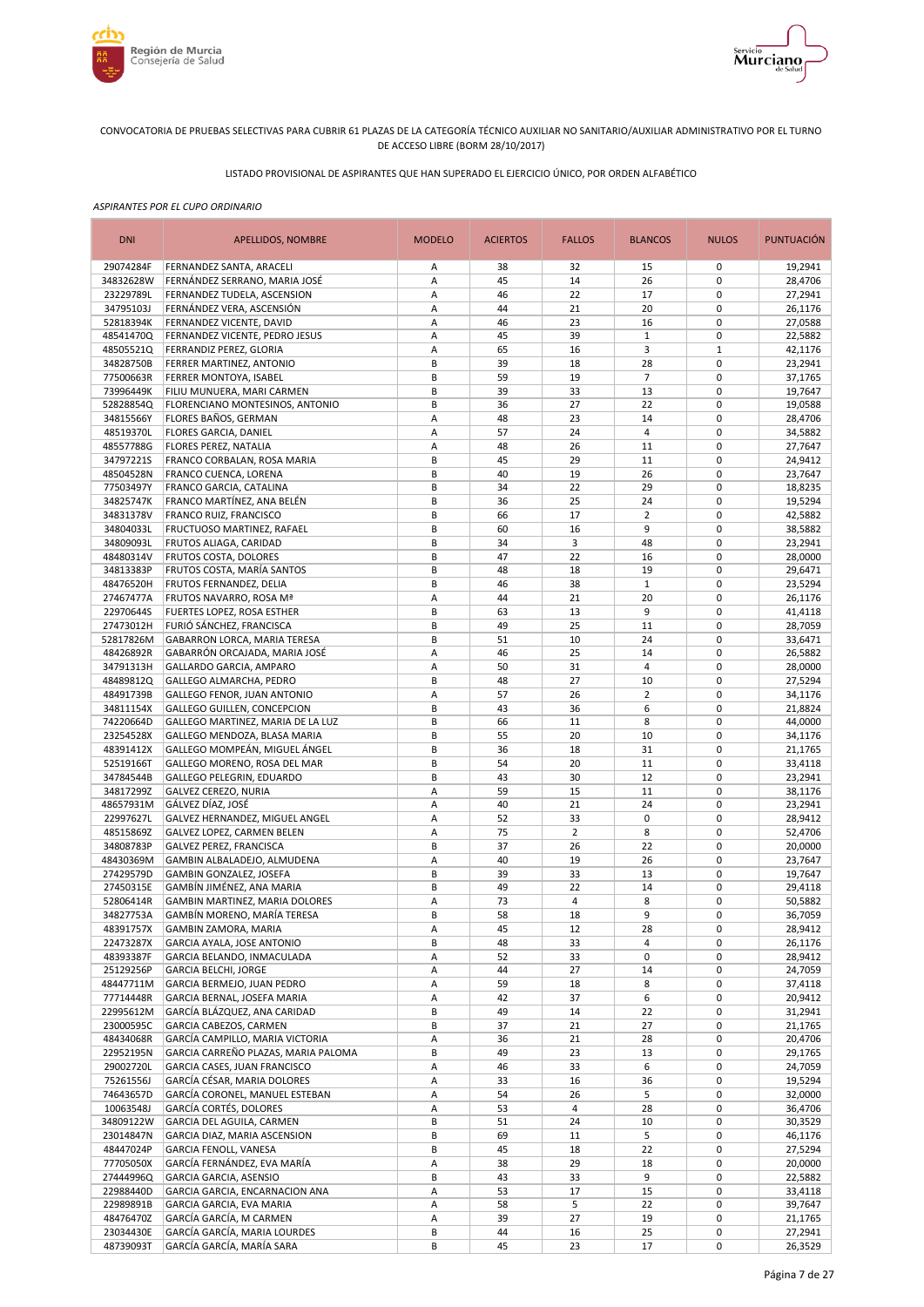CONVOCATORIA DE PRUEBAS SELECTIVAS PARA CUBRIR 61 PLAZAS DE LA CATEGORÍA TÉCNICO AUXILIAR NO SANITARIO/AUXILIAR ADMINISTRATIVO POR EL TURNO DE ACCESO LIBRE (BORM 28/10/2017)

LISTADO PROVISIONAL DE ASPIRANTES QUE HAN SUPERADO EL EJERCICIO ÚNICO, POR ORDEN ALFABÉTICO

*ASPIRANTES POR EL CUPO ORDINARIO*

| DNI | APELLIDOS, NOMBRE | MODELO | ACIERTOS | FALLOS | BLANCOS | NULOS | PUNTUACIÓN |
|---|---|---|---|---|---|---|---|
| 29074284F | FERNANDEZ SANTA, ARACELI | A | 38 | 32 | 15 | 0 | 19,2941 |
| 34832628W | FERNÁNDEZ SERRANO, MARIA JOSÉ | A | 45 | 14 | 26 | 0 | 28,4706 |
| 23229789L | FERNANDEZ TUDELA, ASCENSION | A | 46 | 22 | 17 | 0 | 27,2941 |
| 34795103J | FERNÁNDEZ VERA, ASCENSIÓN | A | 44 | 21 | 20 | 0 | 26,1176 |
| 52818394K | FERNANDEZ VICENTE, DAVID | A | 46 | 23 | 16 | 0 | 27,0588 |
| 48541470Q | FERNANDEZ VICENTE, PEDRO JESUS | A | 45 | 39 | 1 | 0 | 22,5882 |
| 48505521Q | FERRANDIZ PEREZ, GLORIA | A | 65 | 16 | 3 | 1 | 42,1176 |
| 34828750B | FERRER MARTINEZ, ANTONIO | B | 39 | 18 | 28 | 0 | 23,2941 |
| 77500663R | FERRER MONTOYA, ISABEL | B | 59 | 19 | 7 | 0 | 37,1765 |
| 73996449K | FILIU MUNUERA, MARI CARMEN | B | 39 | 33 | 13 | 0 | 19,7647 |
| 52828854Q | FLORENCIANO MONTESINOS, ANTONIO | B | 36 | 27 | 22 | 0 | 19,0588 |
| 34815566Y | FLORES BAÑOS, GERMAN | A | 48 | 23 | 14 | 0 | 28,4706 |
| 48519370L | FLORES GARCIA, DANIEL | A | 57 | 24 | 4 | 0 | 34,5882 |
| 48557788G | FLORES PEREZ, NATALIA | A | 48 | 26 | 11 | 0 | 27,7647 |
| 34797221S | FRANCO CORBALAN, ROSA MARIA | B | 45 | 29 | 11 | 0 | 24,9412 |
| 48504528N | FRANCO CUENCA, LORENA | B | 40 | 19 | 26 | 0 | 23,7647 |
| 77503497Y | FRANCO GARCIA, CATALINA | B | 34 | 22 | 29 | 0 | 18,8235 |
| 34825747K | FRANCO MARTÍNEZ, ANA BELÉN | B | 36 | 25 | 24 | 0 | 19,5294 |
| 34831378V | FRANCO RUIZ, FRANCISCO | B | 66 | 17 | 2 | 0 | 42,5882 |
| 34804033L | FRUCTUOSO MARTINEZ, RAFAEL | B | 60 | 16 | 9 | 0 | 38,5882 |
| 34809093L | FRUTOS ALIAGA, CARIDAD | B | 34 | 3 | 48 | 0 | 23,2941 |
| 48480314V | FRUTOS COSTA, DOLORES | B | 47 | 22 | 16 | 0 | 28,0000 |
| 34813383P | FRUTOS COSTA, MARÍA SANTOS | B | 48 | 18 | 19 | 0 | 29,6471 |
| 48476520H | FRUTOS FERNANDEZ, DELIA | B | 46 | 38 | 1 | 0 | 23,5294 |
| 27467477A | FRUTOS NAVARRO, ROSA Mª | A | 44 | 21 | 20 | 0 | 26,1176 |
| 22970644S | FUERTES LOPEZ, ROSA ESTHER | B | 63 | 13 | 9 | 0 | 41,4118 |
| 27473012H | FURIÓ SÁNCHEZ, FRANCISCA | B | 49 | 25 | 11 | 0 | 28,7059 |
| 52817826M | GABARRON LORCA, MARIA TERESA | B | 51 | 10 | 24 | 0 | 33,6471 |
| 48426892R | GABARRÓN ORCAJADA, MARIA JOSÉ | A | 46 | 25 | 14 | 0 | 26,5882 |
| 34791313H | GALLARDO GARCIA, AMPARO | A | 50 | 31 | 4 | 0 | 28,0000 |
| 48489812Q | GALLEGO ALMARCHA, PEDRO | B | 48 | 27 | 10 | 0 | 27,5294 |
| 48491739B | GALLEGO FENOR, JUAN ANTONIO | A | 57 | 26 | 2 | 0 | 34,1176 |
| 34811154X | GALLEGO GUILLEN, CONCEPCION | B | 43 | 36 | 6 | 0 | 21,8824 |
| 74220664D | GALLEGO MARTINEZ, MARIA DE LA LUZ | B | 66 | 11 | 8 | 0 | 44,0000 |
| 23254528X | GALLEGO MENDOZA, BLASA MARIA | B | 55 | 20 | 10 | 0 | 34,1176 |
| 48391412X | GALLEGO MOMPEÁN, MIGUEL ÁNGEL | B | 36 | 18 | 31 | 0 | 21,1765 |
| 52519166T | GALLEGO MORENO, ROSA DEL MAR | B | 54 | 20 | 11 | 0 | 33,4118 |
| 34784544B | GALLEGO PELEGRIN, EDUARDO | B | 43 | 30 | 12 | 0 | 23,2941 |
| 34817299Z | GALVEZ CEREZO, NURIA | A | 59 | 15 | 11 | 0 | 38,1176 |
| 48657931M | GÁLVEZ DÍAZ, JOSÉ | A | 40 | 21 | 24 | 0 | 23,2941 |
| 22997627L | GALVEZ HERNANDEZ, MIGUEL ANGEL | A | 52 | 33 | 0 | 0 | 28,9412 |
| 48515869Z | GALVEZ LOPEZ, CARMEN BELEN | A | 75 | 2 | 8 | 0 | 52,4706 |
| 34808783P | GALVEZ PEREZ, FRANCISCA | B | 37 | 26 | 22 | 0 | 20,0000 |
| 48430369M | GAMBIN ALBALADEJO, ALMUDENA | A | 40 | 19 | 26 | 0 | 23,7647 |
| 27429579D | GAMBIN GONZALEZ, JOSEFA | B | 39 | 33 | 13 | 0 | 19,7647 |
| 27450315E | GAMBÍN JIMÉNEZ, ANA MARIA | B | 49 | 22 | 14 | 0 | 29,4118 |
| 52806414R | GAMBIN MARTINEZ, MARIA DOLORES | A | 73 | 4 | 8 | 0 | 50,5882 |
| 34827753A | GAMBÍN MORENO, MARÍA TERESA | B | 58 | 18 | 9 | 0 | 36,7059 |
| 48391757X | GAMBIN ZAMORA, MARIA | A | 45 | 12 | 28 | 0 | 28,9412 |
| 22473287X | GARCIA AYALA, JOSE ANTONIO | B | 48 | 33 | 4 | 0 | 26,1176 |
| 48393387F | GARCIA BELANDO, INMACULADA | A | 52 | 33 | 0 | 0 | 28,9412 |
| 25129256P | GARCIA BELCHI, JORGE | A | 44 | 27 | 14 | 0 | 24,7059 |
| 48447711M | GARCIA BERMEJO, JUAN PEDRO | A | 59 | 18 | 8 | 0 | 37,4118 |
| 77714448R | GARCIA BERNAL, JOSEFA MARIA | A | 42 | 37 | 6 | 0 | 20,9412 |
| 22995612M | GARCÍA BLÁZQUEZ, ANA CARIDAD | B | 49 | 14 | 22 | 0 | 31,2941 |
| 23000595C | GARCIA CABEZOS, CARMEN | B | 37 | 21 | 27 | 0 | 21,1765 |
| 48434068R | GARCÍA CAMPILLO, MARIA VICTORIA | A | 36 | 21 | 28 | 0 | 20,4706 |
| 22952195N | GARCIA CARREÑO PLAZAS, MARIA PALOMA | B | 49 | 23 | 13 | 0 | 29,1765 |
| 29002720L | GARCIA CASES, JUAN FRANCISCO | A | 46 | 33 | 6 | 0 | 24,7059 |
| 75261556J | GARCÍA CÉSAR, MARIA DOLORES | A | 33 | 16 | 36 | 0 | 19,5294 |
| 74643657D | GARCÍA CORONEL, MANUEL ESTEBAN | A | 54 | 26 | 5 | 0 | 32,0000 |
| 10063548J | GARCÍA CORTÉS, DOLORES | A | 53 | 4 | 28 | 0 | 36,4706 |
| 34809122W | GARCIA DEL AGUILA, CARMEN | B | 51 | 24 | 10 | 0 | 30,3529 |
| 23014847N | GARCIA DIAZ, MARIA ASCENSION | B | 69 | 11 | 5 | 0 | 46,1176 |
| 48447024P | GARCIA FENOLL, VANESA | B | 45 | 18 | 22 | 0 | 27,5294 |
| 77705050X | GARCÍA FERNÁNDEZ, EVA MARÍA | A | 38 | 29 | 18 | 0 | 20,0000 |
| 27444996Q | GARCIA GARCIA, ASENSIO | B | 43 | 33 | 9 | 0 | 22,5882 |
| 22988440D | GARCIA GARCIA, ENCARNACION ANA | A | 53 | 17 | 15 | 0 | 33,4118 |
| 22989891B | GARCIA GARCIA, EVA MARIA | A | 58 | 5 | 22 | 0 | 39,7647 |
| 48476470Z | GARCÍA GARCÍA, M CARMEN | A | 39 | 27 | 19 | 0 | 21,1765 |
| 23034430E | GARCÍA GARCÍA, MARIA LOURDES | B | 44 | 16 | 25 | 0 | 27,2941 |
| 48739093T | GARCÍA GARCÍA, MARÍA SARA | B | 45 | 23 | 17 | 0 | 26,3529 |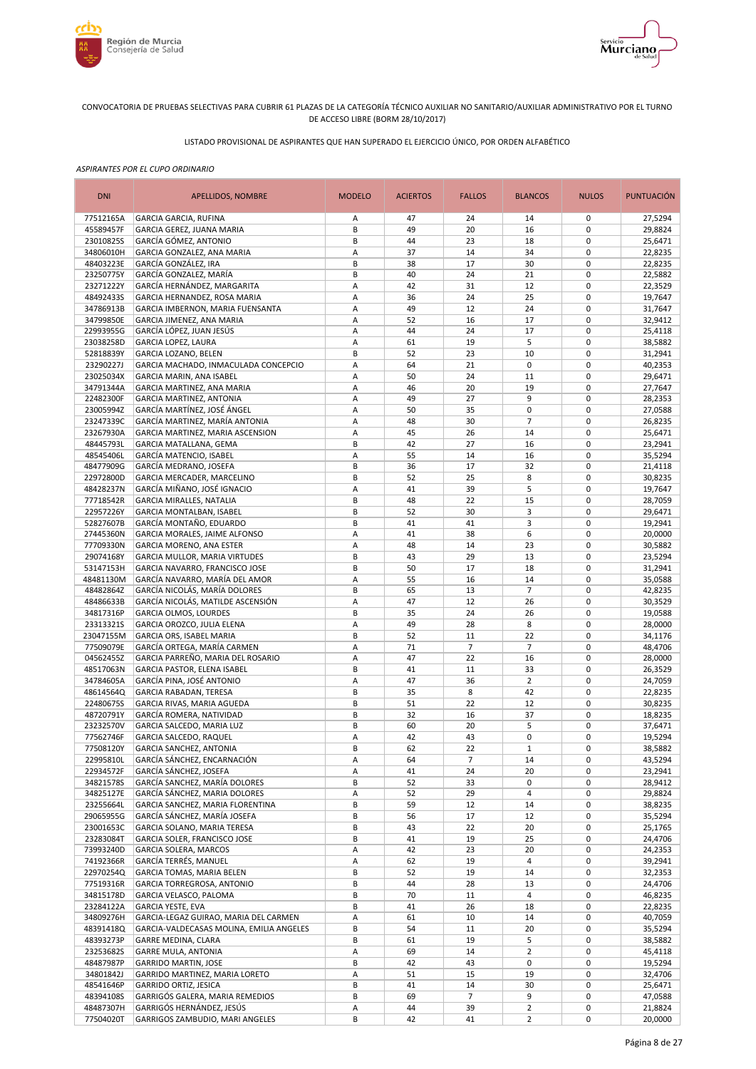CONVOCATORIA DE PRUEBAS SELECTIVAS PARA CUBRIR 61 PLAZAS DE LA CATEGORÍA TÉCNICO AUXILIAR NO SANITARIO/AUXILIAR ADMINISTRATIVO POR EL TURNO DE ACCESO LIBRE (BORM 28/10/2017)

LISTADO PROVISIONAL DE ASPIRANTES QUE HAN SUPERADO EL EJERCICIO ÚNICO, POR ORDEN ALFABÉTICO

*ASPIRANTES POR EL CUPO ORDINARIO*

| DNI | APELLIDOS, NOMBRE | MODELO | ACIERTOS | FALLOS | BLANCOS | NULOS | PUNTUACIÓN |
|---|---|---|---|---|---|---|---|
| 77512165A | GARCIA GARCIA, RUFINA | A | 47 | 24 | 14 | 0 | 27,5294 |
| 45589457F | GARCIA GEREZ, JUANA MARIA | B | 49 | 20 | 16 | 0 | 29,8824 |
| 23010825S | GARCÍA GÓMEZ, ANTONIO | B | 44 | 23 | 18 | 0 | 25,6471 |
| 34806010H | GARCIA GONZALEZ, ANA MARIA | A | 37 | 14 | 34 | 0 | 22,8235 |
| 48403223E | GARCÍA GONZÁLEZ, IRA | B | 38 | 17 | 30 | 0 | 22,8235 |
| 23250775Y | GARCÍA GONZALEZ, MARÍA | B | 40 | 24 | 21 | 0 | 22,5882 |
| 23271222Y | GARCÍA HERNÁNDEZ, MARGARITA | A | 42 | 31 | 12 | 0 | 22,3529 |
| 48492433S | GARCIA HERNANDEZ, ROSA MARIA | A | 36 | 24 | 25 | 0 | 19,7647 |
| 34786913B | GARCIA IMBERNON, MARIA FUENSANTA | A | 49 | 12 | 24 | 0 | 31,7647 |
| 34799850E | GARCIA JIMENEZ, ANA MARIA | A | 52 | 16 | 17 | 0 | 32,9412 |
| 22993955G | GARCÍA LÓPEZ, JUAN JESÚS | A | 44 | 24 | 17 | 0 | 25,4118 |
| 23038258D | GARCIA LOPEZ, LAURA | A | 61 | 19 | 5 | 0 | 38,5882 |
| 52818839Y | GARCIA LOZANO, BELEN | B | 52 | 23 | 10 | 0 | 31,2941 |
| 23290227J | GARCIA MACHADO, INMACULADA CONCEPCIO | A | 64 | 21 | 0 | 0 | 40,2353 |
| 23025034X | GARCIA MARIN, ANA ISABEL | A | 50 | 24 | 11 | 0 | 29,6471 |
| 34791344A | GARCIA MARTINEZ, ANA MARIA | A | 46 | 20 | 19 | 0 | 27,7647 |
| 22482300F | GARCIA MARTINEZ, ANTONIA | A | 49 | 27 | 9 | 0 | 28,2353 |
| 23005994Z | GARCÍA MARTÍNEZ, JOSÉ ÁNGEL | A | 50 | 35 | 0 | 0 | 27,0588 |
| 23247339C | GARCÍA MARTINEZ, MARÍA ANTONIA | A | 48 | 30 | 7 | 0 | 26,8235 |
| 23267930A | GARCIA MARTINEZ, MARIA ASCENSION | A | 45 | 26 | 14 | 0 | 25,6471 |
| 48445793L | GARCIA MATALLANA, GEMA | B | 42 | 27 | 16 | 0 | 23,2941 |
| 48545406L | GARCÍA MATENCIO, ISABEL | A | 55 | 14 | 16 | 0 | 35,5294 |
| 48477909G | GARCÍA MEDRANO, JOSEFA | B | 36 | 17 | 32 | 0 | 21,4118 |
| 22972800D | GARCIA MERCADER, MARCELINO | B | 52 | 25 | 8 | 0 | 30,8235 |
| 48428237N | GARCÍA MIÑANO, JOSÉ IGNACIO | A | 41 | 39 | 5 | 0 | 19,7647 |
| 77718542R | GARCIA MIRALLES, NATALIA | B | 48 | 22 | 15 | 0 | 28,7059 |
| 22957226Y | GARCIA MONTALBAN, ISABEL | B | 52 | 30 | 3 | 0 | 29,6471 |
| 52827607B | GARCÍA MONTAÑO, EDUARDO | B | 41 | 41 | 3 | 0 | 19,2941 |
| 27445360N | GARCIA MORALES, JAIME ALFONSO | A | 41 | 38 | 6 | 0 | 20,0000 |
| 77709330N | GARCIA MORENO, ANA ESTER | A | 48 | 14 | 23 | 0 | 30,5882 |
| 29074168Y | GARCIA MULLOR, MARIA VIRTUDES | B | 43 | 29 | 13 | 0 | 23,5294 |
| 53147153H | GARCIA NAVARRO, FRANCISCO JOSE | B | 50 | 17 | 18 | 0 | 31,2941 |
| 48481130M | GARCÍA NAVARRO, MARÍA DEL AMOR | A | 55 | 16 | 14 | 0 | 35,0588 |
| 48482864Z | GARCÍA NICOLÁS, MARÍA DOLORES | B | 65 | 13 | 7 | 0 | 42,8235 |
| 48486633B | GARCÍA NICOLÁS, MATILDE ASCENSIÓN | A | 47 | 12 | 26 | 0 | 30,3529 |
| 34817316P | GARCIA OLMOS, LOURDES | B | 35 | 24 | 26 | 0 | 19,0588 |
| 23313321S | GARCIA OROZCO, JULIA ELENA | A | 49 | 28 | 8 | 0 | 28,0000 |
| 23047155M | GARCIA ORS, ISABEL MARIA | B | 52 | 11 | 22 | 0 | 34,1176 |
| 77509079E | GARCÍA ORTEGA, MARÍA CARMEN | A | 71 | 7 | 7 | 0 | 48,4706 |
| 04562455Z | GARCIA PARREÑO, MARIA DEL ROSARIO | A | 47 | 22 | 16 | 0 | 28,0000 |
| 48517063N | GARCIA PASTOR, ELENA ISABEL | B | 41 | 11 | 33 | 0 | 26,3529 |
| 34784605A | GARCÍA PINA, JOSÉ ANTONIO | A | 47 | 36 | 2 | 0 | 24,7059 |
| 48614564Q | GARCIA RABADAN, TERESA | B | 35 | 8 | 42 | 0 | 22,8235 |
| 22480675S | GARCIA RIVAS, MARIA AGUEDA | B | 51 | 22 | 12 | 0 | 30,8235 |
| 48720791Y | GARCÍA ROMERA, NATIVIDAD | B | 32 | 16 | 37 | 0 | 18,8235 |
| 23232570V | GARCIA SALCEDO, MARIA LUZ | B | 60 | 20 | 5 | 0 | 37,6471 |
| 77562746F | GARCIA SALCEDO, RAQUEL | A | 42 | 43 | 0 | 0 | 19,5294 |
| 77508120Y | GARCIA SANCHEZ, ANTONIA | B | 62 | 22 | 1 | 0 | 38,5882 |
| 22995810L | GARCÍA SÁNCHEZ, ENCARNACIÓN | A | 64 | 7 | 14 | 0 | 43,5294 |
| 22934572F | GARCÍA SÁNCHEZ, JOSEFA | A | 41 | 24 | 20 | 0 | 23,2941 |
| 34821578S | GARCÍA SANCHEZ, MARÍA DOLORES | B | 52 | 33 | 0 | 0 | 28,9412 |
| 34825127E | GARCÍA SÁNCHEZ, MARIA DOLORES | A | 52 | 29 | 4 | 0 | 29,8824 |
| 23255664L | GARCIA SANCHEZ, MARIA FLORENTINA | B | 59 | 12 | 14 | 0 | 38,8235 |
| 29065955G | GARCÍA SÁNCHEZ, MARÍA JOSEFA | B | 56 | 17 | 12 | 0 | 35,5294 |
| 23001653C | GARCIA SOLANO, MARIA TERESA | B | 43 | 22 | 20 | 0 | 25,1765 |
| 23283084T | GARCIA SOLER, FRANCISCO JOSE | B | 41 | 19 | 25 | 0 | 24,4706 |
| 73993240D | GARCIA SOLERA, MARCOS | A | 42 | 23 | 20 | 0 | 24,2353 |
| 74192366R | GARCÍA TERRÉS, MANUEL | A | 62 | 19 | 4 | 0 | 39,2941 |
| 22970254Q | GARCIA TOMAS, MARIA BELEN | B | 52 | 19 | 14 | 0 | 32,2353 |
| 77519316R | GARCIA TORREGROSA, ANTONIO | B | 44 | 28 | 13 | 0 | 24,4706 |
| 34815178D | GARCIA VELASCO, PALOMA | B | 70 | 11 | 4 | 0 | 46,8235 |
| 23284122A | GARCIA YESTE, EVA | B | 41 | 26 | 18 | 0 | 22,8235 |
| 34809276H | GARCIA-LEGAZ GUIRAO, MARIA DEL CARMEN | A | 61 | 10 | 14 | 0 | 40,7059 |
| 48391418Q | GARCIA-VALDECASAS MOLINA, EMILIA ANGELES | B | 54 | 11 | 20 | 0 | 35,5294 |
| 48393273P | GARRE MEDINA, CLARA | B | 61 | 19 | 5 | 0 | 38,5882 |
| 23253682S | GARRE MULA, ANTONIA | A | 69 | 14 | 2 | 0 | 45,4118 |
| 48487987P | GARRIDO MARTIN, JOSE | B | 42 | 43 | 0 | 0 | 19,5294 |
| 34801842J | GARRIDO MARTINEZ, MARIA LORETO | A | 51 | 15 | 19 | 0 | 32,4706 |
| 48541646P | GARRIDO ORTIZ, JESICA | B | 41 | 14 | 30 | 0 | 25,6471 |
| 48394108S | GARRIGÓS GALERA, MARIA REMEDIOS | B | 69 | 7 | 9 | 0 | 47,0588 |
| 48487307H | GARRIGÓS HERNÁNDEZ, JESÚS | A | 44 | 39 | 2 | 0 | 21,8824 |
| 77504020T | GARRIGOS ZAMBUDIO, MARI ANGELES | B | 42 | 41 | 2 | 0 | 20,0000 |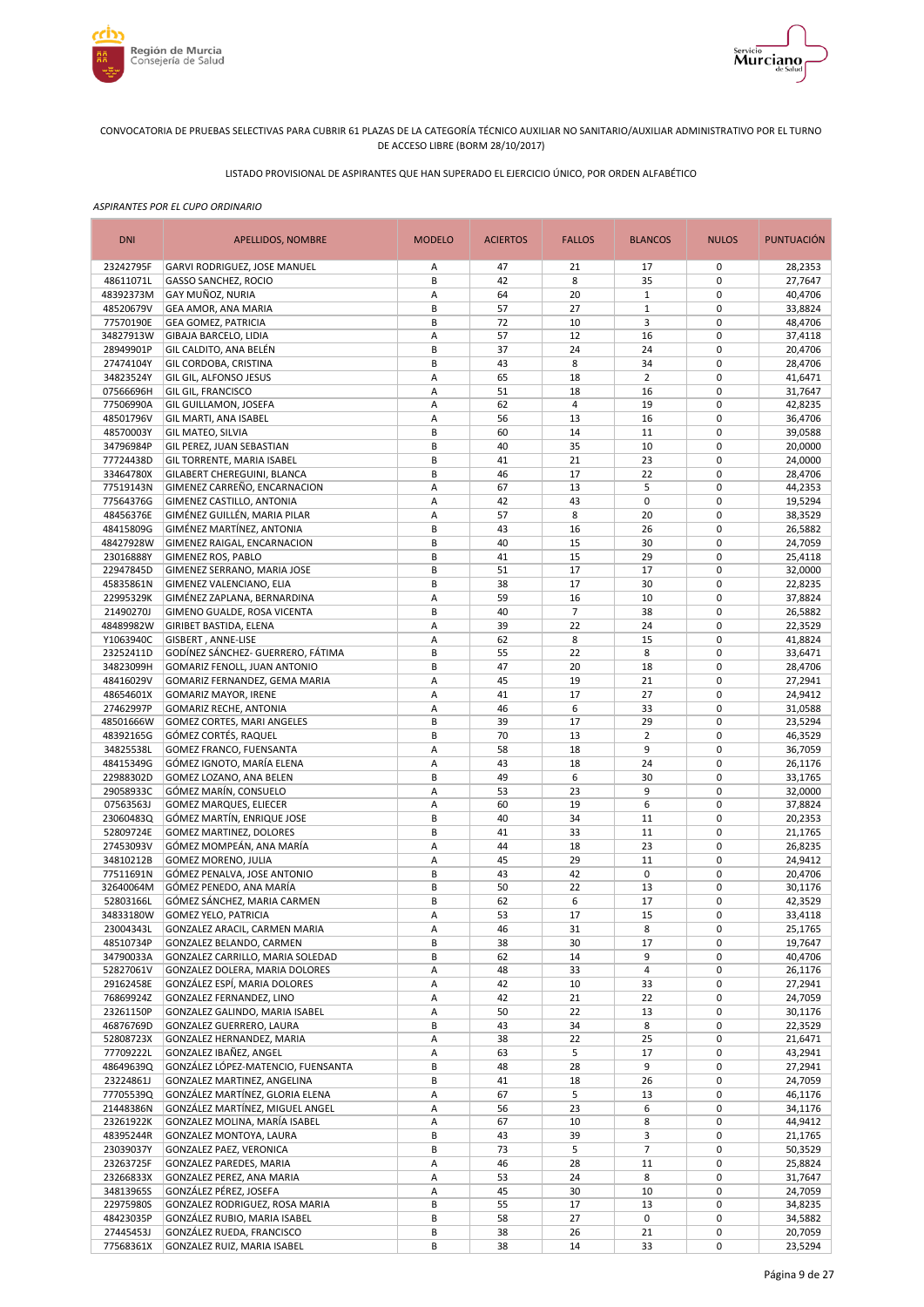CONVOCATORIA DE PRUEBAS SELECTIVAS PARA CUBRIR 61 PLAZAS DE LA CATEGORÍA TÉCNICO AUXILIAR NO SANITARIO/AUXILIAR ADMINISTRATIVO POR EL TURNO DE ACCESO LIBRE (BORM 28/10/2017)

LISTADO PROVISIONAL DE ASPIRANTES QUE HAN SUPERADO EL EJERCICIO ÚNICO, POR ORDEN ALFABÉTICO

*ASPIRANTES POR EL CUPO ORDINARIO*

| DNI | APELLIDOS, NOMBRE | MODELO | ACIERTOS | FALLOS | BLANCOS | NULOS | PUNTUACIÓN |
|---|---|---|---|---|---|---|---|
| 23242795F | GARVI RODRIGUEZ, JOSE MANUEL | A | 47 | 21 | 17 | 0 | 28,2353 |
| 48611071L | GASSO SANCHEZ, ROCIO | B | 42 | 8 | 35 | 0 | 27,7647 |
| 48392373M | GAY MUÑOZ, NURIA | A | 64 | 20 | 1 | 0 | 40,4706 |
| 48520679V | GEA AMOR, ANA MARIA | B | 57 | 27 | 1 | 0 | 33,8824 |
| 77570190E | GEA GOMEZ, PATRICIA | B | 72 | 10 | 3 | 0 | 48,4706 |
| 34827913W | GIBAJA BARCELO, LIDIA | A | 57 | 12 | 16 | 0 | 37,4118 |
| 28949901P | GIL CALDITO, ANA BELÉN | B | 37 | 24 | 24 | 0 | 20,4706 |
| 27474104Y | GIL CORDOBA, CRISTINA | B | 43 | 8 | 34 | 0 | 28,4706 |
| 34823524Y | GIL GIL, ALFONSO JESUS | A | 65 | 18 | 2 | 0 | 41,6471 |
| 07566696H | GIL GIL, FRANCISCO | A | 51 | 18 | 16 | 0 | 31,7647 |
| 77506990A | GIL GUILLAMON, JOSEFA | A | 62 | 4 | 19 | 0 | 42,8235 |
| 48501796V | GIL MARTI, ANA ISABEL | A | 56 | 13 | 16 | 0 | 36,4706 |
| 48570003Y | GIL MATEO, SILVIA | B | 60 | 14 | 11 | 0 | 39,0588 |
| 34796984P | GIL PEREZ, JUAN SEBASTIAN | B | 40 | 35 | 10 | 0 | 20,0000 |
| 77724438D | GIL TORRENTE, MARIA ISABEL | B | 41 | 21 | 23 | 0 | 24,0000 |
| 33464780X | GILABERT CHEREGUINI, BLANCA | B | 46 | 17 | 22 | 0 | 28,4706 |
| 77519143N | GIMENEZ CARREÑO, ENCARNACION | A | 67 | 13 | 5 | 0 | 44,2353 |
| 77564376G | GIMENEZ CASTILLO, ANTONIA | A | 42 | 43 | 0 | 0 | 19,5294 |
| 48456376E | GIMÉNEZ GUILLÉN, MARIA PILAR | A | 57 | 8 | 20 | 0 | 38,3529 |
| 48415809G | GIMÉNEZ MARTÍNEZ, ANTONIA | B | 43 | 16 | 26 | 0 | 26,5882 |
| 48427928W | GIMENEZ RAIGAL, ENCARNACION | B | 40 | 15 | 30 | 0 | 24,7059 |
| 23016888Y | GIMENEZ ROS, PABLO | B | 41 | 15 | 29 | 0 | 25,4118 |
| 22947845D | GIMENEZ SERRANO, MARIA JOSE | B | 51 | 17 | 17 | 0 | 32,0000 |
| 45835861N | GIMENEZ VALENCIANO, ELIA | B | 38 | 17 | 30 | 0 | 22,8235 |
| 22995329K | GIMÉNEZ ZAPLANA, BERNARDINA | A | 59 | 16 | 10 | 0 | 37,8824 |
| 21490270J | GIMENO GUALDE, ROSA VICENTA | B | 40 | 7 | 38 | 0 | 26,5882 |
| 48489982W | GIRIBET BASTIDA, ELENA | A | 39 | 22 | 24 | 0 | 22,3529 |
| Y1063940C | GISBERT , ANNE-LISE | A | 62 | 8 | 15 | 0 | 41,8824 |
| 23252411D | GODÍNEZ SÁNCHEZ- GUERRERO, FÁTIMA | B | 55 | 22 | 8 | 0 | 33,6471 |
| 34823099H | GOMARIZ FENOLL, JUAN ANTONIO | B | 47 | 20 | 18 | 0 | 28,4706 |
| 48416029V | GOMARIZ FERNANDEZ, GEMA MARIA | A | 45 | 19 | 21 | 0 | 27,2941 |
| 48654601X | GOMARIZ MAYOR, IRENE | A | 41 | 17 | 27 | 0 | 24,9412 |
| 27462997P | GOMARIZ RECHE, ANTONIA | A | 46 | 6 | 33 | 0 | 31,0588 |
| 48501666W | GOMEZ CORTES, MARI ANGELES | B | 39 | 17 | 29 | 0 | 23,5294 |
| 48392165G | GÓMEZ CORTÉS, RAQUEL | B | 70 | 13 | 2 | 0 | 46,3529 |
| 34825538L | GOMEZ FRANCO, FUENSANTA | A | 58 | 18 | 9 | 0 | 36,7059 |
| 48415349G | GÓMEZ IGNOTO, MARÍA ELENA | A | 43 | 18 | 24 | 0 | 26,1176 |
| 22988302D | GOMEZ LOZANO, ANA BELEN | B | 49 | 6 | 30 | 0 | 33,1765 |
| 29058933C | GÓMEZ MARÍN, CONSUELO | A | 53 | 23 | 9 | 0 | 32,0000 |
| 07563563J | GOMEZ MARQUES, ELIECER | A | 60 | 19 | 6 | 0 | 37,8824 |
| 23060483Q | GÓMEZ MARTÍN, ENRIQUE JOSE | B | 40 | 34 | 11 | 0 | 20,2353 |
| 52809724E | GOMEZ MARTINEZ, DOLORES | B | 41 | 33 | 11 | 0 | 21,1765 |
| 27453093V | GÓMEZ MOMPEÁN, ANA MARÍA | A | 44 | 18 | 23 | 0 | 26,8235 |
| 34810212B | GOMEZ MORENO, JULIA | A | 45 | 29 | 11 | 0 | 24,9412 |
| 77511691N | GÓMEZ PENALVA, JOSE ANTONIO | B | 43 | 42 | 0 | 0 | 20,4706 |
| 32640064M | GÓMEZ PENEDO, ANA MARÍA | B | 50 | 22 | 13 | 0 | 30,1176 |
| 52803166L | GÓMEZ SÁNCHEZ, MARIA CARMEN | B | 62 | 6 | 17 | 0 | 42,3529 |
| 34833180W | GOMEZ YELO, PATRICIA | A | 53 | 17 | 15 | 0 | 33,4118 |
| 23004343L | GONZALEZ ARACIL, CARMEN MARIA | A | 46 | 31 | 8 | 0 | 25,1765 |
| 48510734P | GONZALEZ BELANDO, CARMEN | B | 38 | 30 | 17 | 0 | 19,7647 |
| 34790033A | GONZALEZ CARRILLO, MARIA SOLEDAD | B | 62 | 14 | 9 | 0 | 40,4706 |
| 52827061V | GONZALEZ DOLERA, MARIA DOLORES | A | 48 | 33 | 4 | 0 | 26,1176 |
| 29162458E | GONZÁLEZ ESPÍ, MARIA DOLORES | A | 42 | 10 | 33 | 0 | 27,2941 |
| 76869924Z | GONZALEZ FERNANDEZ, LINO | A | 42 | 21 | 22 | 0 | 24,7059 |
| 23261150P | GONZALEZ GALINDO, MARIA ISABEL | A | 50 | 22 | 13 | 0 | 30,1176 |
| 46876769D | GONZALEZ GUERRERO, LAURA | B | 43 | 34 | 8 | 0 | 22,3529 |
| 52808723X | GONZALEZ HERNANDEZ, MARIA | A | 38 | 22 | 25 | 0 | 21,6471 |
| 77709222L | GONZALEZ IBAÑEZ, ANGEL | A | 63 | 5 | 17 | 0 | 43,2941 |
| 48649639Q | GONZÁLEZ LÓPEZ-MATENCIO, FUENSANTA | B | 48 | 28 | 9 | 0 | 27,2941 |
| 23224861J | GONZALEZ MARTINEZ, ANGELINA | B | 41 | 18 | 26 | 0 | 24,7059 |
| 77705539Q | GONZÁLEZ MARTÍNEZ, GLORIA ELENA | A | 67 | 5 | 13 | 0 | 46,1176 |
| 21448386N | GONZÁLEZ MARTÍNEZ, MIGUEL ANGEL | A | 56 | 23 | 6 | 0 | 34,1176 |
| 23261922K | GONZALEZ MOLINA, MARÍA ISABEL | A | 67 | 10 | 8 | 0 | 44,9412 |
| 48395244R | GONZALEZ MONTOYA, LAURA | B | 43 | 39 | 3 | 0 | 21,1765 |
| 23039037Y | GONZALEZ PAEZ, VERONICA | B | 73 | 5 | 7 | 0 | 50,3529 |
| 23263725F | GONZALEZ PAREDES, MARIA | A | 46 | 28 | 11 | 0 | 25,8824 |
| 23266833X | GONZALEZ PEREZ, ANA MARIA | A | 53 | 24 | 8 | 0 | 31,7647 |
| 34813965S | GONZÁLEZ PÉREZ, JOSEFA | A | 45 | 30 | 10 | 0 | 24,7059 |
| 22975980S | GONZALEZ RODRIGUEZ, ROSA MARIA | B | 55 | 17 | 13 | 0 | 34,8235 |
| 48423035P | GONZÁLEZ RUBIO, MARIA ISABEL | B | 58 | 27 | 0 | 0 | 34,5882 |
| 27445453J | GONZÁLEZ RUEDA, FRANCISCO | B | 38 | 26 | 21 | 0 | 20,7059 |
| 77568361X | GONZALEZ RUIZ, MARIA ISABEL | B | 38 | 14 | 33 | 0 | 23,5294 |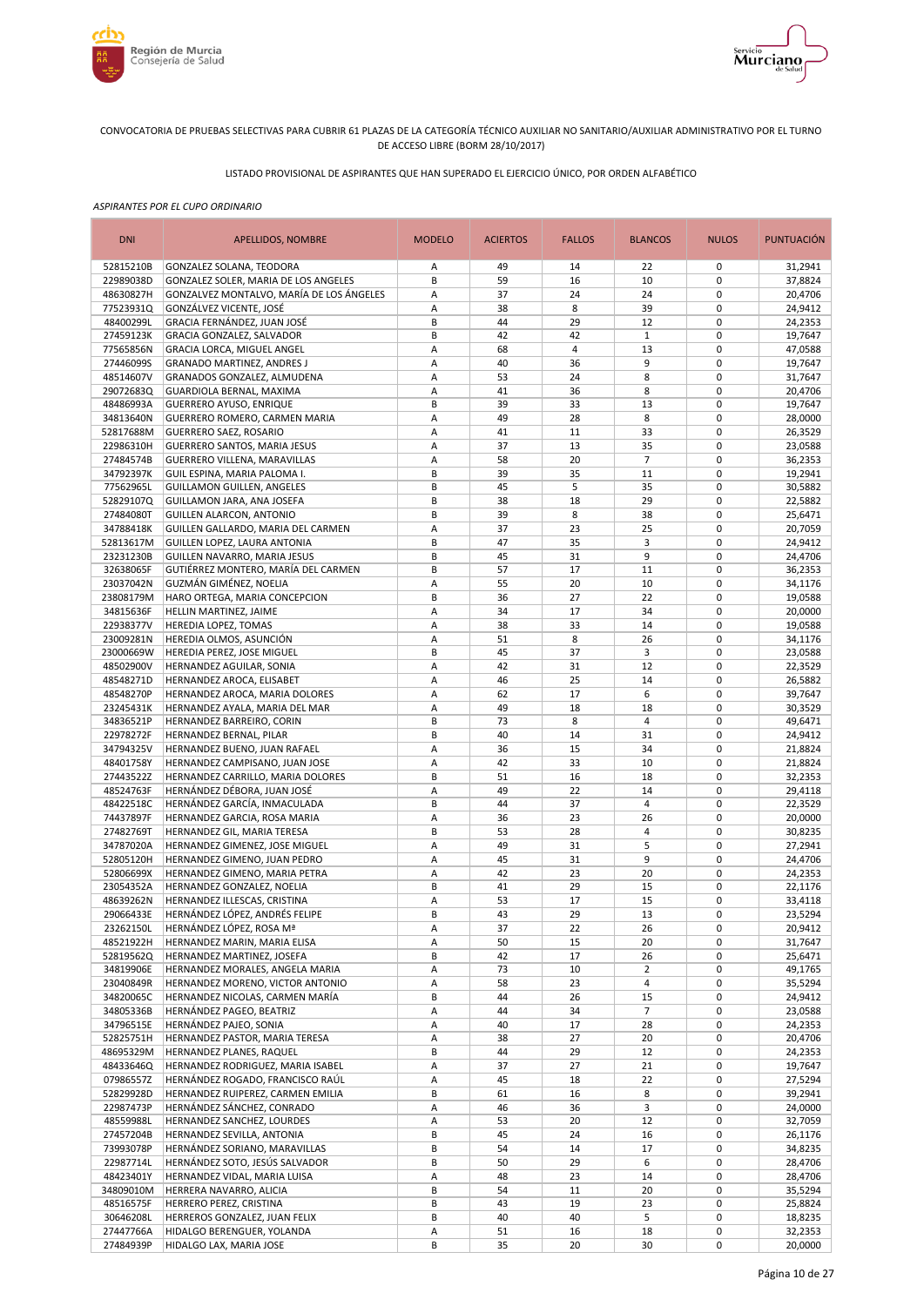CONVOCATORIA DE PRUEBAS SELECTIVAS PARA CUBRIR 61 PLAZAS DE LA CATEGORÍA TÉCNICO AUXILIAR NO SANITARIO/AUXILIAR ADMINISTRATIVO POR EL TURNO DE ACCESO LIBRE (BORM 28/10/2017)

LISTADO PROVISIONAL DE ASPIRANTES QUE HAN SUPERADO EL EJERCICIO ÚNICO, POR ORDEN ALFABÉTICO

*ASPIRANTES POR EL CUPO ORDINARIO*

| DNI | APELLIDOS, NOMBRE | MODELO | ACIERTOS | FALLOS | BLANCOS | NULOS | PUNTUACIÓN |
|---|---|---|---|---|---|---|---|
| 52815210B | GONZALEZ SOLANA, TEODORA | A | 49 | 14 | 22 | 0 | 31,2941 |
| 22989038D | GONZALEZ SOLER, MARIA DE LOS ANGELES | B | 59 | 16 | 10 | 0 | 37,8824 |
| 48630827H | GONZALVEZ MONTALVO, MARÍA DE LOS ÁNGELES | A | 37 | 24 | 24 | 0 | 20,4706 |
| 77523931Q | GONZÁLVEZ VICENTE, JOSÉ | A | 38 | 8 | 39 | 0 | 24,9412 |
| 48400299L | GRACIA FERNÁNDEZ, JUAN JOSÉ | B | 44 | 29 | 12 | 0 | 24,2353 |
| 27459123K | GRACIA GONZALEZ, SALVADOR | B | 42 | 42 | 1 | 0 | 19,7647 |
| 77565856N | GRACIA LORCA, MIGUEL ANGEL | A | 68 | 4 | 13 | 0 | 47,0588 |
| 27446099S | GRANADO MARTINEZ, ANDRES J | A | 40 | 36 | 9 | 0 | 19,7647 |
| 48514607V | GRANADOS GONZALEZ, ALMUDENA | A | 53 | 24 | 8 | 0 | 31,7647 |
| 29072683Q | GUARDIOLA BERNAL, MAXIMA | A | 41 | 36 | 8 | 0 | 20,4706 |
| 48486993A | GUERRERO AYUSO, ENRIQUE | B | 39 | 33 | 13 | 0 | 19,7647 |
| 34813640N | GUERRERO ROMERO, CARMEN MARIA | A | 49 | 28 | 8 | 0 | 28,0000 |
| 52817688M | GUERRERO SAEZ, ROSARIO | A | 41 | 11 | 33 | 0 | 26,3529 |
| 22986310H | GUERRERO SANTOS, MARIA JESUS | A | 37 | 13 | 35 | 0 | 23,0588 |
| 27484574B | GUERRERO VILLENA, MARAVILLAS | A | 58 | 20 | 7 | 0 | 36,2353 |
| 34792397K | GUIL ESPINA, MARIA PALOMA I. | B | 39 | 35 | 11 | 0 | 19,2941 |
| 77562965L | GUILLAMON GUILLEN, ANGELES | B | 45 | 5 | 35 | 0 | 30,5882 |
| 52829107Q | GUILLAMON JARA, ANA JOSEFA | B | 38 | 18 | 29 | 0 | 22,5882 |
| 27484080T | GUILLEN ALARCON, ANTONIO | B | 39 | 8 | 38 | 0 | 25,6471 |
| 34788418K | GUILLEN GALLARDO, MARIA DEL CARMEN | A | 37 | 23 | 25 | 0 | 20,7059 |
| 52813617M | GUILLEN LOPEZ, LAURA ANTONIA | B | 47 | 35 | 3 | 0 | 24,9412 |
| 23231230B | GUILLEN NAVARRO, MARIA JESUS | B | 45 | 31 | 9 | 0 | 24,4706 |
| 32638065F | GUTIÉRREZ MONTERO, MARÍA DEL CARMEN | B | 57 | 17 | 11 | 0 | 36,2353 |
| 23037042N | GUZMÁN GIMÉNEZ, NOELIA | A | 55 | 20 | 10 | 0 | 34,1176 |
| 23808179M | HARO ORTEGA, MARIA CONCEPCION | B | 36 | 27 | 22 | 0 | 19,0588 |
| 34815636F | HELLIN MARTINEZ, JAIME | A | 34 | 17 | 34 | 0 | 20,0000 |
| 22938377V | HEREDIA LOPEZ, TOMAS | A | 38 | 33 | 14 | 0 | 19,0588 |
| 23009281N | HEREDIA OLMOS, ASUNCIÓN | A | 51 | 8 | 26 | 0 | 34,1176 |
| 23000669W | HEREDIA PEREZ, JOSE MIGUEL | B | 45 | 37 | 3 | 0 | 23,0588 |
| 48502900V | HERNANDEZ AGUILAR, SONIA | A | 42 | 31 | 12 | 0 | 22,3529 |
| 48548271D | HERNANDEZ AROCA, ELISABET | A | 46 | 25 | 14 | 0 | 26,5882 |
| 48548270P | HERNANDEZ AROCA, MARIA DOLORES | A | 62 | 17 | 6 | 0 | 39,7647 |
| 23245431K | HERNANDEZ AYALA, MARIA DEL MAR | A | 49 | 18 | 18 | 0 | 30,3529 |
| 34836521P | HERNANDEZ BARREIRO, CORIN | B | 73 | 8 | 4 | 0 | 49,6471 |
| 22978272F | HERNANDEZ BERNAL, PILAR | B | 40 | 14 | 31 | 0 | 24,9412 |
| 34794325V | HERNANDEZ BUENO, JUAN RAFAEL | A | 36 | 15 | 34 | 0 | 21,8824 |
| 48401758Y | HERNANDEZ CAMPISANO, JUAN JOSE | A | 42 | 33 | 10 | 0 | 21,8824 |
| 27443522Z | HERNANDEZ CARRILLO, MARIA DOLORES | B | 51 | 16 | 18 | 0 | 32,2353 |
| 48524763F | HERNÁNDEZ DÉBORA, JUAN JOSÉ | A | 49 | 22 | 14 | 0 | 29,4118 |
| 48422518C | HERNÁNDEZ GARCÍA, INMACULADA | B | 44 | 37 | 4 | 0 | 22,3529 |
| 74437897F | HERNANDEZ GARCIA, ROSA MARIA | A | 36 | 23 | 26 | 0 | 20,0000 |
| 27482769T | HERNANDEZ GIL, MARIA TERESA | B | 53 | 28 | 4 | 0 | 30,8235 |
| 34787020A | HERNANDEZ GIMENEZ, JOSE MIGUEL | A | 49 | 31 | 5 | 0 | 27,2941 |
| 52805120H | HERNANDEZ GIMENO, JUAN PEDRO | A | 45 | 31 | 9 | 0 | 24,4706 |
| 52806699X | HERNANDEZ GIMENO, MARIA PETRA | A | 42 | 23 | 20 | 0 | 24,2353 |
| 23054352A | HERNANDEZ GONZALEZ, NOELIA | B | 41 | 29 | 15 | 0 | 22,1176 |
| 48639262N | HERNANDEZ ILLESCAS, CRISTINA | A | 53 | 17 | 15 | 0 | 33,4118 |
| 29066433E | HERNÁNDEZ LÓPEZ, ANDRÉS FELIPE | B | 43 | 29 | 13 | 0 | 23,5294 |
| 23262150L | HERNÁNDEZ LÓPEZ, ROSA Mª | A | 37 | 22 | 26 | 0 | 20,9412 |
| 48521922H | HERNANDEZ MARIN, MARIA ELISA | A | 50 | 15 | 20 | 0 | 31,7647 |
| 52819562Q | HERNANDEZ MARTINEZ, JOSEFA | B | 42 | 17 | 26 | 0 | 25,6471 |
| 34819906E | HERNANDEZ MORALES, ANGELA MARIA | A | 73 | 10 | 2 | 0 | 49,1765 |
| 23040849R | HERNANDEZ MORENO, VICTOR ANTONIO | A | 58 | 23 | 4 | 0 | 35,5294 |
| 34820065C | HERNANDEZ NICOLAS, CARMEN MARÍA | B | 44 | 26 | 15 | 0 | 24,9412 |
| 34805336B | HERNÁNDEZ PAGEO, BEATRIZ | A | 44 | 34 | 7 | 0 | 23,0588 |
| 34796515E | HERNÁNDEZ PAJEO, SONIA | A | 40 | 17 | 28 | 0 | 24,2353 |
| 52825751H | HERNANDEZ PASTOR, MARIA TERESA | A | 38 | 27 | 20 | 0 | 20,4706 |
| 48695329M | HERNANDEZ PLANES, RAQUEL | B | 44 | 29 | 12 | 0 | 24,2353 |
| 48433646Q | HERNANDEZ RODRIGUEZ, MARIA ISABEL | A | 37 | 27 | 21 | 0 | 19,7647 |
| 07986557Z | HERNÁNDEZ ROGADO, FRANCISCO RAÚL | A | 45 | 18 | 22 | 0 | 27,5294 |
| 52829928D | HERNANDEZ RUIPEREZ, CARMEN EMILIA | B | 61 | 16 | 8 | 0 | 39,2941 |
| 22987473P | HERNÁNDEZ SÁNCHEZ, CONRADO | A | 46 | 36 | 3 | 0 | 24,0000 |
| 48559988L | HERNANDEZ SANCHEZ, LOURDES | A | 53 | 20 | 12 | 0 | 32,7059 |
| 27457204B | HERNANDEZ SEVILLA, ANTONIA | B | 45 | 24 | 16 | 0 | 26,1176 |
| 73993078P | HERNÁNDEZ SORIANO, MARAVILLAS | B | 54 | 14 | 17 | 0 | 34,8235 |
| 22987714L | HERNÁNDEZ SOTO, JESÚS SALVADOR | B | 50 | 29 | 6 | 0 | 28,4706 |
| 48423401Y | HERNANDEZ VIDAL, MARIA LUISA | A | 48 | 23 | 14 | 0 | 28,4706 |
| 34809010M | HERRERA NAVARRO, ALICIA | B | 54 | 11 | 20 | 0 | 35,5294 |
| 48516575F | HERRERO PEREZ, CRISTINA | B | 43 | 19 | 23 | 0 | 25,8824 |
| 30646208L | HERREROS GONZALEZ, JUAN FELIX | B | 40 | 40 | 5 | 0 | 18,8235 |
| 27447766A | HIDALGO BERENGUER, YOLANDA | A | 51 | 16 | 18 | 0 | 32,2353 |
| 27484939P | HIDALGO LAX, MARIA JOSE | B | 35 | 20 | 30 | 0 | 20,0000 |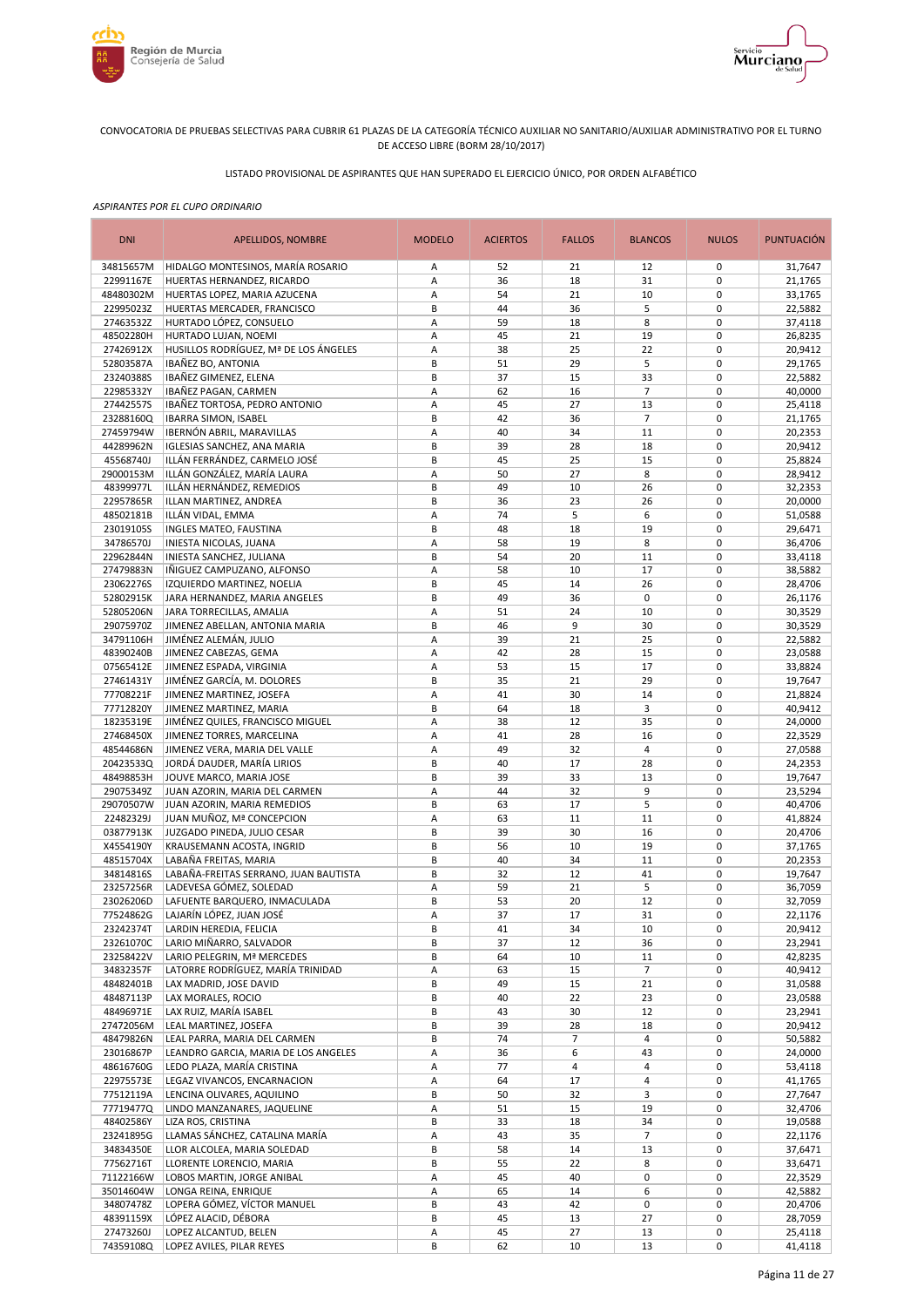CONVOCATORIA DE PRUEBAS SELECTIVAS PARA CUBRIR 61 PLAZAS DE LA CATEGORÍA TÉCNICO AUXILIAR NO SANITARIO/AUXILIAR ADMINISTRATIVO POR EL TURNO DE ACCESO LIBRE (BORM 28/10/2017)

LISTADO PROVISIONAL DE ASPIRANTES QUE HAN SUPERADO EL EJERCICIO ÚNICO, POR ORDEN ALFABÉTICO

*ASPIRANTES POR EL CUPO ORDINARIO*

| DNI | APELLIDOS, NOMBRE | MODELO | ACIERTOS | FALLOS | BLANCOS | NULOS | PUNTUACIÓN |
|---|---|---|---|---|---|---|---|
| 34815657M | HIDALGO MONTESINOS, MARÍA ROSARIO | A | 52 | 21 | 12 | 0 | 31,7647 |
| 22991167E | HUERTAS HERNANDEZ, RICARDO | A | 36 | 18 | 31 | 0 | 21,1765 |
| 48480302M | HUERTAS LOPEZ, MARIA AZUCENA | A | 54 | 21 | 10 | 0 | 33,1765 |
| 22995023Z | HUERTAS MERCADER, FRANCISCO | B | 44 | 36 | 5 | 0 | 22,5882 |
| 27463532Z | HURTADO LÓPEZ, CONSUELO | A | 59 | 18 | 8 | 0 | 37,4118 |
| 48502280H | HURTADO LUJAN, NOEMI | A | 45 | 21 | 19 | 0 | 26,8235 |
| 27426912X | HUSILLOS RODRÍGUEZ, Mª DE LOS ÁNGELES | A | 38 | 25 | 22 | 0 | 20,9412 |
| 52803587A | IBAÑEZ BO, ANTONIA | B | 51 | 29 | 5 | 0 | 29,1765 |
| 23240388S | IBAÑEZ GIMENEZ, ELENA | B | 37 | 15 | 33 | 0 | 22,5882 |
| 22985332Y | IBAÑEZ PAGAN, CARMEN | A | 62 | 16 | 7 | 0 | 40,0000 |
| 27442557S | IBAÑEZ TORTOSA, PEDRO ANTONIO | A | 45 | 27 | 13 | 0 | 25,4118 |
| 23288160Q | IBARRA SIMON, ISABEL | B | 42 | 36 | 7 | 0 | 21,1765 |
| 27459794W | IBERNÓN ABRIL, MARAVILLAS | A | 40 | 34 | 11 | 0 | 20,2353 |
| 44289962N | IGLESIAS SANCHEZ, ANA MARIA | B | 39 | 28 | 18 | 0 | 20,9412 |
| 45568740J | ILLÁN FERRÁNDEZ, CARMELO JOSÉ | B | 45 | 25 | 15 | 0 | 25,8824 |
| 29000153M | ILLÁN GONZÁLEZ, MARÍA LAURA | A | 50 | 27 | 8 | 0 | 28,9412 |
| 48399977L | ILLÁN HERNÁNDEZ, REMEDIOS | B | 49 | 10 | 26 | 0 | 32,2353 |
| 22957865R | ILLAN MARTINEZ, ANDREA | B | 36 | 23 | 26 | 0 | 20,0000 |
| 48502181B | ILLÁN VIDAL, EMMA | A | 74 | 5 | 6 | 0 | 51,0588 |
| 23019105S | INGLES MATEO, FAUSTINA | B | 48 | 18 | 19 | 0 | 29,6471 |
| 34786570J | INIESTA NICOLAS, JUANA | A | 58 | 19 | 8 | 0 | 36,4706 |
| 22962844N | INIESTA SANCHEZ, JULIANA | B | 54 | 20 | 11 | 0 | 33,4118 |
| 27479883N | IÑIGUEZ CAMPUZANO, ALFONSO | A | 58 | 10 | 17 | 0 | 38,5882 |
| 23062276S | IZQUIERDO MARTINEZ, NOELIA | B | 45 | 14 | 26 | 0 | 28,4706 |
| 52802915K | JARA HERNANDEZ, MARIA ANGELES | B | 49 | 36 | 0 | 0 | 26,1176 |
| 52805206N | JARA TORRECILLAS, AMALIA | A | 51 | 24 | 10 | 0 | 30,3529 |
| 29075970Z | JIMENEZ ABELLAN, ANTONIA MARIA | B | 46 | 9 | 30 | 0 | 30,3529 |
| 34791106H | JIMÉNEZ ALEMÁN, JULIO | A | 39 | 21 | 25 | 0 | 22,5882 |
| 48390240B | JIMENEZ CABEZAS, GEMA | A | 42 | 28 | 15 | 0 | 23,0588 |
| 07565412E | JIMENEZ ESPADA, VIRGINIA | A | 53 | 15 | 17 | 0 | 33,8824 |
| 27461431Y | JIMÉNEZ GARCÍA, M. DOLORES | B | 35 | 21 | 29 | 0 | 19,7647 |
| 77708221F | JIMENEZ MARTINEZ, JOSEFA | A | 41 | 30 | 14 | 0 | 21,8824 |
| 77712820Y | JIMENEZ MARTINEZ, MARIA | B | 64 | 18 | 3 | 0 | 40,9412 |
| 18235319E | JIMÉNEZ QUILES, FRANCISCO MIGUEL | A | 38 | 12 | 35 | 0 | 24,0000 |
| 27468450X | JIMENEZ TORRES, MARCELINA | A | 41 | 28 | 16 | 0 | 22,3529 |
| 48544686N | JIMENEZ VERA, MARIA DEL VALLE | A | 49 | 32 | 4 | 0 | 27,0588 |
| 20423533Q | JORDÁ DAUDER, MARÍA LIRIOS | B | 40 | 17 | 28 | 0 | 24,2353 |
| 48498853H | JOUVE MARCO, MARIA JOSE | B | 39 | 33 | 13 | 0 | 19,7647 |
| 29075349Z | JUAN AZORIN, MARIA DEL CARMEN | A | 44 | 32 | 9 | 0 | 23,5294 |
| 29070507W | JUAN AZORIN, MARIA REMEDIOS | B | 63 | 17 | 5 | 0 | 40,4706 |
| 22482329J | JUAN MUÑOZ, Mª CONCEPCION | A | 63 | 11 | 11 | 0 | 41,8824 |
| 03877913K | JUZGADO PINEDA, JULIO CESAR | B | 39 | 30 | 16 | 0 | 20,4706 |
| X4554190Y | KRAUSEMANN ACOSTA, INGRID | B | 56 | 10 | 19 | 0 | 37,1765 |
| 48515704X | LABAÑA FREITAS, MARIA | B | 40 | 34 | 11 | 0 | 20,2353 |
| 34814816S | LABAÑA-FREITAS SERRANO, JUAN BAUTISTA | B | 32 | 12 | 41 | 0 | 19,7647 |
| 23257256R | LADEVESA GÓMEZ, SOLEDAD | A | 59 | 21 | 5 | 0 | 36,7059 |
| 23026206D | LAFUENTE BARQUERO, INMACULADA | B | 53 | 20 | 12 | 0 | 32,7059 |
| 77524862G | LAJARÍN LÓPEZ, JUAN JOSÉ | A | 37 | 17 | 31 | 0 | 22,1176 |
| 23242374T | LARDIN HEREDIA, FELICIA | B | 41 | 34 | 10 | 0 | 20,9412 |
| 23261070C | LARIO MIÑARRO, SALVADOR | B | 37 | 12 | 36 | 0 | 23,2941 |
| 23258422V | LARIO PELEGRIN, Mª MERCEDES | B | 64 | 10 | 11 | 0 | 42,8235 |
| 34832357F | LATORRE RODRÍGUEZ, MARÍA TRINIDAD | A | 63 | 15 | 7 | 0 | 40,9412 |
| 48482401B | LAX MADRID, JOSE DAVID | B | 49 | 15 | 21 | 0 | 31,0588 |
| 48487113P | LAX MORALES, ROCIO | B | 40 | 22 | 23 | 0 | 23,0588 |
| 48496971E | LAX RUIZ, MARÍA ISABEL | B | 43 | 30 | 12 | 0 | 23,2941 |
| 27472056M | LEAL MARTINEZ, JOSEFA | B | 39 | 28 | 18 | 0 | 20,9412 |
| 48479826N | LEAL PARRA, MARIA DEL CARMEN | B | 74 | 7 | 4 | 0 | 50,5882 |
| 23016867P | LEANDRO GARCIA, MARIA DE LOS ANGELES | A | 36 | 6 | 43 | 0 | 24,0000 |
| 48616760G | LEDO PLAZA, MARÍA CRISTINA | A | 77 | 4 | 4 | 0 | 53,4118 |
| 22975573E | LEGAZ VIVANCOS, ENCARNACION | A | 64 | 17 | 4 | 0 | 41,1765 |
| 77512119A | LENCINA OLIVARES, AQUILINO | B | 50 | 32 | 3 | 0 | 27,7647 |
| 77719477Q | LINDO MANZANARES, JAQUELINE | A | 51 | 15 | 19 | 0 | 32,4706 |
| 48402586Y | LIZA ROS, CRISTINA | B | 33 | 18 | 34 | 0 | 19,0588 |
| 23241895G | LLAMAS SÁNCHEZ, CATALINA MARÍA | A | 43 | 35 | 7 | 0 | 22,1176 |
| 34834350E | LLOR ALCOLEA, MARIA SOLEDAD | B | 58 | 14 | 13 | 0 | 37,6471 |
| 77562716T | LLORENTE LORENCIO, MARIA | B | 55 | 22 | 8 | 0 | 33,6471 |
| 71122166W | LOBOS MARTIN, JORGE ANIBAL | A | 45 | 40 | 0 | 0 | 22,3529 |
| 35014604W | LONGA REINA, ENRIQUE | A | 65 | 14 | 6 | 0 | 42,5882 |
| 34807478Z | LOPERA GÓMEZ, VÍCTOR MANUEL | B | 43 | 42 | 0 | 0 | 20,4706 |
| 48391159X | LÓPEZ ALACID, DÉBORA | B | 45 | 13 | 27 | 0 | 28,7059 |
| 27473260J | LOPEZ ALCANTUD, BELEN | A | 45 | 27 | 13 | 0 | 25,4118 |
| 74359108Q | LOPEZ AVILES, PILAR REYES | B | 62 | 10 | 13 | 0 | 41,4118 |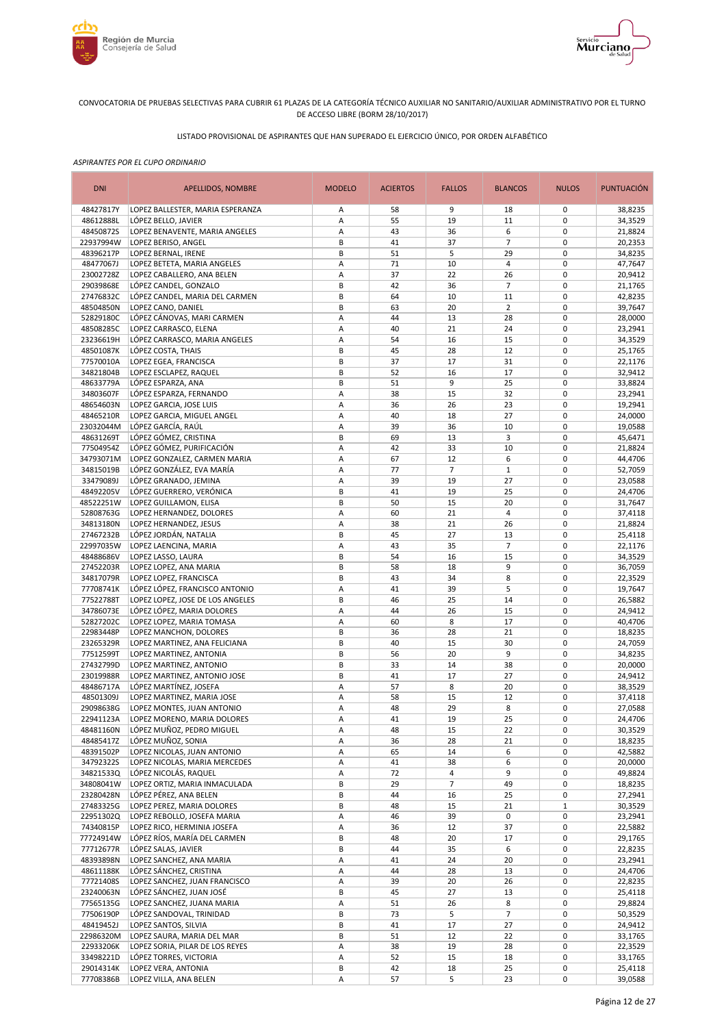CONVOCATORIA DE PRUEBAS SELECTIVAS PARA CUBRIR 61 PLAZAS DE LA CATEGORÍA TÉCNICO AUXILIAR NO SANITARIO/AUXILIAR ADMINISTRATIVO POR EL TURNO DE ACCESO LIBRE (BORM 28/10/2017)

LISTADO PROVISIONAL DE ASPIRANTES QUE HAN SUPERADO EL EJERCICIO ÚNICO, POR ORDEN ALFABÉTICO

*ASPIRANTES POR EL CUPO ORDINARIO*

| DNI | APELLIDOS, NOMBRE | MODELO | ACIERTOS | FALLOS | BLANCOS | NULOS | PUNTUACIÓN |
|---|---|---|---|---|---|---|---|
| 48427817Y | LOPEZ BALLESTER, MARIA ESPERANZA | A | 58 | 9 | 18 | 0 | 38,8235 |
| 48612888L | LÓPEZ BELLO, JAVIER | A | 55 | 19 | 11 | 0 | 34,3529 |
| 48450872S | LOPEZ BENAVENTE, MARIA ANGELES | A | 43 | 36 | 6 | 0 | 21,8824 |
| 22937994W | LOPEZ BERISO, ANGEL | B | 41 | 37 | 7 | 0 | 20,2353 |
| 48396217P | LOPEZ BERNAL, IRENE | B | 51 | 5 | 29 | 0 | 34,8235 |
| 48477067J | LOPEZ BETETA, MARIA ANGELES | A | 71 | 10 | 4 | 0 | 47,7647 |
| 23002728Z | LOPEZ CABALLERO, ANA BELEN | A | 37 | 22 | 26 | 0 | 20,9412 |
| 29039868E | LÓPEZ CANDEL, GONZALO | B | 42 | 36 | 7 | 0 | 21,1765 |
| 27476832C | LÓPEZ CANDEL, MARIA DEL CARMEN | B | 64 | 10 | 11 | 0 | 42,8235 |
| 48504850N | LOPEZ CANO, DANIEL | B | 63 | 20 | 2 | 0 | 39,7647 |
| 52829180C | LÓPEZ CÁNOVAS, MARI CARMEN | A | 44 | 13 | 28 | 0 | 28,0000 |
| 48508285C | LOPEZ CARRASCO, ELENA | A | 40 | 21 | 24 | 0 | 23,2941 |
| 23236619H | LÓPEZ CARRASCO, MARIA ANGELES | A | 54 | 16 | 15 | 0 | 34,3529 |
| 48501087K | LÓPEZ COSTA, THAIS | B | 45 | 28 | 12 | 0 | 25,1765 |
| 77570010A | LOPEZ EGEA, FRANCISCA | B | 37 | 17 | 31 | 0 | 22,1176 |
| 34821804B | LOPEZ ESCLAPEZ, RAQUEL | B | 52 | 16 | 17 | 0 | 32,9412 |
| 48633779A | LÓPEZ ESPARZA, ANA | B | 51 | 9 | 25 | 0 | 33,8824 |
| 34803607F | LÓPEZ ESPARZA, FERNANDO | A | 38 | 15 | 32 | 0 | 23,2941 |
| 48654603N | LOPEZ GARCIA, JOSE LUIS | A | 36 | 26 | 23 | 0 | 19,2941 |
| 48465210R | LOPEZ GARCIA, MIGUEL ANGEL | A | 40 | 18 | 27 | 0 | 24,0000 |
| 23032044M | LÓPEZ GARCÍA, RAÚL | A | 39 | 36 | 10 | 0 | 19,0588 |
| 48631269T | LÓPEZ GÓMEZ, CRISTINA | B | 69 | 13 | 3 | 0 | 45,6471 |
| 77504954Z | LÓPEZ GÓMEZ, PURIFICACIÓN | A | 42 | 33 | 10 | 0 | 21,8824 |
| 34793071M | LOPEZ GONZALEZ, CARMEN MARIA | A | 67 | 12 | 6 | 0 | 44,4706 |
| 34815019B | LÓPEZ GONZÁLEZ, EVA MARÍA | A | 77 | 7 | 1 | 0 | 52,7059 |
| 33479089J | LÓPEZ GRANADO, JEMINA | A | 39 | 19 | 27 | 0 | 23,0588 |
| 48492205V | LÓPEZ GUERRERO, VERÓNICA | B | 41 | 19 | 25 | 0 | 24,4706 |
| 48522251W | LOPEZ GUILLAMON, ELISA | B | 50 | 15 | 20 | 0 | 31,7647 |
| 52808763G | LOPEZ HERNANDEZ, DOLORES | A | 60 | 21 | 4 | 0 | 37,4118 |
| 34813180N | LOPEZ HERNANDEZ, JESUS | A | 38 | 21 | 26 | 0 | 21,8824 |
| 27467232B | LÓPEZ JORDÁN, NATALIA | B | 45 | 27 | 13 | 0 | 25,4118 |
| 22997035W | LOPEZ LAENCINA, MARIA | A | 43 | 35 | 7 | 0 | 22,1176 |
| 48488686V | LOPEZ LASSO, LAURA | B | 54 | 16 | 15 | 0 | 34,3529 |
| 27452203R | LOPEZ LOPEZ, ANA MARIA | B | 58 | 18 | 9 | 0 | 36,7059 |
| 34817079R | LOPEZ LOPEZ, FRANCISCA | B | 43 | 34 | 8 | 0 | 22,3529 |
| 77708741K | LÓPEZ LÓPEZ, FRANCISCO ANTONIO | A | 41 | 39 | 5 | 0 | 19,7647 |
| 77522788T | LOPEZ LOPEZ, JOSE DE LOS ANGELES | B | 46 | 25 | 14 | 0 | 26,5882 |
| 34786073E | LÓPEZ LÓPEZ, MARIA DOLORES | A | 44 | 26 | 15 | 0 | 24,9412 |
| 52827202C | LOPEZ LOPEZ, MARIA TOMASA | A | 60 | 8 | 17 | 0 | 40,4706 |
| 22983448P | LOPEZ MANCHON, DOLORES | B | 36 | 28 | 21 | 0 | 18,8235 |
| 23265329R | LOPEZ MARTINEZ, ANA FELICIANA | B | 40 | 15 | 30 | 0 | 24,7059 |
| 77512599T | LOPEZ MARTINEZ, ANTONIA | B | 56 | 20 | 9 | 0 | 34,8235 |
| 27432799D | LOPEZ MARTINEZ, ANTONIO | B | 33 | 14 | 38 | 0 | 20,0000 |
| 23019988R | LOPEZ MARTINEZ, ANTONIO JOSE | B | 41 | 17 | 27 | 0 | 24,9412 |
| 48486717A | LÓPEZ MARTÍNEZ, JOSEFA | A | 57 | 8 | 20 | 0 | 38,3529 |
| 48501309J | LOPEZ MARTINEZ, MARIA JOSE | A | 58 | 15 | 12 | 0 | 37,4118 |
| 29098638G | LOPEZ MONTES, JUAN ANTONIO | A | 48 | 29 | 8 | 0 | 27,0588 |
| 22941123A | LOPEZ MORENO, MARIA DOLORES | A | 41 | 19 | 25 | 0 | 24,4706 |
| 48481160N | LÓPEZ MUÑOZ, PEDRO MIGUEL | A | 48 | 15 | 22 | 0 | 30,3529 |
| 48485417Z | LÓPEZ MUÑOZ, SONIA | A | 36 | 28 | 21 | 0 | 18,8235 |
| 48391502P | LOPEZ NICOLAS, JUAN ANTONIO | A | 65 | 14 | 6 | 0 | 42,5882 |
| 34792322S | LOPEZ NICOLAS, MARIA MERCEDES | A | 41 | 38 | 6 | 0 | 20,0000 |
| 34821533Q | LÓPEZ NICOLÁS, RAQUEL | A | 72 | 4 | 9 | 0 | 49,8824 |
| 34808041W | LOPEZ ORTIZ, MARIA INMACULADA | B | 29 | 7 | 49 | 0 | 18,8235 |
| 23280428N | LÓPEZ PÉREZ, ANA BELEN | B | 44 | 16 | 25 | 0 | 27,2941 |
| 27483325G | LOPEZ PEREZ, MARIA DOLORES | B | 48 | 15 | 21 | 1 | 30,3529 |
| 22951302Q | LOPEZ REBOLLO, JOSEFA MARIA | A | 46 | 39 | 0 | 0 | 23,2941 |
| 74340815P | LOPEZ RICO, HERMINIA JOSEFA | A | 36 | 12 | 37 | 0 | 22,5882 |
| 77724914W | LÓPEZ RÍOS, MARÍA DEL CARMEN | B | 48 | 20 | 17 | 0 | 29,1765 |
| 77712677R | LÓPEZ SALAS, JAVIER | B | 44 | 35 | 6 | 0 | 22,8235 |
| 48393898N | LOPEZ SANCHEZ, ANA MARIA | A | 41 | 24 | 20 | 0 | 23,2941 |
| 48611188K | LÓPEZ SÁNCHEZ, CRISTINA | A | 44 | 28 | 13 | 0 | 24,4706 |
| 77721408S | LOPEZ SANCHEZ, JUAN FRANCISCO | A | 39 | 20 | 26 | 0 | 22,8235 |
| 23240063N | LÓPEZ SÁNCHEZ, JUAN JOSÉ | B | 45 | 27 | 13 | 0 | 25,4118 |
| 77565135G | LOPEZ SANCHEZ, JUANA MARIA | A | 51 | 26 | 8 | 0 | 29,8824 |
| 77506190P | LÓPEZ SANDOVAL, TRINIDAD | B | 73 | 5 | 7 | 0 | 50,3529 |
| 48419452J | LOPEZ SANTOS, SILVIA | B | 41 | 17 | 27 | 0 | 24,9412 |
| 22986320M | LOPEZ SAURA, MARIA DEL MAR | B | 51 | 12 | 22 | 0 | 33,1765 |
| 22933206K | LOPEZ SORIA, PILAR DE LOS REYES | A | 38 | 19 | 28 | 0 | 22,3529 |
| 33498221D | LÓPEZ TORRES, VICTORIA | A | 52 | 15 | 18 | 0 | 33,1765 |
| 29014314K | LOPEZ VERA, ANTONIA | B | 42 | 18 | 25 | 0 | 25,4118 |
| 77708386B | LOPEZ VILLA, ANA BELEN | A | 57 | 5 | 23 | 0 | 39,0588 |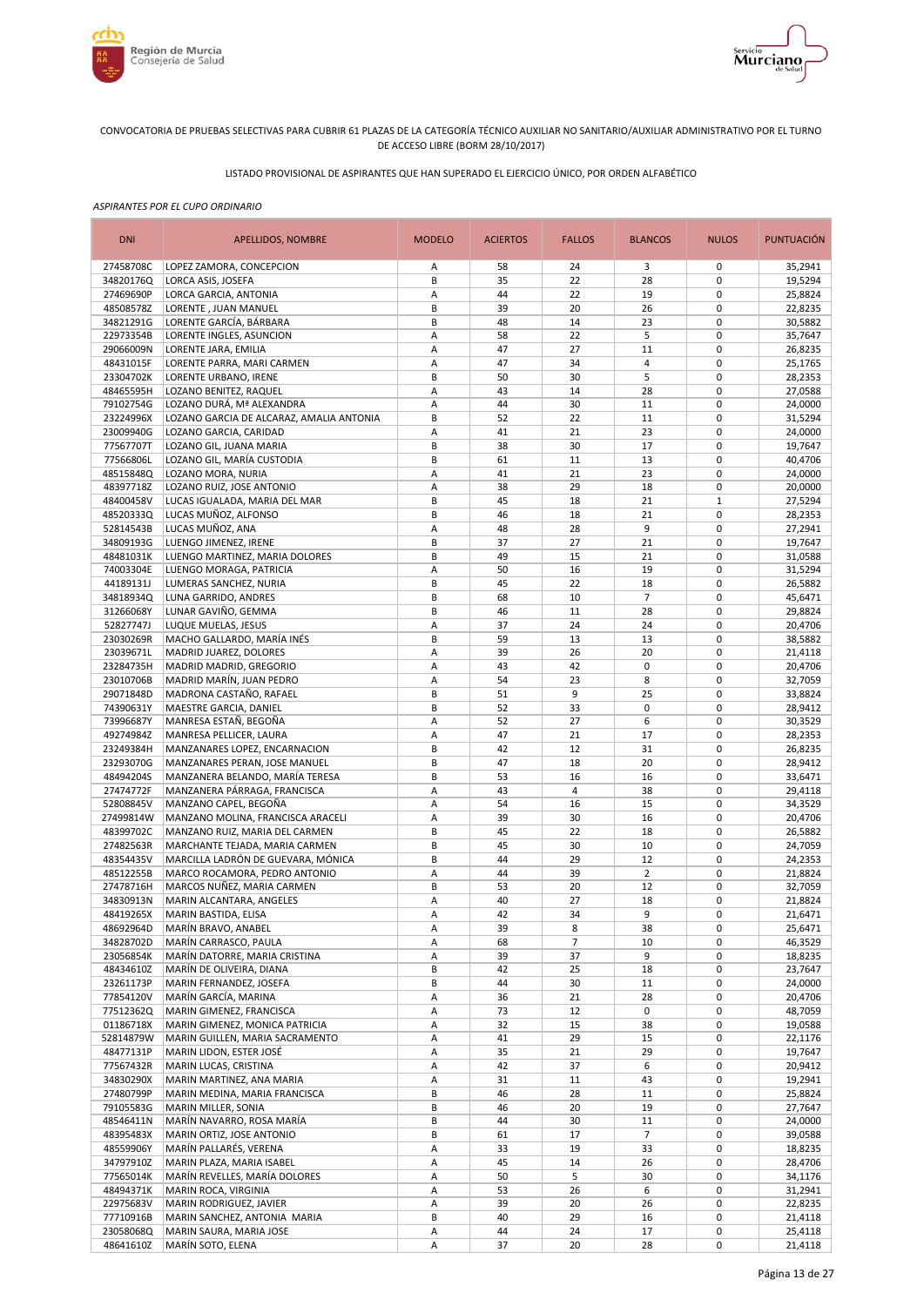CONVOCATORIA DE PRUEBAS SELECTIVAS PARA CUBRIR 61 PLAZAS DE LA CATEGORÍA TÉCNICO AUXILIAR NO SANITARIO/AUXILIAR ADMINISTRATIVO POR EL TURNO DE ACCESO LIBRE (BORM 28/10/2017)

LISTADO PROVISIONAL DE ASPIRANTES QUE HAN SUPERADO EL EJERCICIO ÚNICO, POR ORDEN ALFABÉTICO

*ASPIRANTES POR EL CUPO ORDINARIO*

| DNI | APELLIDOS, NOMBRE | MODELO | ACIERTOS | FALLOS | BLANCOS | NULOS | PUNTUACIÓN |
|---|---|---|---|---|---|---|---|
| 27458708C | LOPEZ ZAMORA, CONCEPCION | A | 58 | 24 | 3 | 0 | 35,2941 |
| 34820176Q | LORCA ASIS, JOSEFA | B | 35 | 22 | 28 | 0 | 19,5294 |
| 27469690P | LORCA GARCIA, ANTONIA | A | 44 | 22 | 19 | 0 | 25,8824 |
| 48508578Z | LORENTE , JUAN MANUEL | B | 39 | 20 | 26 | 0 | 22,8235 |
| 34821291G | LORENTE GARCÍA, BÁRBARA | B | 48 | 14 | 23 | 0 | 30,5882 |
| 22973354B | LORENTE INGLES, ASUNCION | A | 58 | 22 | 5 | 0 | 35,7647 |
| 29066009N | LORENTE JARA, EMILIA | A | 47 | 27 | 11 | 0 | 26,8235 |
| 48431015F | LORENTE PARRA, MARI CARMEN | A | 47 | 34 | 4 | 0 | 25,1765 |
| 23304702K | LORENTE URBANO, IRENE | B | 50 | 30 | 5 | 0 | 28,2353 |
| 48465595H | LOZANO BENITEZ, RAQUEL | A | 43 | 14 | 28 | 0 | 27,0588 |
| 79102754G | LOZANO DURÁ, Mª ALEXANDRA | A | 44 | 30 | 11 | 0 | 24,0000 |
| 23224996X | LOZANO GARCIA DE ALCARAZ, AMALIA ANTONIA | B | 52 | 22 | 11 | 0 | 31,5294 |
| 23009940G | LOZANO GARCIA, CARIDAD | A | 41 | 21 | 23 | 0 | 24,0000 |
| 77567707T | LOZANO GIL, JUANA MARIA | B | 38 | 30 | 17 | 0 | 19,7647 |
| 77566806L | LOZANO GIL, MARÍA CUSTODIA | B | 61 | 11 | 13 | 0 | 40,4706 |
| 48515848Q | LOZANO MORA, NURIA | A | 41 | 21 | 23 | 0 | 24,0000 |
| 48397718Z | LOZANO RUIZ, JOSE ANTONIO | A | 38 | 29 | 18 | 0 | 20,0000 |
| 48400458V | LUCAS IGUALADA, MARIA DEL MAR | B | 45 | 18 | 21 | 1 | 27,5294 |
| 48520333Q | LUCAS MUÑOZ, ALFONSO | B | 46 | 18 | 21 | 0 | 28,2353 |
| 52814543B | LUCAS MUÑOZ, ANA | A | 48 | 28 | 9 | 0 | 27,2941 |
| 34809193G | LUENGO JIMENEZ, IRENE | B | 37 | 27 | 21 | 0 | 19,7647 |
| 48481031K | LUENGO MARTINEZ, MARIA DOLORES | B | 49 | 15 | 21 | 0 | 31,0588 |
| 74003304E | LUENGO MORAGA, PATRICIA | A | 50 | 16 | 19 | 0 | 31,5294 |
| 44189131J | LUMERAS SANCHEZ, NURIA | B | 45 | 22 | 18 | 0 | 26,5882 |
| 34818934Q | LUNA GARRIDO, ANDRES | B | 68 | 10 | 7 | 0 | 45,6471 |
| 31266068Y | LUNAR GAVIÑO, GEMMA | B | 46 | 11 | 28 | 0 | 29,8824 |
| 52827747J | LUQUE MUELAS, JESUS | A | 37 | 24 | 24 | 0 | 20,4706 |
| 23030269R | MACHO GALLARDO, MARÍA INÉS | B | 59 | 13 | 13 | 0 | 38,5882 |
| 23039671L | MADRID JUAREZ, DOLORES | A | 39 | 26 | 20 | 0 | 21,4118 |
| 23284735H | MADRID MADRID, GREGORIO | A | 43 | 42 | 0 | 0 | 20,4706 |
| 23010706B | MADRID MARÍN, JUAN PEDRO | A | 54 | 23 | 8 | 0 | 32,7059 |
| 29071848D | MADRONA CASTAÑO, RAFAEL | B | 51 | 9 | 25 | 0 | 33,8824 |
| 74390631Y | MAESTRE GARCIA, DANIEL | B | 52 | 33 | 0 | 0 | 28,9412 |
| 73996687Y | MANRESA ESTAÑ, BEGOÑA | A | 52 | 27 | 6 | 0 | 30,3529 |
| 49274984Z | MANRESA PELLICER, LAURA | A | 47 | 21 | 17 | 0 | 28,2353 |
| 23249384H | MANZANARES LOPEZ, ENCARNACION | B | 42 | 12 | 31 | 0 | 26,8235 |
| 23293070G | MANZANARES PERAN, JOSE MANUEL | B | 47 | 18 | 20 | 0 | 28,9412 |
| 48494204S | MANZANERA BELANDO, MARÍA TERESA | B | 53 | 16 | 16 | 0 | 33,6471 |
| 27474772F | MANZANERA PÁRRAGA, FRANCISCA | A | 43 | 4 | 38 | 0 | 29,4118 |
| 52808845V | MANZANO CAPEL, BEGOÑA | A | 54 | 16 | 15 | 0 | 34,3529 |
| 27499814W | MANZANO MOLINA, FRANCISCA ARACELI | A | 39 | 30 | 16 | 0 | 20,4706 |
| 48399702C | MANZANO RUIZ, MARIA DEL CARMEN | B | 45 | 22 | 18 | 0 | 26,5882 |
| 27482563R | MARCHANTE TEJADA, MARIA CARMEN | B | 45 | 30 | 10 | 0 | 24,7059 |
| 48354435V | MARCILLA LADRÓN DE GUEVARA, MÓNICA | B | 44 | 29 | 12 | 0 | 24,2353 |
| 48512255B | MARCO ROCAMORA, PEDRO ANTONIO | A | 44 | 39 | 2 | 0 | 21,8824 |
| 27478716H | MARCOS NUÑEZ, MARIA CARMEN | B | 53 | 20 | 12 | 0 | 32,7059 |
| 34830913N | MARIN ALCANTARA, ANGELES | A | 40 | 27 | 18 | 0 | 21,8824 |
| 48419265X | MARIN BASTIDA, ELISA | A | 42 | 34 | 9 | 0 | 21,6471 |
| 48692964D | MARÍN BRAVO, ANABEL | A | 39 | 8 | 38 | 0 | 25,6471 |
| 34828702D | MARÍN CARRASCO, PAULA | A | 68 | 7 | 10 | 0 | 46,3529 |
| 23056854K | MARÍN DATORRE, MARIA CRISTINA | A | 39 | 37 | 9 | 0 | 18,8235 |
| 48434610Z | MARÍN DE OLIVEIRA, DIANA | B | 42 | 25 | 18 | 0 | 23,7647 |
| 23261173P | MARIN FERNANDEZ, JOSEFA | B | 44 | 30 | 11 | 0 | 24,0000 |
| 77854120V | MARÍN GARCÍA, MARINA | A | 36 | 21 | 28 | 0 | 20,4706 |
| 77512362Q | MARIN GIMENEZ, FRANCISCA | A | 73 | 12 | 0 | 0 | 48,7059 |
| 01186718X | MARIN GIMENEZ, MONICA PATRICIA | A | 32 | 15 | 38 | 0 | 19,0588 |
| 52814879W | MARIN GUILLEN, MARIA SACRAMENTO | A | 41 | 29 | 15 | 0 | 22,1176 |
| 48477131P | MARIN LIDON, ESTER JOSÉ | A | 35 | 21 | 29 | 0 | 19,7647 |
| 77567432R | MARIN LUCAS, CRISTINA | A | 42 | 37 | 6 | 0 | 20,9412 |
| 34830290X | MARIN MARTINEZ, ANA MARIA | A | 31 | 11 | 43 | 0 | 19,2941 |
| 27480799P | MARIN MEDINA, MARIA FRANCISCA | B | 46 | 28 | 11 | 0 | 25,8824 |
| 79105583G | MARIN MILLER, SONIA | B | 46 | 20 | 19 | 0 | 27,7647 |
| 48546411N | MARÍN NAVARRO, ROSA MARÍA | B | 44 | 30 | 11 | 0 | 24,0000 |
| 48395483X | MARIN ORTIZ, JOSE ANTONIO | B | 61 | 17 | 7 | 0 | 39,0588 |
| 48559906Y | MARÍN PALLARÉS, VERENA | A | 33 | 19 | 33 | 0 | 18,8235 |
| 34797910Z | MARIN PLAZA, MARIA ISABEL | A | 45 | 14 | 26 | 0 | 28,4706 |
| 77565014K | MARÍN REVELLES, MARÍA DOLORES | A | 50 | 5 | 30 | 0 | 34,1176 |
| 48494371K | MARIN ROCA, VIRGINIA | A | 53 | 26 | 6 | 0 | 31,2941 |
| 22975683V | MARIN RODRIGUEZ, JAVIER | A | 39 | 20 | 26 | 0 | 22,8235 |
| 77710916B | MARIN SANCHEZ, ANTONIA MARIA | B | 40 | 29 | 16 | 0 | 21,4118 |
| 23058068Q | MARIN SAURA, MARIA JOSE | A | 44 | 24 | 17 | 0 | 25,4118 |
| 48641610Z | MARÍN SOTO, ELENA | A | 37 | 20 | 28 | 0 | 21,4118 |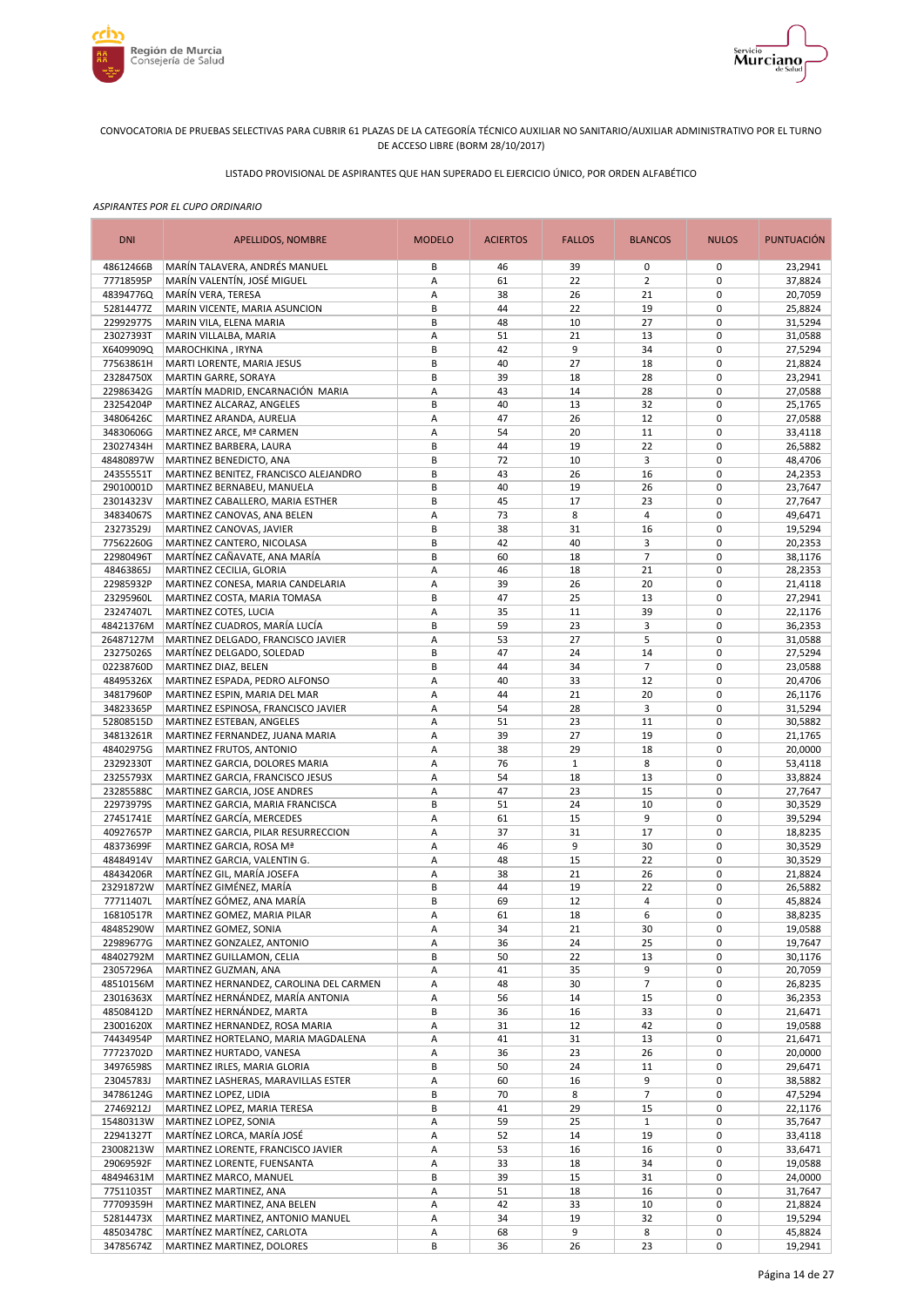CONVOCATORIA DE PRUEBAS SELECTIVAS PARA CUBRIR 61 PLAZAS DE LA CATEGORÍA TÉCNICO AUXILIAR NO SANITARIO/AUXILIAR ADMINISTRATIVO POR EL TURNO DE ACCESO LIBRE (BORM 28/10/2017)

LISTADO PROVISIONAL DE ASPIRANTES QUE HAN SUPERADO EL EJERCICIO ÚNICO, POR ORDEN ALFABÉTICO

*ASPIRANTES POR EL CUPO ORDINARIO*

| DNI | APELLIDOS, NOMBRE | MODELO | ACIERTOS | FALLOS | BLANCOS | NULOS | PUNTUACIÓN |
|---|---|---|---|---|---|---|---|
| 48612466B | MARÍN TALAVERA, ANDRÉS MANUEL | B | 46 | 39 | 0 | 0 | 23,2941 |
| 77718595P | MARÍN VALENTÍN, JOSÉ MIGUEL | A | 61 | 22 | 2 | 0 | 37,8824 |
| 48394776Q | MARÍN VERA, TERESA | A | 38 | 26 | 21 | 0 | 20,7059 |
| 52814477Z | MARIN VICENTE, MARIA ASUNCION | B | 44 | 22 | 19 | 0 | 25,8824 |
| 22992977S | MARIN VILA, ELENA MARIA | B | 48 | 10 | 27 | 0 | 31,5294 |
| 23027393T | MARIN VILLALBA, MARIA | A | 51 | 21 | 13 | 0 | 31,0588 |
| X6409909Q | MAROCHKINA , IRYNA | B | 42 | 9 | 34 | 0 | 27,5294 |
| 77563861H | MARTI LORENTE, MARIA JESUS | B | 40 | 27 | 18 | 0 | 21,8824 |
| 23284750X | MARTIN GARRE, SORAYA | B | 39 | 18 | 28 | 0 | 23,2941 |
| 22986342G | MARTÍN MADRID, ENCARNACIÓN MARIA | A | 43 | 14 | 28 | 0 | 27,0588 |
| 23254204P | MARTINEZ ALCARAZ, ANGELES | B | 40 | 13 | 32 | 0 | 25,1765 |
| 34806426C | MARTINEZ ARANDA, AURELIA | A | 47 | 26 | 12 | 0 | 27,0588 |
| 34830606G | MARTINEZ ARCE, Mª CARMEN | A | 54 | 20 | 11 | 0 | 33,4118 |
| 23027434H | MARTINEZ BARBERA, LAURA | B | 44 | 19 | 22 | 0 | 26,5882 |
| 48480897W | MARTINEZ BENEDICTO, ANA | B | 72 | 10 | 3 | 0 | 48,4706 |
| 24355551T | MARTINEZ BENITEZ, FRANCISCO ALEJANDRO | B | 43 | 26 | 16 | 0 | 24,2353 |
| 29010001D | MARTINEZ BERNABEU, MANUELA | B | 40 | 19 | 26 | 0 | 23,7647 |
| 23014323V | MARTINEZ CABALLERO, MARIA ESTHER | B | 45 | 17 | 23 | 0 | 27,7647 |
| 34834067S | MARTINEZ CANOVAS, ANA BELEN | A | 73 | 8 | 4 | 0 | 49,6471 |
| 23273529J | MARTINEZ CANOVAS, JAVIER | B | 38 | 31 | 16 | 0 | 19,5294 |
| 77562260G | MARTINEZ CANTERO, NICOLASA | B | 42 | 40 | 3 | 0 | 20,2353 |
| 22980496T | MARTÍNEZ CAÑAVATE, ANA MARÍA | B | 60 | 18 | 7 | 0 | 38,1176 |
| 48463865J | MARTINEZ CECILIA, GLORIA | A | 46 | 18 | 21 | 0 | 28,2353 |
| 22985932P | MARTINEZ CONESA, MARIA CANDELARIA | A | 39 | 26 | 20 | 0 | 21,4118 |
| 23295960L | MARTINEZ COSTA, MARIA TOMASA | B | 47 | 25 | 13 | 0 | 27,2941 |
| 23247407L | MARTINEZ COTES, LUCIA | A | 35 | 11 | 39 | 0 | 22,1176 |
| 48421376M | MARTÍNEZ CUADROS, MARÍA LUCÍA | B | 59 | 23 | 3 | 0 | 36,2353 |
| 26487127M | MARTINEZ DELGADO, FRANCISCO JAVIER | A | 53 | 27 | 5 | 0 | 31,0588 |
| 23275026S | MARTÍNEZ DELGADO, SOLEDAD | B | 47 | 24 | 14 | 0 | 27,5294 |
| 02238760D | MARTINEZ DIAZ, BELEN | B | 44 | 34 | 7 | 0 | 23,0588 |
| 48495326X | MARTINEZ ESPADA, PEDRO ALFONSO | A | 40 | 33 | 12 | 0 | 20,4706 |
| 34817960P | MARTINEZ ESPIN, MARIA DEL MAR | A | 44 | 21 | 20 | 0 | 26,1176 |
| 34823365P | MARTINEZ ESPINOSA, FRANCISCO JAVIER | A | 54 | 28 | 3 | 0 | 31,5294 |
| 52808515D | MARTINEZ ESTEBAN, ANGELES | A | 51 | 23 | 11 | 0 | 30,5882 |
| 34813261R | MARTINEZ FERNANDEZ, JUANA MARIA | A | 39 | 27 | 19 | 0 | 21,1765 |
| 48402975G | MARTINEZ FRUTOS, ANTONIO | A | 38 | 29 | 18 | 0 | 20,0000 |
| 23292330T | MARTINEZ GARCIA, DOLORES MARIA | A | 76 | 1 | 8 | 0 | 53,4118 |
| 23255793X | MARTINEZ GARCIA, FRANCISCO JESUS | A | 54 | 18 | 13 | 0 | 33,8824 |
| 23285588C | MARTINEZ GARCIA, JOSE ANDRES | A | 47 | 23 | 15 | 0 | 27,7647 |
| 22973979S | MARTINEZ GARCIA, MARIA FRANCISCA | B | 51 | 24 | 10 | 0 | 30,3529 |
| 27451741E | MARTÍNEZ GARCÍA, MERCEDES | A | 61 | 15 | 9 | 0 | 39,5294 |
| 40927657P | MARTINEZ GARCIA, PILAR RESURRECCION | A | 37 | 31 | 17 | 0 | 18,8235 |
| 48373699F | MARTINEZ GARCIA, ROSA Mª | A | 46 | 9 | 30 | 0 | 30,3529 |
| 48484914V | MARTINEZ GARCIA, VALENTIN G. | A | 48 | 15 | 22 | 0 | 30,3529 |
| 48434206R | MARTÍNEZ GIL, MARÍA JOSEFA | A | 38 | 21 | 26 | 0 | 21,8824 |
| 23291872W | MARTÍNEZ GIMÉNEZ, MARÍA | B | 44 | 19 | 22 | 0 | 26,5882 |
| 77711407L | MARTÍNEZ GÓMEZ, ANA MARÍA | B | 69 | 12 | 4 | 0 | 45,8824 |
| 16810517R | MARTINEZ GOMEZ, MARIA PILAR | A | 61 | 18 | 6 | 0 | 38,8235 |
| 48485290W | MARTINEZ GOMEZ, SONIA | A | 34 | 21 | 30 | 0 | 19,0588 |
| 22989677G | MARTINEZ GONZALEZ, ANTONIO | A | 36 | 24 | 25 | 0 | 19,7647 |
| 48402792M | MARTINEZ GUILLAMON, CELIA | B | 50 | 22 | 13 | 0 | 30,1176 |
| 23057296A | MARTINEZ GUZMAN, ANA | A | 41 | 35 | 9 | 0 | 20,7059 |
| 48510156M | MARTINEZ HERNANDEZ, CAROLINA DEL CARMEN | A | 48 | 30 | 7 | 0 | 26,8235 |
| 23016363X | MARTÍNEZ HERNÁNDEZ, MARÍA ANTONIA | A | 56 | 14 | 15 | 0 | 36,2353 |
| 48508412D | MARTÍNEZ HERNÁNDEZ, MARTA | B | 36 | 16 | 33 | 0 | 21,6471 |
| 23001620X | MARTINEZ HERNANDEZ, ROSA MARIA | A | 31 | 12 | 42 | 0 | 19,0588 |
| 74434954P | MARTINEZ HORTELANO, MARIA MAGDALENA | A | 41 | 31 | 13 | 0 | 21,6471 |
| 77723702D | MARTINEZ HURTADO, VANESA | A | 36 | 23 | 26 | 0 | 20,0000 |
| 34976598S | MARTINEZ IRLES, MARIA GLORIA | B | 50 | 24 | 11 | 0 | 29,6471 |
| 23045783J | MARTINEZ LASHERAS, MARAVILLAS ESTER | A | 60 | 16 | 9 | 0 | 38,5882 |
| 34786124G | MARTINEZ LOPEZ, LIDIA | B | 70 | 8 | 7 | 0 | 47,5294 |
| 27469212J | MARTINEZ LOPEZ, MARIA TERESA | B | 41 | 29 | 15 | 0 | 22,1176 |
| 15480313W | MARTINEZ LOPEZ, SONIA | A | 59 | 25 | 1 | 0 | 35,7647 |
| 22941327T | MARTÍNEZ LORCA, MARÍA JOSÉ | A | 52 | 14 | 19 | 0 | 33,4118 |
| 23008213W | MARTINEZ LORENTE, FRANCISCO JAVIER | A | 53 | 16 | 16 | 0 | 33,6471 |
| 29069592F | MARTINEZ LORENTE, FUENSANTA | A | 33 | 18 | 34 | 0 | 19,0588 |
| 48494631M | MARTINEZ MARCO, MANUEL | B | 39 | 15 | 31 | 0 | 24,0000 |
| 77511035T | MARTINEZ MARTINEZ, ANA | A | 51 | 18 | 16 | 0 | 31,7647 |
| 77709359H | MARTINEZ MARTINEZ, ANA BELEN | A | 42 | 33 | 10 | 0 | 21,8824 |
| 52814473X | MARTINEZ MARTINEZ, ANTONIO MANUEL | A | 34 | 19 | 32 | 0 | 19,5294 |
| 48503478C | MARTÍNEZ MARTÍNEZ, CARLOTA | A | 68 | 9 | 8 | 0 | 45,8824 |
| 34785674Z | MARTINEZ MARTINEZ, DOLORES | B | 36 | 26 | 23 | 0 | 19,2941 |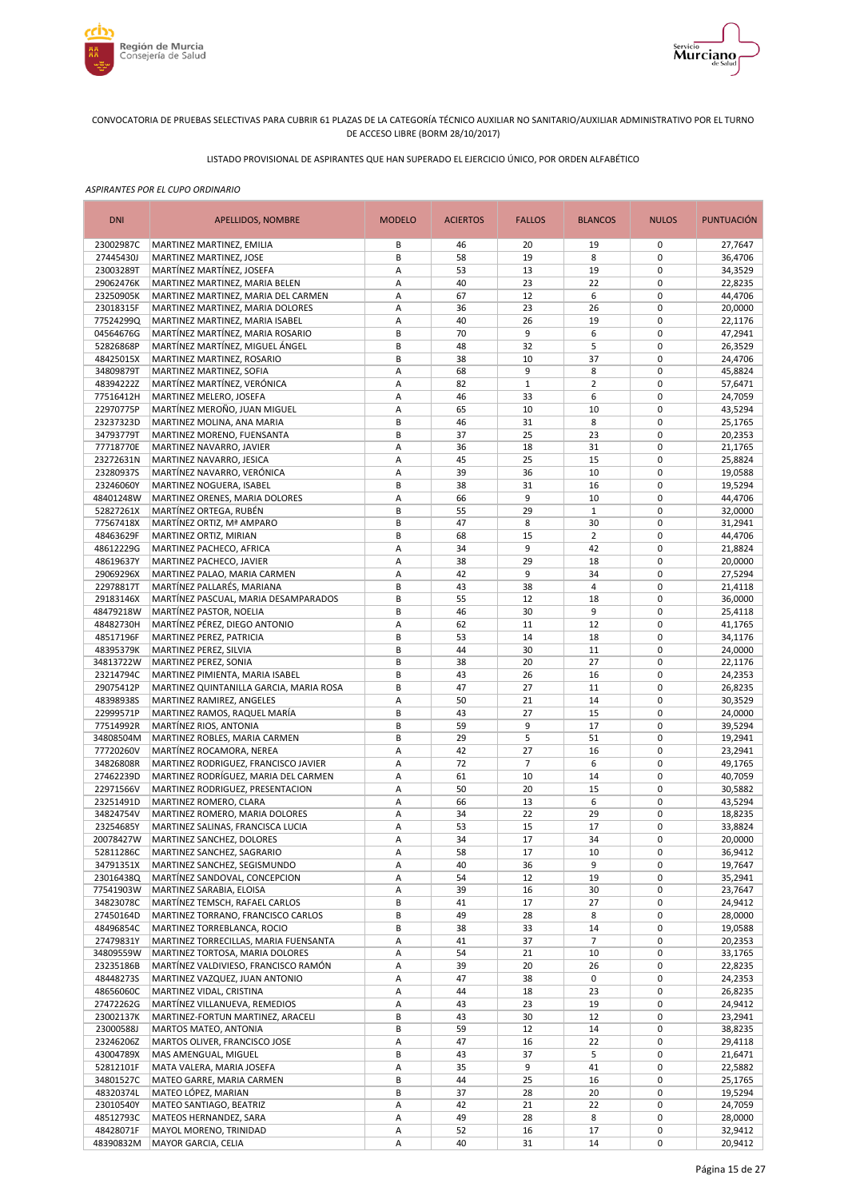CONVOCATORIA DE PRUEBAS SELECTIVAS PARA CUBRIR 61 PLAZAS DE LA CATEGORÍA TÉCNICO AUXILIAR NO SANITARIO/AUXILIAR ADMINISTRATIVO POR EL TURNO DE ACCESO LIBRE (BORM 28/10/2017)

LISTADO PROVISIONAL DE ASPIRANTES QUE HAN SUPERADO EL EJERCICIO ÚNICO, POR ORDEN ALFABÉTICO

*ASPIRANTES POR EL CUPO ORDINARIO*

| DNI | APELLIDOS, NOMBRE | MODELO | ACIERTOS | FALLOS | BLANCOS | NULOS | PUNTUACIÓN |
|---|---|---|---|---|---|---|---|
| 23002987C | MARTINEZ MARTINEZ, EMILIA | B | 46 | 20 | 19 | 0 | 27,7647 |
| 27445430J | MARTINEZ MARTINEZ, JOSE | B | 58 | 19 | 8 | 0 | 36,4706 |
| 23003289T | MARTÍNEZ MARTÍNEZ, JOSEFA | A | 53 | 13 | 19 | 0 | 34,3529 |
| 29062476K | MARTINEZ MARTINEZ, MARIA BELEN | A | 40 | 23 | 22 | 0 | 22,8235 |
| 23250905K | MARTINEZ MARTINEZ, MARIA DEL CARMEN | A | 67 | 12 | 6 | 0 | 44,4706 |
| 23018315F | MARTINEZ MARTINEZ, MARIA DOLORES | A | 36 | 23 | 26 | 0 | 20,0000 |
| 77524299Q | MARTINEZ MARTINEZ, MARIA ISABEL | A | 40 | 26 | 19 | 0 | 22,1176 |
| 04564676G | MARTÍNEZ MARTÍNEZ, MARIA ROSARIO | B | 70 | 9 | 6 | 0 | 47,2941 |
| 52826868P | MARTÍNEZ MARTÍNEZ, MIGUEL ÁNGEL | B | 48 | 32 | 5 | 0 | 26,3529 |
| 48425015X | MARTINEZ MARTINEZ, ROSARIO | B | 38 | 10 | 37 | 0 | 24,4706 |
| 34809879T | MARTINEZ MARTINEZ, SOFIA | A | 68 | 9 | 8 | 0 | 45,8824 |
| 48394222Z | MARTÍNEZ MARTÍNEZ, VERÓNICA | A | 82 | 1 | 2 | 0 | 57,6471 |
| 77516412H | MARTINEZ MELERO, JOSEFA | A | 46 | 33 | 6 | 0 | 24,7059 |
| 22970775P | MARTÍNEZ MEROÑO, JUAN MIGUEL | A | 65 | 10 | 10 | 0 | 43,5294 |
| 23237323D | MARTINEZ MOLINA, ANA MARIA | B | 46 | 31 | 8 | 0 | 25,1765 |
| 34793779T | MARTINEZ MORENO, FUENSANTA | B | 37 | 25 | 23 | 0 | 20,2353 |
| 77718770E | MARTINEZ NAVARRO, JAVIER | A | 36 | 18 | 31 | 0 | 21,1765 |
| 23272631N | MARTINEZ NAVARRO, JESICA | A | 45 | 25 | 15 | 0 | 25,8824 |
| 23280937S | MARTÍNEZ NAVARRO, VERÓNICA | A | 39 | 36 | 10 | 0 | 19,0588 |
| 23246060Y | MARTINEZ NOGUERA, ISABEL | B | 38 | 31 | 16 | 0 | 19,5294 |
| 48401248W | MARTINEZ ORENES, MARIA DOLORES | A | 66 | 9 | 10 | 0 | 44,4706 |
| 52827261X | MARTÍNEZ ORTEGA, RUBÉN | B | 55 | 29 | 1 | 0 | 32,0000 |
| 77567418X | MARTÍNEZ ORTIZ, Mª AMPARO | B | 47 | 8 | 30 | 0 | 31,2941 |
| 48463629F | MARTINEZ ORTIZ, MIRIAN | B | 68 | 15 | 2 | 0 | 44,4706 |
| 48612229G | MARTINEZ PACHECO, AFRICA | A | 34 | 9 | 42 | 0 | 21,8824 |
| 48619637Y | MARTINEZ PACHECO, JAVIER | A | 38 | 29 | 18 | 0 | 20,0000 |
| 29069296X | MARTINEZ PALAO, MARIA CARMEN | A | 42 | 9 | 34 | 0 | 27,5294 |
| 22978817T | MARTÍNEZ PALLARÉS, MARIANA | B | 43 | 38 | 4 | 0 | 21,4118 |
| 29183146X | MARTÍNEZ PASCUAL, MARIA DESAMPARADOS | B | 55 | 12 | 18 | 0 | 36,0000 |
| 48479218W | MARTÍNEZ PASTOR, NOELIA | B | 46 | 30 | 9 | 0 | 25,4118 |
| 48482730H | MARTÍNEZ PÉREZ, DIEGO ANTONIO | A | 62 | 11 | 12 | 0 | 41,1765 |
| 48517196F | MARTINEZ PEREZ, PATRICIA | B | 53 | 14 | 18 | 0 | 34,1176 |
| 48395379K | MARTINEZ PEREZ, SILVIA | B | 44 | 30 | 11 | 0 | 24,0000 |
| 34813722W | MARTINEZ PEREZ, SONIA | B | 38 | 20 | 27 | 0 | 22,1176 |
| 23214794C | MARTINEZ PIMIENTA, MARIA ISABEL | B | 43 | 26 | 16 | 0 | 24,2353 |
| 29075412P | MARTINEZ QUINTANILLA GARCIA, MARIA ROSA | B | 47 | 27 | 11 | 0 | 26,8235 |
| 48398938S | MARTINEZ RAMIREZ, ANGELES | A | 50 | 21 | 14 | 0 | 30,3529 |
| 22999571P | MARTINEZ RAMOS, RAQUEL MARÍA | B | 43 | 27 | 15 | 0 | 24,0000 |
| 77514992R | MARTÍNEZ RIOS, ANTONIA | B | 59 | 9 | 17 | 0 | 39,5294 |
| 34808504M | MARTINEZ ROBLES, MARIA CARMEN | B | 29 | 5 | 51 | 0 | 19,2941 |
| 77720260V | MARTÍNEZ ROCAMORA, NEREA | A | 42 | 27 | 16 | 0 | 23,2941 |
| 34826808R | MARTINEZ RODRIGUEZ, FRANCISCO JAVIER | A | 72 | 7 | 6 | 0 | 49,1765 |
| 27462239D | MARTINEZ RODRÍGUEZ, MARIA DEL CARMEN | A | 61 | 10 | 14 | 0 | 40,7059 |
| 22971566V | MARTINEZ RODRIGUEZ, PRESENTACION | A | 50 | 20 | 15 | 0 | 30,5882 |
| 23251491D | MARTINEZ ROMERO, CLARA | A | 66 | 13 | 6 | 0 | 43,5294 |
| 34824754V | MARTINEZ ROMERO, MARIA DOLORES | A | 34 | 22 | 29 | 0 | 18,8235 |
| 23254685Y | MARTINEZ SALINAS, FRANCISCA LUCIA | A | 53 | 15 | 17 | 0 | 33,8824 |
| 20078427W | MARTINEZ SANCHEZ, DOLORES | A | 34 | 17 | 34 | 0 | 20,0000 |
| 52811286C | MARTINEZ SANCHEZ, SAGRARIO | A | 58 | 17 | 10 | 0 | 36,9412 |
| 34791351X | MARTINEZ SANCHEZ, SEGISMUNDO | A | 40 | 36 | 9 | 0 | 19,7647 |
| 23016438Q | MARTÍNEZ SANDOVAL, CONCEPCION | A | 54 | 12 | 19 | 0 | 35,2941 |
| 77541903W | MARTINEZ SARABIA, ELOISA | A | 39 | 16 | 30 | 0 | 23,7647 |
| 34823078C | MARTÍNEZ TEMSCH, RAFAEL CARLOS | B | 41 | 17 | 27 | 0 | 24,9412 |
| 27450164D | MARTINEZ TORRANO, FRANCISCO CARLOS | B | 49 | 28 | 8 | 0 | 28,0000 |
| 48496854C | MARTINEZ TORREBLANCA, ROCIO | B | 38 | 33 | 14 | 0 | 19,0588 |
| 27479831Y | MARTINEZ TORRECILLAS, MARIA FUENSANTA | A | 41 | 37 | 7 | 0 | 20,2353 |
| 34809559W | MARTINEZ TORTOSA, MARIA DOLORES | A | 54 | 21 | 10 | 0 | 33,1765 |
| 23235186B | MARTÍNEZ VALDIVIESO, FRANCISCO RAMÓN | A | 39 | 20 | 26 | 0 | 22,8235 |
| 48448273S | MARTINEZ VAZQUEZ, JUAN ANTONIO | A | 47 | 38 | 0 | 0 | 24,2353 |
| 48656060C | MARTINEZ VIDAL, CRISTINA | A | 44 | 18 | 23 | 0 | 26,8235 |
| 27472262G | MARTÍNEZ VILLANUEVA, REMEDIOS | A | 43 | 23 | 19 | 0 | 24,9412 |
| 23002137K | MARTINEZ-FORTUN MARTINEZ, ARACELI | B | 43 | 30 | 12 | 0 | 23,2941 |
| 23000588J | MARTOS MATEO, ANTONIA | B | 59 | 12 | 14 | 0 | 38,8235 |
| 23246206Z | MARTOS OLIVER, FRANCISCO JOSE | A | 47 | 16 | 22 | 0 | 29,4118 |
| 43004789X | MAS AMENGUAL, MIGUEL | B | 43 | 37 | 5 | 0 | 21,6471 |
| 52812101F | MATA VALERA, MARIA JOSEFA | A | 35 | 9 | 41 | 0 | 22,5882 |
| 34801527C | MATEO GARRE, MARIA CARMEN | B | 44 | 25 | 16 | 0 | 25,1765 |
| 48320374L | MATEO LÓPEZ, MARIAN | B | 37 | 28 | 20 | 0 | 19,5294 |
| 23010540Y | MATEO SANTIAGO, BEATRIZ | A | 42 | 21 | 22 | 0 | 24,7059 |
| 48512793C | MATEOS HERNANDEZ, SARA | A | 49 | 28 | 8 | 0 | 28,0000 |
| 48428071F | MAYOL MORENO, TRINIDAD | A | 52 | 16 | 17 | 0 | 32,9412 |
| 48390832M | MAYOR GARCIA, CELIA | A | 40 | 31 | 14 | 0 | 20,9412 |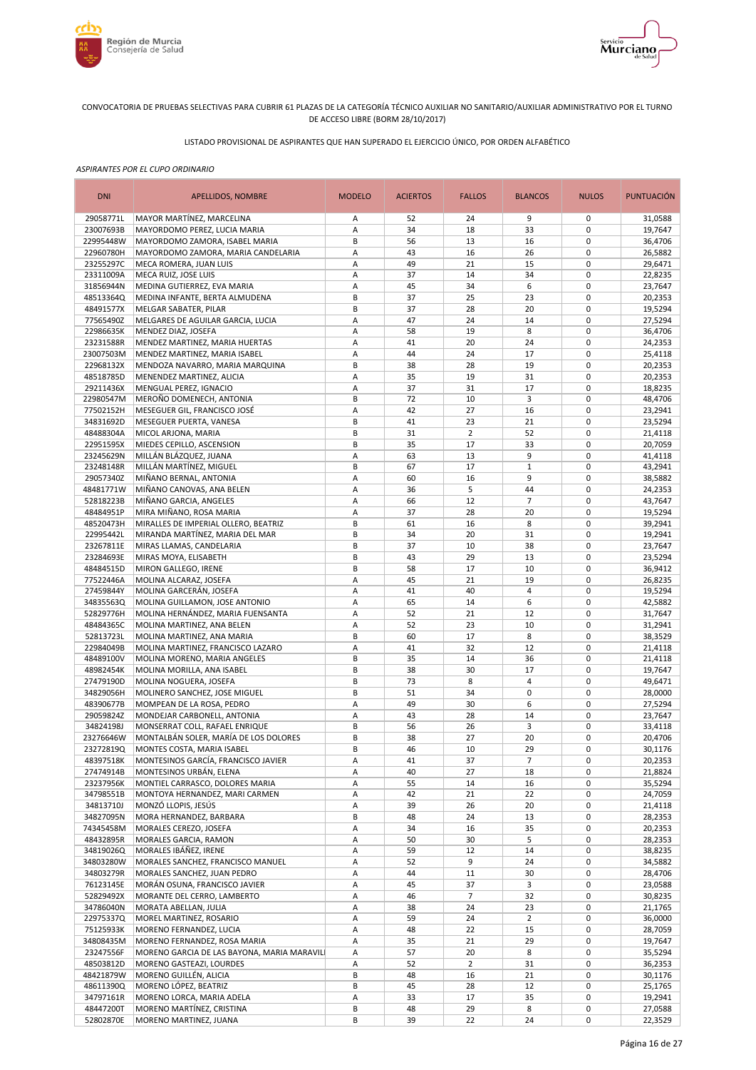CONVOCATORIA DE PRUEBAS SELECTIVAS PARA CUBRIR 61 PLAZAS DE LA CATEGORÍA TÉCNICO AUXILIAR NO SANITARIO/AUXILIAR ADMINISTRATIVO POR EL TURNO DE ACCESO LIBRE (BORM 28/10/2017)

LISTADO PROVISIONAL DE ASPIRANTES QUE HAN SUPERADO EL EJERCICIO ÚNICO, POR ORDEN ALFABÉTICO

*ASPIRANTES POR EL CUPO ORDINARIO*

| DNI | APELLIDOS, NOMBRE | MODELO | ACIERTOS | FALLOS | BLANCOS | NULOS | PUNTUACIÓN |
|---|---|---|---|---|---|---|---|
| 29058771L | MAYOR MARTÍNEZ, MARCELINA | A | 52 | 24 | 9 | 0 | 31,0588 |
| 23007693B | MAYORDOMO PEREZ, LUCIA MARIA | A | 34 | 18 | 33 | 0 | 19,7647 |
| 22995448W | MAYORDOMO ZAMORA, ISABEL MARIA | B | 56 | 13 | 16 | 0 | 36,4706 |
| 22960780H | MAYORDOMO ZAMORA, MARIA CANDELARIA | A | 43 | 16 | 26 | 0 | 26,5882 |
| 23255297C | MECA ROMERA, JUAN LUIS | A | 49 | 21 | 15 | 0 | 29,6471 |
| 23311009A | MECA RUIZ, JOSE LUIS | A | 37 | 14 | 34 | 0 | 22,8235 |
| 31856944N | MEDINA GUTIERREZ, EVA MARIA | A | 45 | 34 | 6 | 0 | 23,7647 |
| 48513364Q | MEDINA INFANTE, BERTA ALMUDENA | B | 37 | 25 | 23 | 0 | 20,2353 |
| 48491577X | MELGAR SABATER, PILAR | B | 37 | 28 | 20 | 0 | 19,5294 |
| 77565490Z | MELGARES DE AGUILAR GARCIA, LUCIA | A | 47 | 24 | 14 | 0 | 27,5294 |
| 22986635K | MENDEZ DIAZ, JOSEFA | A | 58 | 19 | 8 | 0 | 36,4706 |
| 23231588R | MENDEZ MARTINEZ, MARIA HUERTAS | A | 41 | 20 | 24 | 0 | 24,2353 |
| 23007503M | MENDEZ MARTINEZ, MARIA ISABEL | A | 44 | 24 | 17 | 0 | 25,4118 |
| 22968132X | MENDOZA NAVARRO, MARIA MARQUINA | B | 38 | 28 | 19 | 0 | 20,2353 |
| 48518785D | MENENDEZ MARTINEZ, ALICIA | A | 35 | 19 | 31 | 0 | 20,2353 |
| 29211436X | MENGUAL PEREZ, IGNACIO | A | 37 | 31 | 17 | 0 | 18,8235 |
| 22980547M | MEROÑO DOMENECH, ANTONIA | B | 72 | 10 | 3 | 0 | 48,4706 |
| 77502152H | MESEGUER GIL, FRANCISCO JOSÉ | A | 42 | 27 | 16 | 0 | 23,2941 |
| 34831692D | MESEGUER PUERTA, VANESA | B | 41 | 23 | 21 | 0 | 23,5294 |
| 48488304A | MICOL ARJONA, MARIA | B | 31 | 2 | 52 | 0 | 21,4118 |
| 22951595X | MIEDES CEPILLO, ASCENSION | B | 35 | 17 | 33 | 0 | 20,7059 |
| 23245629N | MILLÁN BLÁZQUEZ, JUANA | A | 63 | 13 | 9 | 0 | 41,4118 |
| 23248148R | MILLÁN MARTÍNEZ, MIGUEL | B | 67 | 17 | 1 | 0 | 43,2941 |
| 29057340Z | MIÑANO BERNAL, ANTONIA | A | 60 | 16 | 9 | 0 | 38,5882 |
| 48481771W | MIÑANO CANOVAS, ANA BELEN | A | 36 | 5 | 44 | 0 | 24,2353 |
| 52818223B | MIÑANO GARCIA, ANGELES | A | 66 | 12 | 7 | 0 | 43,7647 |
| 48484951P | MIRA MIÑANO, ROSA MARIA | A | 37 | 28 | 20 | 0 | 19,5294 |
| 48520473H | MIRALLES DE IMPERIAL OLLERO, BEATRIZ | B | 61 | 16 | 8 | 0 | 39,2941 |
| 22995442L | MIRANDA MARTÍNEZ, MARIA DEL MAR | B | 34 | 20 | 31 | 0 | 19,2941 |
| 23267811E | MIRAS LLAMAS, CANDELARIA | B | 37 | 10 | 38 | 0 | 23,7647 |
| 23284693E | MIRAS MOYA, ELISABETH | B | 43 | 29 | 13 | 0 | 23,5294 |
| 48484515D | MIRON GALLEGO, IRENE | B | 58 | 17 | 10 | 0 | 36,9412 |
| 77522446A | MOLINA ALCARAZ, JOSEFA | A | 45 | 21 | 19 | 0 | 26,8235 |
| 27459844Y | MOLINA GARCERÁN, JOSEFA | A | 41 | 40 | 4 | 0 | 19,5294 |
| 34835563Q | MOLINA GUILLAMON, JOSE ANTONIO | A | 65 | 14 | 6 | 0 | 42,5882 |
| 52829776H | MOLINA HERNÁNDEZ, MARIA FUENSANTA | A | 52 | 21 | 12 | 0 | 31,7647 |
| 48484365C | MOLINA MARTINEZ, ANA BELEN | A | 52 | 23 | 10 | 0 | 31,2941 |
| 52813723L | MOLINA MARTINEZ, ANA MARIA | B | 60 | 17 | 8 | 0 | 38,3529 |
| 22984049B | MOLINA MARTINEZ, FRANCISCO LAZARO | A | 41 | 32 | 12 | 0 | 21,4118 |
| 48489100V | MOLINA MORENO, MARIA ANGELES | B | 35 | 14 | 36 | 0 | 21,4118 |
| 48982454K | MOLINA MORILLA, ANA ISABEL | B | 38 | 30 | 17 | 0 | 19,7647 |
| 27479190D | MOLINA NOGUERA, JOSEFA | B | 73 | 8 | 4 | 0 | 49,6471 |
| 34829056H | MOLINERO SANCHEZ, JOSE MIGUEL | B | 51 | 34 | 0 | 0 | 28,0000 |
| 48390677B | MOMPEAN DE LA ROSA, PEDRO | A | 49 | 30 | 6 | 0 | 27,5294 |
| 29059824Z | MONDEJAR CARBONELL, ANTONIA | A | 43 | 28 | 14 | 0 | 23,7647 |
| 34824198J | MONSERRAT COLL, RAFAEL ENRIQUE | B | 56 | 26 | 3 | 0 | 33,4118 |
| 23276646W | MONTALBÁN SOLER, MARÍA DE LOS DOLORES | B | 38 | 27 | 20 | 0 | 20,4706 |
| 23272819Q | MONTES COSTA, MARIA ISABEL | B | 46 | 10 | 29 | 0 | 30,1176 |
| 48397518K | MONTESINOS GARCÍA, FRANCISCO JAVIER | A | 41 | 37 | 7 | 0 | 20,2353 |
| 27474914B | MONTESINOS URBÁN, ELENA | A | 40 | 27 | 18 | 0 | 21,8824 |
| 23237956K | MONTIEL CARRASCO, DOLORES MARIA | A | 55 | 14 | 16 | 0 | 35,5294 |
| 34798551B | MONTOYA HERNANDEZ, MARI CARMEN | A | 42 | 21 | 22 | 0 | 24,7059 |
| 34813710J | MONZÓ LLOPIS, JESÚS | A | 39 | 26 | 20 | 0 | 21,4118 |
| 34827095N | MORA HERNANDEZ, BARBARA | B | 48 | 24 | 13 | 0 | 28,2353 |
| 74345458M | MORALES CEREZO, JOSEFA | A | 34 | 16 | 35 | 0 | 20,2353 |
| 48432895R | MORALES GARCIA, RAMON | A | 50 | 30 | 5 | 0 | 28,2353 |
| 34819026Q | MORALES IBÁÑEZ, IRENE | A | 59 | 12 | 14 | 0 | 38,8235 |
| 34803280W | MORALES SANCHEZ, FRANCISCO MANUEL | A | 52 | 9 | 24 | 0 | 34,5882 |
| 34803279R | MORALES SANCHEZ, JUAN PEDRO | A | 44 | 11 | 30 | 0 | 28,4706 |
| 76123145E | MORÁN OSUNA, FRANCISCO JAVIER | A | 45 | 37 | 3 | 0 | 23,0588 |
| 52829492X | MORANTE DEL CERRO, LAMBERTO | A | 46 | 7 | 32 | 0 | 30,8235 |
| 34786040N | MORATA ABELLAN, JULIA | A | 38 | 24 | 23 | 0 | 21,1765 |
| 22975337Q | MOREL MARTINEZ, ROSARIO | A | 59 | 24 | 2 | 0 | 36,0000 |
| 75125933K | MORENO FERNANDEZ, LUCIA | A | 48 | 22 | 15 | 0 | 28,7059 |
| 34808435M | MORENO FERNANDEZ, ROSA MARIA | A | 35 | 21 | 29 | 0 | 19,7647 |
| 23247556F | MORENO GARCIA DE LAS BAYONA, MARIA MARAVILL | A | 57 | 20 | 8 | 0 | 35,5294 |
| 48503812D | MORENO GASTEAZI, LOURDES | A | 52 | 2 | 31 | 0 | 36,2353 |
| 48421879W | MORENO GUILLÉN, ALICIA | B | 48 | 16 | 21 | 0 | 30,1176 |
| 48611390Q | MORENO LÓPEZ, BEATRIZ | B | 45 | 28 | 12 | 0 | 25,1765 |
| 34797161R | MORENO LORCA, MARIA ADELA | A | 33 | 17 | 35 | 0 | 19,2941 |
| 48447200T | MORENO MARTÍNEZ, CRISTINA | B | 48 | 29 | 8 | 0 | 27,0588 |
| 52802870E | MORENO MARTINEZ, JUANA | B | 39 | 22 | 24 | 0 | 22,3529 |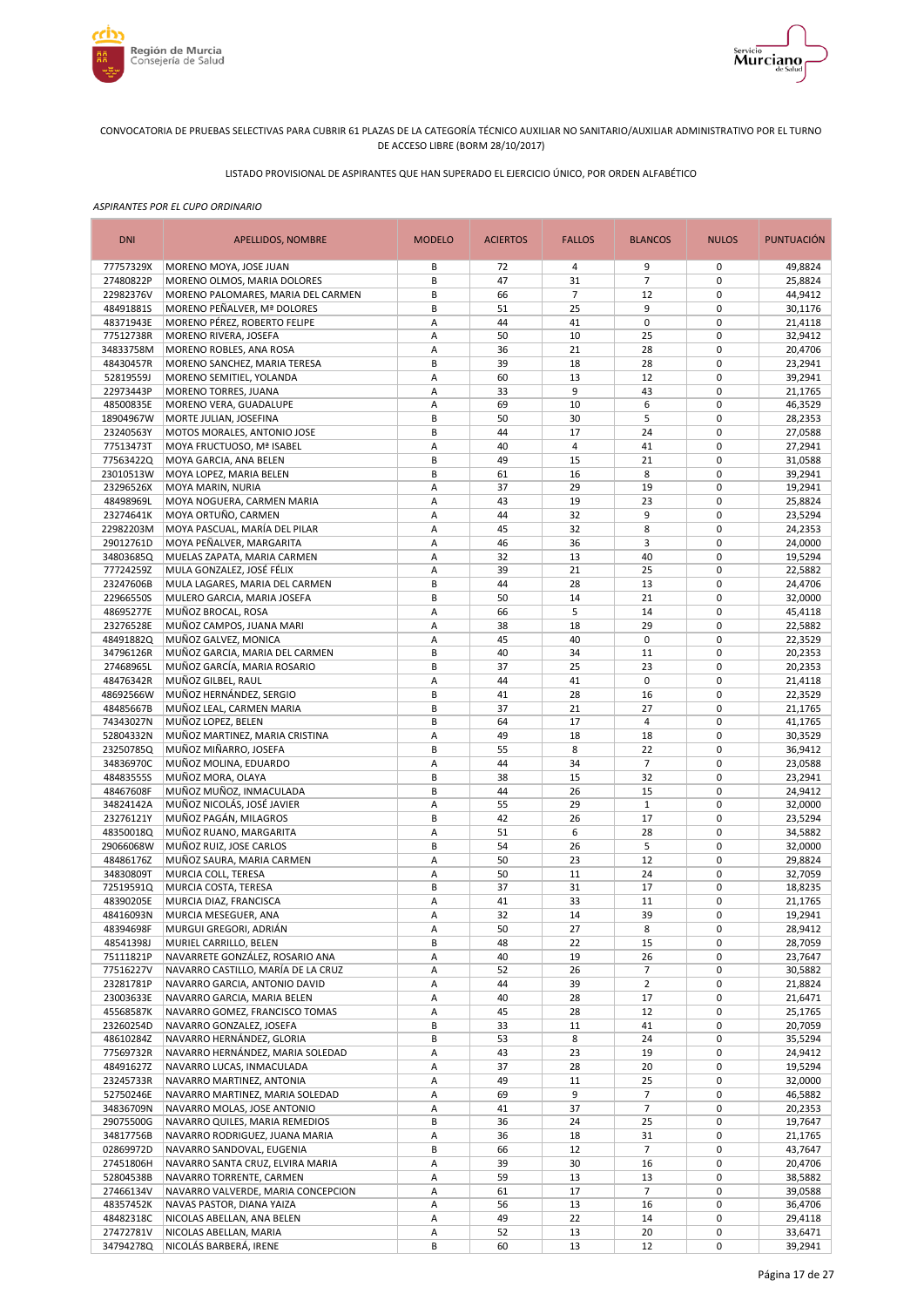CONVOCATORIA DE PRUEBAS SELECTIVAS PARA CUBRIR 61 PLAZAS DE LA CATEGORÍA TÉCNICO AUXILIAR NO SANITARIO/AUXILIAR ADMINISTRATIVO POR EL TURNO DE ACCESO LIBRE (BORM 28/10/2017)

LISTADO PROVISIONAL DE ASPIRANTES QUE HAN SUPERADO EL EJERCICIO ÚNICO, POR ORDEN ALFABÉTICO

*ASPIRANTES POR EL CUPO ORDINARIO*

| DNI | APELLIDOS, NOMBRE | MODELO | ACIERTOS | FALLOS | BLANCOS | NULOS | PUNTUACIÓN |
|---|---|---|---|---|---|---|---|
| 77757329X | MORENO MOYA, JOSE JUAN | B | 72 | 4 | 9 | 0 | 49,8824 |
| 27480822P | MORENO OLMOS, MARIA DOLORES | B | 47 | 31 | 7 | 0 | 25,8824 |
| 22982376V | MORENO PALOMARES, MARIA DEL CARMEN | B | 66 | 7 | 12 | 0 | 44,9412 |
| 48491881S | MORENO PEÑALVER, Mª DOLORES | B | 51 | 25 | 9 | 0 | 30,1176 |
| 48371943E | MORENO PÉREZ, ROBERTO FELIPE | A | 44 | 41 | 0 | 0 | 21,4118 |
| 77512738R | MORENO RIVERA, JOSEFA | A | 50 | 10 | 25 | 0 | 32,9412 |
| 34833758M | MORENO ROBLES, ANA ROSA | A | 36 | 21 | 28 | 0 | 20,4706 |
| 48430457R | MORENO SANCHEZ, MARIA TERESA | B | 39 | 18 | 28 | 0 | 23,2941 |
| 52819559J | MORENO SEMITIEL, YOLANDA | A | 60 | 13 | 12 | 0 | 39,2941 |
| 22973443P | MORENO TORRES, JUANA | A | 33 | 9 | 43 | 0 | 21,1765 |
| 48500835E | MORENO VERA, GUADALUPE | A | 69 | 10 | 6 | 0 | 46,3529 |
| 18904967W | MORTE JULIAN, JOSEFINA | B | 50 | 30 | 5 | 0 | 28,2353 |
| 23240563Y | MOTOS MORALES, ANTONIO JOSE | B | 44 | 17 | 24 | 0 | 27,0588 |
| 77513473T | MOYA FRUCTUOSO, Mª ISABEL | A | 40 | 4 | 41 | 0 | 27,2941 |
| 77563422Q | MOYA GARCIA, ANA BELEN | B | 49 | 15 | 21 | 0 | 31,0588 |
| 23010513W | MOYA LOPEZ, MARIA BELEN | B | 61 | 16 | 8 | 0 | 39,2941 |
| 23296526X | MOYA MARIN, NURIA | A | 37 | 29 | 19 | 0 | 19,2941 |
| 48498969L | MOYA NOGUERA, CARMEN MARIA | A | 43 | 19 | 23 | 0 | 25,8824 |
| 23274641K | MOYA ORTUÑO, CARMEN | A | 44 | 32 | 9 | 0 | 23,5294 |
| 22982203M | MOYA PASCUAL, MARÍA DEL PILAR | A | 45 | 32 | 8 | 0 | 24,2353 |
| 29012761D | MOYA PEÑALVER, MARGARITA | A | 46 | 36 | 3 | 0 | 24,0000 |
| 34803685Q | MUELAS ZAPATA, MARIA CARMEN | A | 32 | 13 | 40 | 0 | 19,5294 |
| 77724259Z | MULA GONZALEZ, JOSÉ FÉLIX | A | 39 | 21 | 25 | 0 | 22,5882 |
| 23247606B | MULA LAGARES, MARIA DEL CARMEN | B | 44 | 28 | 13 | 0 | 24,4706 |
| 22966550S | MULERO GARCIA, MARIA JOSEFA | B | 50 | 14 | 21 | 0 | 32,0000 |
| 48695277E | MUÑOZ BROCAL, ROSA | A | 66 | 5 | 14 | 0 | 45,4118 |
| 23276528E | MUÑOZ CAMPOS, JUANA MARI | A | 38 | 18 | 29 | 0 | 22,5882 |
| 48491882Q | MUÑOZ GALVEZ, MONICA | A | 45 | 40 | 0 | 0 | 22,3529 |
| 34796126R | MUÑOZ GARCIA, MARIA DEL CARMEN | B | 40 | 34 | 11 | 0 | 20,2353 |
| 27468965L | MUÑOZ GARCÍA, MARIA ROSARIO | B | 37 | 25 | 23 | 0 | 20,2353 |
| 48476342R | MUÑOZ GILBEL, RAUL | A | 44 | 41 | 0 | 0 | 21,4118 |
| 48692566W | MUÑOZ HERNÁNDEZ, SERGIO | B | 41 | 28 | 16 | 0 | 22,3529 |
| 48485667B | MUÑOZ LEAL, CARMEN MARIA | B | 37 | 21 | 27 | 0 | 21,1765 |
| 74343027N | MUÑOZ LOPEZ, BELEN | B | 64 | 17 | 4 | 0 | 41,1765 |
| 52804332N | MUÑOZ MARTINEZ, MARIA CRISTINA | A | 49 | 18 | 18 | 0 | 30,3529 |
| 23250785Q | MUÑOZ MIÑARRO, JOSEFA | B | 55 | 8 | 22 | 0 | 36,9412 |
| 34836970C | MUÑOZ MOLINA, EDUARDO | A | 44 | 34 | 7 | 0 | 23,0588 |
| 48483555S | MUÑOZ MORA, OLAYA | B | 38 | 15 | 32 | 0 | 23,2941 |
| 48467608F | MUÑOZ MUÑOZ, INMACULADA | B | 44 | 26 | 15 | 0 | 24,9412 |
| 34824142A | MUÑOZ NICOLÁS, JOSÉ JAVIER | A | 55 | 29 | 1 | 0 | 32,0000 |
| 23276121Y | MUÑOZ PAGÁN, MILAGROS | B | 42 | 26 | 17 | 0 | 23,5294 |
| 48350018Q | MUÑOZ RUANO, MARGARITA | A | 51 | 6 | 28 | 0 | 34,5882 |
| 29066068W | MUÑOZ RUIZ, JOSE CARLOS | B | 54 | 26 | 5 | 0 | 32,0000 |
| 48486176Z | MUÑOZ SAURA, MARIA CARMEN | A | 50 | 23 | 12 | 0 | 29,8824 |
| 34830809T | MURCIA COLL, TERESA | A | 50 | 11 | 24 | 0 | 32,7059 |
| 72519591Q | MURCIA COSTA, TERESA | B | 37 | 31 | 17 | 0 | 18,8235 |
| 48390205E | MURCIA DIAZ, FRANCISCA | A | 41 | 33 | 11 | 0 | 21,1765 |
| 48416093N | MURCIA MESEGUER, ANA | A | 32 | 14 | 39 | 0 | 19,2941 |
| 48394698F | MURGUI GREGORI, ADRIÁN | A | 50 | 27 | 8 | 0 | 28,9412 |
| 48541398J | MURIEL CARRILLO, BELEN | B | 48 | 22 | 15 | 0 | 28,7059 |
| 75111821P | NAVARRETE GONZÁLEZ, ROSARIO ANA | A | 40 | 19 | 26 | 0 | 23,7647 |
| 77516227V | NAVARRO CASTILLO, MARÍA DE LA CRUZ | A | 52 | 26 | 7 | 0 | 30,5882 |
| 23281781P | NAVARRO GARCIA, ANTONIO DAVID | A | 44 | 39 | 2 | 0 | 21,8824 |
| 23003633E | NAVARRO GARCIA, MARIA BELEN | A | 40 | 28 | 17 | 0 | 21,6471 |
| 45568587K | NAVARRO GOMEZ, FRANCISCO TOMAS | A | 45 | 28 | 12 | 0 | 25,1765 |
| 23260254D | NAVARRO GONZALEZ, JOSEFA | B | 33 | 11 | 41 | 0 | 20,7059 |
| 48610284Z | NAVARRO HERNÁNDEZ, GLORIA | B | 53 | 8 | 24 | 0 | 35,5294 |
| 77569732R | NAVARRO HERNÁNDEZ, MARIA SOLEDAD | A | 43 | 23 | 19 | 0 | 24,9412 |
| 48491627Z | NAVARRO LUCAS, INMACULADA | A | 37 | 28 | 20 | 0 | 19,5294 |
| 23245733R | NAVARRO MARTINEZ, ANTONIA | A | 49 | 11 | 25 | 0 | 32,0000 |
| 52750246E | NAVARRO MARTINEZ, MARIA SOLEDAD | A | 69 | 9 | 7 | 0 | 46,5882 |
| 34836709N | NAVARRO MOLAS, JOSE ANTONIO | A | 41 | 37 | 7 | 0 | 20,2353 |
| 29075500G | NAVARRO QUILES, MARIA REMEDIOS | B | 36 | 24 | 25 | 0 | 19,7647 |
| 34817756B | NAVARRO RODRIGUEZ, JUANA MARIA | A | 36 | 18 | 31 | 0 | 21,1765 |
| 02869972D | NAVARRO SANDOVAL, EUGENIA | B | 66 | 12 | 7 | 0 | 43,7647 |
| 27451806H | NAVARRO SANTA CRUZ, ELVIRA MARIA | A | 39 | 30 | 16 | 0 | 20,4706 |
| 52804538B | NAVARRO TORRENTE, CARMEN | A | 59 | 13 | 13 | 0 | 38,5882 |
| 27466134V | NAVARRO VALVERDE, MARIA CONCEPCION | A | 61 | 17 | 7 | 0 | 39,0588 |
| 48357452K | NAVAS PASTOR, DIANA YAIZA | A | 56 | 13 | 16 | 0 | 36,4706 |
| 48482318C | NICOLAS ABELLAN, ANA BELEN | A | 49 | 22 | 14 | 0 | 29,4118 |
| 27472781V | NICOLAS ABELLAN, MARIA | A | 52 | 13 | 20 | 0 | 33,6471 |
| 34794278Q | NICOLÁS BARBERÁ, IRENE | B | 60 | 13 | 12 | 0 | 39,2941 |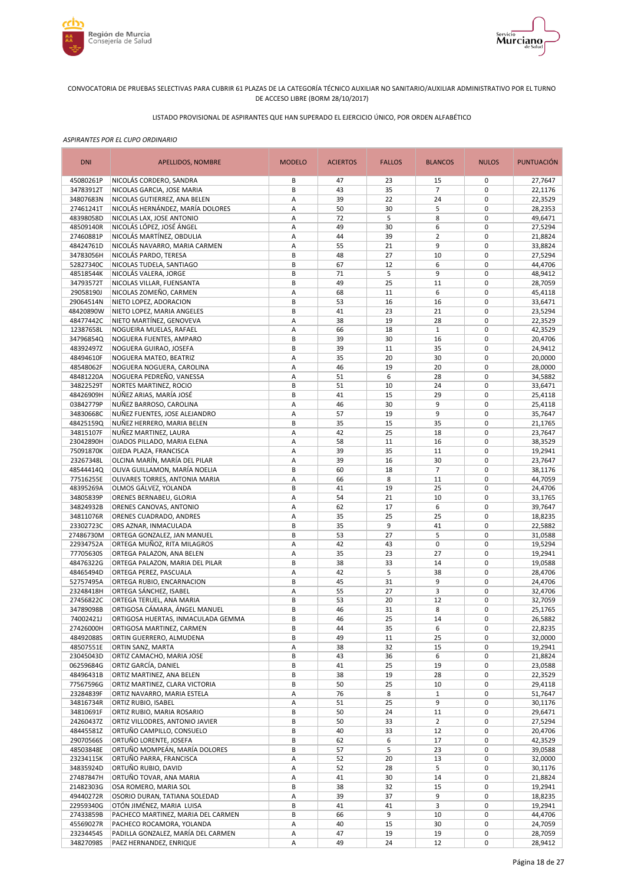CONVOCATORIA DE PRUEBAS SELECTIVAS PARA CUBRIR 61 PLAZAS DE LA CATEGORÍA TÉCNICO AUXILIAR NO SANITARIO/AUXILIAR ADMINISTRATIVO POR EL TURNO DE ACCESO LIBRE (BORM 28/10/2017)

LISTADO PROVISIONAL DE ASPIRANTES QUE HAN SUPERADO EL EJERCICIO ÚNICO, POR ORDEN ALFABÉTICO

*ASPIRANTES POR EL CUPO ORDINARIO*

| DNI | APELLIDOS, NOMBRE | MODELO | ACIERTOS | FALLOS | BLANCOS | NULOS | PUNTUACIÓN |
|---|---|---|---|---|---|---|---|
| 45080261P | NICOLÁS CORDERO, SANDRA | B | 47 | 23 | 15 | 0 | 27,7647 |
| 34783912T | NICOLAS GARCIA, JOSE MARIA | B | 43 | 35 | 7 | 0 | 22,1176 |
| 34807683N | NICOLAS GUTIERREZ, ANA BELEN | A | 39 | 22 | 24 | 0 | 22,3529 |
| 27461241T | NICOLÁS HERNÁNDEZ, MARÍA DOLORES | A | 50 | 30 | 5 | 0 | 28,2353 |
| 48398058D | NICOLAS LAX, JOSE ANTONIO | A | 72 | 5 | 8 | 0 | 49,6471 |
| 48509140R | NICOLÁS LÓPEZ, JOSÉ ÁNGEL | A | 49 | 30 | 6 | 0 | 27,5294 |
| 27460881P | NICOLÁS MARTÍNEZ, OBDULIA | A | 44 | 39 | 2 | 0 | 21,8824 |
| 48424761D | NICOLÁS NAVARRO, MARIA CARMEN | A | 55 | 21 | 9 | 0 | 33,8824 |
| 34783056H | NICOLÁS PARDO, TERESA | B | 48 | 27 | 10 | 0 | 27,5294 |
| 52827340C | NICOLAS TUDELA, SANTIAGO | B | 67 | 12 | 6 | 0 | 44,4706 |
| 48518544K | NICOLÁS VALERA, JORGE | B | 71 | 5 | 9 | 0 | 48,9412 |
| 34793572T | NICOLAS VILLAR, FUENSANTA | B | 49 | 25 | 11 | 0 | 28,7059 |
| 29058190J | NICOLAS ZOMEÑO, CARMEN | A | 68 | 11 | 6 | 0 | 45,4118 |
| 29064514N | NIETO LOPEZ, ADORACION | B | 53 | 16 | 16 | 0 | 33,6471 |
| 48420890W | NIETO LOPEZ, MARIA ANGELES | B | 41 | 23 | 21 | 0 | 23,5294 |
| 48477442C | NIETO MARTÍNEZ, GENOVEVA | A | 38 | 19 | 28 | 0 | 22,3529 |
| 12387658L | NOGUEIRA MUELAS, RAFAEL | A | 66 | 18 | 1 | 0 | 42,3529 |
| 34796854Q | NOGUERA FUENTES, AMPARO | B | 39 | 30 | 16 | 0 | 20,4706 |
| 48392497Z | NOGUERA GUIRAO, JOSEFA | B | 39 | 11 | 35 | 0 | 24,9412 |
| 48494610F | NOGUERA MATEO, BEATRIZ | A | 35 | 20 | 30 | 0 | 20,0000 |
| 48548062F | NOGUERA NOGUERA, CAROLINA | A | 46 | 19 | 20 | 0 | 28,0000 |
| 48481220A | NOGUERA PEDREÑO, VANESSA | A | 51 | 6 | 28 | 0 | 34,5882 |
| 34822529T | NORTES MARTINEZ, ROCIO | B | 51 | 10 | 24 | 0 | 33,6471 |
| 48426909H | NÚÑEZ ARIAS, MARÍA JOSÉ | B | 41 | 15 | 29 | 0 | 25,4118 |
| 03842779P | NUÑEZ BARROSO, CAROLINA | A | 46 | 30 | 9 | 0 | 25,4118 |
| 34830668C | NUÑEZ FUENTES, JOSE ALEJANDRO | A | 57 | 19 | 9 | 0 | 35,7647 |
| 48425159Q | NUÑEZ HERRERO, MARIA BELEN | B | 35 | 15 | 35 | 0 | 21,1765 |
| 34815107F | NUÑEZ MARTINEZ, LAURA | A | 42 | 25 | 18 | 0 | 23,7647 |
| 23042890H | OJADOS PILLADO, MARIA ELENA | A | 58 | 11 | 16 | 0 | 38,3529 |
| 75091870K | OJEDA PLAZA, FRANCISCA | A | 39 | 35 | 11 | 0 | 19,2941 |
| 23267348L | OLCINA MARÍN, MARÍA DEL PILAR | A | 39 | 16 | 30 | 0 | 23,7647 |
| 48544414Q | OLIVA GUILLAMON, MARÍA NOELIA | B | 60 | 18 | 7 | 0 | 38,1176 |
| 77516255E | OLIVARES TORRES, ANTONIA MARIA | A | 66 | 8 | 11 | 0 | 44,7059 |
| 48395269A | OLMOS GÁLVEZ, YOLANDA | B | 41 | 19 | 25 | 0 | 24,4706 |
| 34805839P | ORENES BERNABEU, GLORIA | A | 54 | 21 | 10 | 0 | 33,1765 |
| 34824932B | ORENES CANOVAS, ANTONIO | A | 62 | 17 | 6 | 0 | 39,7647 |
| 34811076R | ORENES CUADRADO, ANDRES | A | 35 | 25 | 25 | 0 | 18,8235 |
| 23302723C | ORS AZNAR, INMACULADA | B | 35 | 9 | 41 | 0 | 22,5882 |
| 27486730M | ORTEGA GONZALEZ, JAN MANUEL | B | 53 | 27 | 5 | 0 | 31,0588 |
| 22934752A | ORTEGA MUÑOZ, RITA MILAGROS | A | 42 | 43 | 0 | 0 | 19,5294 |
| 77705630S | ORTEGA PALAZON, ANA BELEN | A | 35 | 23 | 27 | 0 | 19,2941 |
| 48476322G | ORTEGA PALAZON, MARIA DEL PILAR | B | 38 | 33 | 14 | 0 | 19,0588 |
| 48465494D | ORTEGA PEREZ, PASCUALA | A | 42 | 5 | 38 | 0 | 28,4706 |
| 52757495A | ORTEGA RUBIO, ENCARNACION | B | 45 | 31 | 9 | 0 | 24,4706 |
| 23248418H | ORTEGA SÁNCHEZ, ISABEL | A | 55 | 27 | 3 | 0 | 32,4706 |
| 27456822C | ORTEGA TERUEL, ANA MARIA | B | 53 | 20 | 12 | 0 | 32,7059 |
| 34789098B | ORTIGOSA CÁMARA, ÁNGEL MANUEL | B | 46 | 31 | 8 | 0 | 25,1765 |
| 74002421J | ORTIGOSA HUERTAS, INMACULADA GEMMA | B | 46 | 25 | 14 | 0 | 26,5882 |
| 27426000H | ORTIGOSA MARTINEZ, CARMEN | B | 44 | 35 | 6 | 0 | 22,8235 |
| 48492088S | ORTIN GUERRERO, ALMUDENA | B | 49 | 11 | 25 | 0 | 32,0000 |
| 48507551E | ORTIN SANZ, MARTA | A | 38 | 32 | 15 | 0 | 19,2941 |
| 23045043D | ORTIZ CAMACHO, MARIA JOSE | B | 43 | 36 | 6 | 0 | 21,8824 |
| 06259684G | ORTIZ GARCÍA, DANIEL | B | 41 | 25 | 19 | 0 | 23,0588 |
| 48496431B | ORTIZ MARTINEZ, ANA BELEN | B | 38 | 19 | 28 | 0 | 22,3529 |
| 77567596G | ORTIZ MARTINEZ, CLARA VICTORIA | B | 50 | 25 | 10 | 0 | 29,4118 |
| 23284839F | ORTIZ NAVARRO, MARIA ESTELA | A | 76 | 8 | 1 | 0 | 51,7647 |
| 34816734R | ORTIZ RUBIO, ISABEL | A | 51 | 25 | 9 | 0 | 30,1176 |
| 34810691F | ORTIZ RUBIO, MARIA ROSARIO | B | 50 | 24 | 11 | 0 | 29,6471 |
| 24260437Z | ORTIZ VILLODRES, ANTONIO JAVIER | B | 50 | 33 | 2 | 0 | 27,5294 |
| 48445581Z | ORTUÑO CAMPILLO, CONSUELO | B | 40 | 33 | 12 | 0 | 20,4706 |
| 29070566S | ORTUÑO LORENTE, JOSEFA | B | 62 | 6 | 17 | 0 | 42,3529 |
| 48503848E | ORTUÑO MOMPEÁN, MARÍA DOLORES | B | 57 | 5 | 23 | 0 | 39,0588 |
| 23234115K | ORTUÑO PARRA, FRANCISCA | A | 52 | 20 | 13 | 0 | 32,0000 |
| 34835924D | ORTUÑO RUBIO, DAVID | A | 52 | 28 | 5 | 0 | 30,1176 |
| 27487847H | ORTUÑO TOVAR, ANA MARIA | A | 41 | 30 | 14 | 0 | 21,8824 |
| 21482303G | OSA ROMERO, MARIA SOL | B | 38 | 32 | 15 | 0 | 19,2941 |
| 49440272R | OSORIO DURAN, TATIANA SOLEDAD | A | 39 | 37 | 9 | 0 | 18,8235 |
| 22959340G | OTÓN JIMÉNEZ, MARIA LUISA | B | 41 | 41 | 3 | 0 | 19,2941 |
| 27433859B | PACHECO MARTINEZ, MARIA DEL CARMEN | B | 66 | 9 | 10 | 0 | 44,4706 |
| 45569027R | PACHECO ROCAMORA, YOLANDA | A | 40 | 15 | 30 | 0 | 24,7059 |
| 23234454S | PADILLA GONZALEZ, MARÍA DEL CARMEN | A | 47 | 19 | 19 | 0 | 28,7059 |
| 34827098S | PAEZ HERNANDEZ, ENRIQUE | A | 49 | 24 | 12 | 0 | 28,9412 |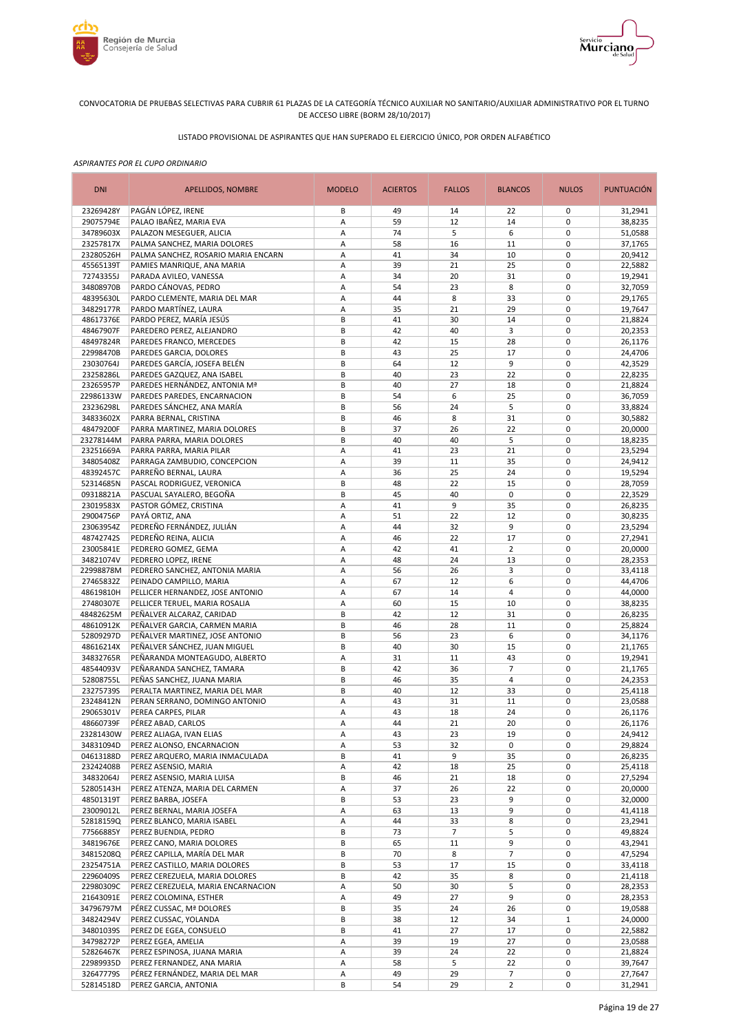CONVOCATORIA DE PRUEBAS SELECTIVAS PARA CUBRIR 61 PLAZAS DE LA CATEGORÍA TÉCNICO AUXILIAR NO SANITARIO/AUXILIAR ADMINISTRATIVO POR EL TURNO DE ACCESO LIBRE (BORM 28/10/2017)

LISTADO PROVISIONAL DE ASPIRANTES QUE HAN SUPERADO EL EJERCICIO ÚNICO, POR ORDEN ALFABÉTICO

*ASPIRANTES POR EL CUPO ORDINARIO*

| DNI | APELLIDOS, NOMBRE | MODELO | ACIERTOS | FALLOS | BLANCOS | NULOS | PUNTUACIÓN |
|---|---|---|---|---|---|---|---|
| 23269428Y | PAGÁN LÓPEZ, IRENE | B | 49 | 14 | 22 | 0 | 31,2941 |
| 29075794E | PALAO IBAÑEZ, MARIA EVA | A | 59 | 12 | 14 | 0 | 38,8235 |
| 34789603X | PALAZON MESEGUER, ALICIA | A | 74 | 5 | 6 | 0 | 51,0588 |
| 23257817X | PALMA SANCHEZ, MARIA DOLORES | A | 58 | 16 | 11 | 0 | 37,1765 |
| 23280526H | PALMA SANCHEZ, ROSARIO MARIA ENCARN | A | 41 | 34 | 10 | 0 | 20,9412 |
| 45565139T | PAMIES MANRIQUE, ANA MARIA | A | 39 | 21 | 25 | 0 | 22,5882 |
| 72743355J | PARADA AVILEO, VANESSA | A | 34 | 20 | 31 | 0 | 19,2941 |
| 34808970B | PARDO CÁNOVAS, PEDRO | A | 54 | 23 | 8 | 0 | 32,7059 |
| 48395630L | PARDO CLEMENTE, MARIA DEL MAR | A | 44 | 8 | 33 | 0 | 29,1765 |
| 34829177R | PARDO MARTÍNEZ, LAURA | A | 35 | 21 | 29 | 0 | 19,7647 |
| 48617376E | PARDO PEREZ, MARÍA JESÚS | B | 41 | 30 | 14 | 0 | 21,8824 |
| 48467907F | PAREDERO PEREZ, ALEJANDRO | B | 42 | 40 | 3 | 0 | 20,2353 |
| 48497824R | PAREDES FRANCO, MERCEDES | B | 42 | 15 | 28 | 0 | 26,1176 |
| 22998470B | PAREDES GARCIA, DOLORES | B | 43 | 25 | 17 | 0 | 24,4706 |
| 23030764J | PAREDES GARCÍA, JOSEFA BELÉN | B | 64 | 12 | 9 | 0 | 42,3529 |
| 23258286L | PAREDES GAZQUEZ, ANA ISABEL | B | 40 | 23 | 22 | 0 | 22,8235 |
| 23265957P | PAREDES HERNÁNDEZ, ANTONIA Mª | B | 40 | 27 | 18 | 0 | 21,8824 |
| 22986133W | PAREDES PAREDES, ENCARNACION | B | 54 | 6 | 25 | 0 | 36,7059 |
| 23236298L | PAREDES SÁNCHEZ, ANA MARÍA | B | 56 | 24 | 5 | 0 | 33,8824 |
| 34833602X | PARRA BERNAL, CRISTINA | B | 46 | 8 | 31 | 0 | 30,5882 |
| 48479200F | PARRA MARTINEZ, MARIA DOLORES | B | 37 | 26 | 22 | 0 | 20,0000 |
| 23278144M | PARRA PARRA, MARIA DOLORES | B | 40 | 40 | 5 | 0 | 18,8235 |
| 23251669A | PARRA PARRA, MARIA PILAR | A | 41 | 23 | 21 | 0 | 23,5294 |
| 34805408Z | PARRAGA ZAMBUDIO, CONCEPCION | A | 39 | 11 | 35 | 0 | 24,9412 |
| 48392457C | PARREÑO BERNAL, LAURA | A | 36 | 25 | 24 | 0 | 19,5294 |
| 52314685N | PASCAL RODRIGUEZ, VERONICA | B | 48 | 22 | 15 | 0 | 28,7059 |
| 09318821A | PASCUAL SAYALERO, BEGOÑA | B | 45 | 40 | 0 | 0 | 22,3529 |
| 23019583X | PASTOR GÓMEZ, CRISTINA | A | 41 | 9 | 35 | 0 | 26,8235 |
| 29004756P | PAYÁ ORTIZ, ANA | A | 51 | 22 | 12 | 0 | 30,8235 |
| 23063954Z | PEDREÑO FERNÁNDEZ, JULIÁN | A | 44 | 32 | 9 | 0 | 23,5294 |
| 48742742S | PEDREÑO REINA, ALICIA | A | 46 | 22 | 17 | 0 | 27,2941 |
| 23005841E | PEDRERO GOMEZ, GEMA | A | 42 | 41 | 2 | 0 | 20,0000 |
| 34821074V | PEDRERO LOPEZ, IRENE | A | 48 | 24 | 13 | 0 | 28,2353 |
| 22998878M | PEDRERO SANCHEZ, ANTONIA MARIA | A | 56 | 26 | 3 | 0 | 33,4118 |
| 27465832Z | PEINADO CAMPILLO, MARIA | A | 67 | 12 | 6 | 0 | 44,4706 |
| 48619810H | PELLICER HERNANDEZ, JOSE ANTONIO | A | 67 | 14 | 4 | 0 | 44,0000 |
| 27480307E | PELLICER TERUEL, MARIA ROSALIA | A | 60 | 15 | 10 | 0 | 38,8235 |
| 48482625M | PEÑALVER ALCARAZ, CARIDAD | B | 42 | 12 | 31 | 0 | 26,8235 |
| 48610912K | PEÑALVER GARCIA, CARMEN MARIA | B | 46 | 28 | 11 | 0 | 25,8824 |
| 52809297D | PEÑALVER MARTINEZ, JOSE ANTONIO | B | 56 | 23 | 6 | 0 | 34,1176 |
| 48616214X | PEÑALVER SÁNCHEZ, JUAN MIGUEL | B | 40 | 30 | 15 | 0 | 21,1765 |
| 34832765R | PEÑARANDA MONTEAGUDO, ALBERTO | A | 31 | 11 | 43 | 0 | 19,2941 |
| 48544093V | PEÑARANDA SANCHEZ, TAMARA | B | 42 | 36 | 7 | 0 | 21,1765 |
| 52808755L | PEÑAS SANCHEZ, JUANA MARIA | B | 46 | 35 | 4 | 0 | 24,2353 |
| 23275739S | PERALTA MARTINEZ, MARIA DEL MAR | B | 40 | 12 | 33 | 0 | 25,4118 |
| 23248412N | PERAN SERRANO, DOMINGO ANTONIO | A | 43 | 31 | 11 | 0 | 23,0588 |
| 29065301V | PEREA CARPES, PILAR | A | 43 | 18 | 24 | 0 | 26,1176 |
| 48660739F | PÉREZ ABAD, CARLOS | A | 44 | 21 | 20 | 0 | 26,1176 |
| 23281430W | PEREZ ALIAGA, IVAN ELIAS | A | 43 | 23 | 19 | 0 | 24,9412 |
| 34831094D | PEREZ ALONSO, ENCARNACION | A | 53 | 32 | 0 | 0 | 29,8824 |
| 04613188D | PEREZ ARQUERO, MARIA INMACULADA | B | 41 | 9 | 35 | 0 | 26,8235 |
| 23242408B | PEREZ ASENSIO, MARIA | A | 42 | 18 | 25 | 0 | 25,4118 |
| 34832064J | PEREZ ASENSIO, MARIA LUISA | B | 46 | 21 | 18 | 0 | 27,5294 |
| 52805143H | PEREZ ATENZA, MARIA DEL CARMEN | A | 37 | 26 | 22 | 0 | 20,0000 |
| 48501319T | PEREZ BARBA, JOSEFA | B | 53 | 23 | 9 | 0 | 32,0000 |
| 23009012L | PEREZ BERNAL, MARIA JOSEFA | A | 63 | 13 | 9 | 0 | 41,4118 |
| 52818159Q | PEREZ BLANCO, MARIA ISABEL | A | 44 | 33 | 8 | 0 | 23,2941 |
| 77566885Y | PEREZ BUENDIA, PEDRO | B | 73 | 7 | 5 | 0 | 49,8824 |
| 34819676E | PEREZ CANO, MARIA DOLORES | B | 65 | 11 | 9 | 0 | 43,2941 |
| 34815208Q | PÉREZ CAPILLA, MARÍA DEL MAR | B | 70 | 8 | 7 | 0 | 47,5294 |
| 23254751A | PEREZ CASTILLO, MARIA DOLORES | B | 53 | 17 | 15 | 0 | 33,4118 |
| 22960409S | PEREZ CEREZUELA, MARIA DOLORES | B | 42 | 35 | 8 | 0 | 21,4118 |
| 22980309C | PEREZ CEREZUELA, MARIA ENCARNACION | A | 50 | 30 | 5 | 0 | 28,2353 |
| 21643091E | PEREZ COLOMINA, ESTHER | A | 49 | 27 | 9 | 0 | 28,2353 |
| 34796797M | PÉREZ CUSSAC, Mª DOLORES | B | 35 | 24 | 26 | 0 | 19,0588 |
| 34824294V | PEREZ CUSSAC, YOLANDA | B | 38 | 12 | 34 | 1 | 24,0000 |
| 34801039S | PEREZ DE EGEA, CONSUELO | B | 41 | 27 | 17 | 0 | 22,5882 |
| 34798272P | PEREZ EGEA, AMELIA | A | 39 | 19 | 27 | 0 | 23,0588 |
| 52826467K | PEREZ ESPINOSA, JUANA MARIA | A | 39 | 24 | 22 | 0 | 21,8824 |
| 22989935D | PEREZ FERNANDEZ, ANA MARIA | A | 58 | 5 | 22 | 0 | 39,7647 |
| 32647779S | PÉREZ FERNÁNDEZ, MARIA DEL MAR | A | 49 | 29 | 7 | 0 | 27,7647 |
| 52814518D | PEREZ GARCIA, ANTONIA | B | 54 | 29 | 2 | 0 | 31,2941 |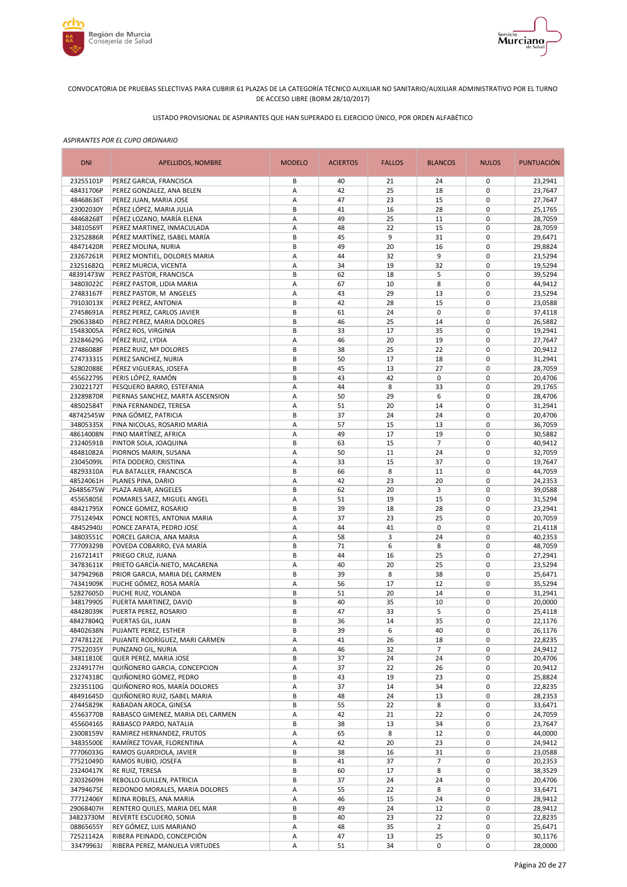CONVOCATORIA DE PRUEBAS SELECTIVAS PARA CUBRIR 61 PLAZAS DE LA CATEGORÍA TÉCNICO AUXILIAR NO SANITARIO/AUXILIAR ADMINISTRATIVO POR EL TURNO DE ACCESO LIBRE (BORM 28/10/2017)

LISTADO PROVISIONAL DE ASPIRANTES QUE HAN SUPERADO EL EJERCICIO ÚNICO, POR ORDEN ALFABÉTICO

*ASPIRANTES POR EL CUPO ORDINARIO*

| DNI | APELLIDOS, NOMBRE | MODELO | ACIERTOS | FALLOS | BLANCOS | NULOS | PUNTUACIÓN |
|---|---|---|---|---|---|---|---|
| 23255101P | PEREZ GARCIA, FRANCISCA | B | 40 | 21 | 24 | 0 | 23,2941 |
| 48431706P | PEREZ GONZALEZ, ANA BELEN | A | 42 | 25 | 18 | 0 | 23,7647 |
| 48468636T | PEREZ JUAN, MARIA JOSE | A | 47 | 23 | 15 | 0 | 27,7647 |
| 23002030Y | PÉREZ LÓPEZ, MARIA JULIA | B | 41 | 16 | 28 | 0 | 25,1765 |
| 48468268T | PÉREZ LOZANO, MARÍA ELENA | A | 49 | 25 | 11 | 0 | 28,7059 |
| 34810569T | PEREZ MARTINEZ, INMACULADA | A | 48 | 22 | 15 | 0 | 28,7059 |
| 23252886R | PÉREZ MARTÍNEZ, ISABEL MARÍA | B | 45 | 9 | 31 | 0 | 29,6471 |
| 48471420R | PEREZ MOLINA, NURIA | B | 49 | 20 | 16 | 0 | 29,8824 |
| 23267261R | PEREZ MONTIEL, DOLORES MARIA | A | 44 | 32 | 9 | 0 | 23,5294 |
| 23251682Q | PEREZ MURCIA, VICENTA | A | 34 | 19 | 32 | 0 | 19,5294 |
| 48391473W | PEREZ PASTOR, FRANCISCA | B | 62 | 18 | 5 | 0 | 39,5294 |
| 34803022C | PEREZ PASTOR, LIDIA MARIA | A | 67 | 10 | 8 | 0 | 44,9412 |
| 27483167F | PEREZ PASTOR, M ANGELES | A | 43 | 29 | 13 | 0 | 23,5294 |
| 79103013X | PEREZ PEREZ, ANTONIA | B | 42 | 28 | 15 | 0 | 23,0588 |
| 27458691A | PEREZ PEREZ, CARLOS JAVIER | B | 61 | 24 | 0 | 0 | 37,4118 |
| 29063384D | PEREZ PEREZ, MARIA DOLORES | B | 46 | 25 | 14 | 0 | 26,5882 |
| 15483005A | PÉREZ ROS, VIRGINIA | B | 33 | 17 | 35 | 0 | 19,2941 |
| 23284629G | PÉREZ RUIZ, LYDIA | A | 46 | 20 | 19 | 0 | 27,7647 |
| 27486088F | PEREZ RUIZ, Mª DOLORES | B | 38 | 25 | 22 | 0 | 20,9412 |
| 27473331S | PEREZ SANCHEZ, NURIA | B | 50 | 17 | 18 | 0 | 31,2941 |
| 52802088E | PÉREZ VIGUERAS, JOSEFA | B | 45 | 13 | 27 | 0 | 28,7059 |
| 45562279S | PERIS LÓPEZ, RAMÓN | B | 43 | 42 | 0 | 0 | 20,4706 |
| 23022172T | PESQUERO BARRO, ESTEFANIA | A | 44 | 8 | 33 | 0 | 29,1765 |
| 23289870R | PIERNAS SANCHEZ, MARTA ASCENSION | A | 50 | 29 | 6 | 0 | 28,4706 |
| 48502584T | PINA FERNANDEZ, TERESA | A | 51 | 20 | 14 | 0 | 31,2941 |
| 48742545W | PINA GÓMEZ, PATRICIA | B | 37 | 24 | 24 | 0 | 20,4706 |
| 34805335X | PINA NICOLAS, ROSARIO MARIA | A | 57 | 15 | 13 | 0 | 36,7059 |
| 48614008N | PINO MARTÍNEZ, AFRICA | A | 49 | 17 | 19 | 0 | 30,5882 |
| 23240591B | PINTOR SOLA, JOAQUINA | B | 63 | 15 | 7 | 0 | 40,9412 |
| 48481082A | PIORNOS MARIN, SUSANA | A | 50 | 11 | 24 | 0 | 32,7059 |
| 23045099L | PITA DODERO, CRISTINA | A | 33 | 15 | 37 | 0 | 19,7647 |
| 48293310A | PLA BATALLER, FRANCISCA | B | 66 | 8 | 11 | 0 | 44,7059 |
| 48524061H | PLANES PINA, DARIO | A | 42 | 23 | 20 | 0 | 24,2353 |
| 26485675W | PLAZA AIBAR, ANGELES | B | 62 | 20 | 3 | 0 | 39,0588 |
| 45565805E | POMARES SAEZ, MIGUEL ANGEL | A | 51 | 19 | 15 | 0 | 31,5294 |
| 48421795X | PONCE GOMEZ, ROSARIO | B | 39 | 18 | 28 | 0 | 23,2941 |
| 77512494X | PONCE NORTES, ANTONIA MARIA | A | 37 | 23 | 25 | 0 | 20,7059 |
| 48452940J | PONCE ZAPATA, PEDRO JOSE | A | 44 | 41 | 0 | 0 | 21,4118 |
| 34803551C | PORCEL GARCIA, ANA MARIA | A | 58 | 3 | 24 | 0 | 40,2353 |
| 77709329B | POVEDA COBARRO, EVA MARÍA | B | 71 | 6 | 8 | 0 | 48,7059 |
| 21672141T | PRIEGO CRUZ, JUANA | B | 44 | 16 | 25 | 0 | 27,2941 |
| 34783611K | PRIETO GARCÍA-NIETO, MACARENA | A | 40 | 20 | 25 | 0 | 23,5294 |
| 34794296B | PRIOR GARCIA, MARIA DEL CARMEN | B | 39 | 8 | 38 | 0 | 25,6471 |
| 74341909K | PUCHE GÓMEZ, ROSA MARÍA | A | 56 | 17 | 12 | 0 | 35,5294 |
| 52827605D | PUCHE RUIZ, YOLANDA | B | 51 | 20 | 14 | 0 | 31,2941 |
| 34817990S | PUERTA MARTINEZ, DAVID | B | 40 | 35 | 10 | 0 | 20,0000 |
| 48428039K | PUERTA PEREZ, ROSARIO | B | 47 | 33 | 5 | 0 | 25,4118 |
| 48427804Q | PUERTAS GIL, JUAN | B | 36 | 14 | 35 | 0 | 22,1176 |
| 48402638N | PUJANTE PEREZ, ESTHER | B | 39 | 6 | 40 | 0 | 26,1176 |
| 27478122E | PUJANTE RODRÍGUEZ, MARI CARMEN | A | 41 | 26 | 18 | 0 | 22,8235 |
| 77522035Y | PUNZANO GIL, NURIA | A | 46 | 32 | 7 | 0 | 24,9412 |
| 34811810E | QUER PEREZ, MARIA JOSE | B | 37 | 24 | 24 | 0 | 20,4706 |
| 23249177H | QUIÑONERO GARCIA, CONCEPCION | A | 37 | 22 | 26 | 0 | 20,9412 |
| 23274318C | QUIÑONERO GOMEZ, PEDRO | B | 43 | 19 | 23 | 0 | 25,8824 |
| 23235110G | QUIÑONERO ROS, MARÍA DOLORES | A | 37 | 14 | 34 | 0 | 22,8235 |
| 48491645D | QUIÑONERO RUIZ, ISABEL MARIA | B | 48 | 24 | 13 | 0 | 28,2353 |
| 27445829K | RABADAN AROCA, GINESA | B | 55 | 22 | 8 | 0 | 33,6471 |
| 45563770B | RABASCO GIMENEZ, MARIA DEL CARMEN | A | 42 | 21 | 22 | 0 | 24,7059 |
| 45560416S | RABASCO PARDO, NATALIA | B | 38 | 13 | 34 | 0 | 23,7647 |
| 23008159V | RAMIREZ HERNANDEZ, FRUTOS | A | 65 | 8 | 12 | 0 | 44,0000 |
| 34835500E | RAMÍREZ TOVAR, FLORENTINA | A | 42 | 20 | 23 | 0 | 24,9412 |
| 77706033G | RAMOS GUARDIOLA, JAVIER | B | 38 | 16 | 31 | 0 | 23,0588 |
| 77521049D | RAMOS RUBIO, JOSEFA | B | 41 | 37 | 7 | 0 | 20,2353 |
| 23240417K | RE RUIZ, TERESA | B | 60 | 17 | 8 | 0 | 38,3529 |
| 23032609H | REBOLLO GUILLEN, PATRICIA | B | 37 | 24 | 24 | 0 | 20,4706 |
| 34794675E | REDONDO MORALES, MARIA DOLORES | A | 55 | 22 | 8 | 0 | 33,6471 |
| 77712406Y | REINA ROBLES, ANA MARIA | A | 46 | 15 | 24 | 0 | 28,9412 |
| 29068407H | RENTERO QUILES, MARIA DEL MAR | B | 49 | 24 | 12 | 0 | 28,9412 |
| 34823730M | REVERTE ESCUDERO, SONIA | B | 40 | 23 | 22 | 0 | 22,8235 |
| 08865655Y | REY GÓMEZ, LUIS MARIANO | A | 48 | 35 | 2 | 0 | 25,6471 |
| 72521142A | RIBERA PEINADO, CONCEPCIÓN | A | 47 | 13 | 25 | 0 | 30,1176 |
| 33479963J | RIBERA PEREZ, MANUELA VIRTUDES | A | 51 | 34 | 0 | 0 | 28,0000 |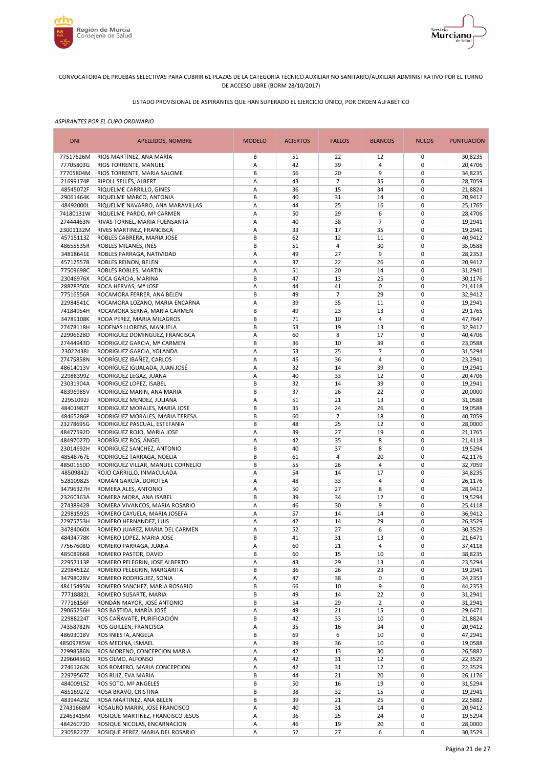CONVOCATORIA DE PRUEBAS SELECTIVAS PARA CUBRIR 61 PLAZAS DE LA CATEGORÍA TÉCNICO AUXILIAR NO SANITARIO/AUXILIAR ADMINISTRATIVO POR EL TURNO DE ACCESO LIBRE (BORM 28/10/2017)

LISTADO PROVISIONAL DE ASPIRANTES QUE HAN SUPERADO EL EJERCICIO ÚNICO, POR ORDEN ALFABÉTICO

*ASPIRANTES POR EL CUPO ORDINARIO*

| DNI | APELLIDOS, NOMBRE | MODELO | ACIERTOS | FALLOS | BLANCOS | NULOS | PUNTUACIÓN |
|---|---|---|---|---|---|---|---|
| 77517526M | RIOS MARTÍNEZ, ANA MARÍA | B | 51 | 22 | 12 | 0 | 30,8235 |
| 77705803G | RIOS TORRENTE, MANUEL | A | 42 | 39 | 4 | 0 | 20,4706 |
| 77705804M | RIOS TORRENTE, MARIA SALOME | B | 56 | 20 | 9 | 0 | 34,8235 |
| 21699174P | RIPOLL SELLÉS, ALBERT | A | 43 | 7 | 35 | 0 | 28,7059 |
| 48545072F | RIQUELME CARRILLO, GINES | A | 36 | 15 | 34 | 0 | 21,8824 |
| 29061464K | RIQUELME MARCO, ANTONIA | B | 40 | 31 | 14 | 0 | 20,9412 |
| 48492000L | RIQUELME NAVARRO, ANA MARAVILLAS | A | 44 | 25 | 16 | 0 | 25,1765 |
| 74180131W | RIQUELME PARDO, Mª CARMEN | A | 50 | 29 | 6 | 0 | 28,4706 |
| 27444463N | RIVAS TORNEL, MARIA FUENSANTA | A | 40 | 38 | 7 | 0 | 19,2941 |
| 23001132M | RIVES MARTINEZ, FRANCISCA | A | 33 | 17 | 35 | 0 | 19,2941 |
| 45715113Z | ROBLES CABRERA, MARIA JOSE | B | 62 | 12 | 11 | 0 | 40,9412 |
| 48655535R | ROBLES MILANÉS, INÉS | B | 51 | 4 | 30 | 0 | 35,0588 |
| 34818641E | ROBLES PARRAGA, NATIVIDAD | A | 49 | 27 | 9 | 0 | 28,2353 |
| 45712557B | ROBLES REINON, BELEN | A | 37 | 22 | 26 | 0 | 20,9412 |
| 77509698C | ROBLES ROBLES, MARTIN | A | 51 | 20 | 14 | 0 | 31,2941 |
| 23046976X | ROCA GARCIA, MARINA | B | 47 | 13 | 25 | 0 | 30,1176 |
| 28878350X | ROCA HERVAS, Mª JOSE | A | 44 | 41 | 0 | 0 | 21,4118 |
| 77516556R | ROCAMORA FERRER, ANA BELEN | B | 49 | 7 | 29 | 0 | 32,9412 |
| 22984541C | ROCAMORA LOZANO, MARIA ENCARNA | A | 39 | 35 | 11 | 0 | 19,2941 |
| 74184954H | ROCAMORA SERNA, MARIA CARMEN | B | 49 | 23 | 13 | 0 | 29,1765 |
| 34789108K | RODA PEREZ, MARIA MILAGROS | B | 71 | 10 | 4 | 0 | 47,7647 |
| 27478118H | RODENAS LLORENS, MANUELA | B | 53 | 19 | 13 | 0 | 32,9412 |
| 22996628D | RODRIGUEZ DOMINGUEZ, FRANCISCA | A | 60 | 8 | 17 | 0 | 40,4706 |
| 27444943D | RODRIGUEZ GARCIA, Mª CARMEN | B | 36 | 10 | 39 | 0 | 23,0588 |
| 23022438J | RODRIGUEZ GARCIA, YOLANDA | A | 53 | 25 | 7 | 0 | 31,5294 |
| 27475858N | RODRÍGUEZ IBAÑEZ, CARLOS | A | 45 | 36 | 4 | 0 | 23,2941 |
| 48614013V | RODRÍGUEZ IGUALADA, JUAN JOSÉ | A | 32 | 14 | 39 | 0 | 19,2941 |
| 22988399Z | RODRIGUEZ LEGAZ, JUANA | A | 40 | 33 | 12 | 0 | 20,4706 |
| 23031904A | RODRIGUEZ LOPEZ, ISABEL | B | 32 | 14 | 39 | 0 | 19,2941 |
| 48396985V | RODRIGUEZ MARIN, ANA MARIA | B | 37 | 26 | 22 | 0 | 20,0000 |
| 22951092J | RODRIGUEZ MENDEZ, JULIANA | A | 51 | 21 | 13 | 0 | 31,0588 |
| 48401982T | RODRIGUEZ MORALES, MARIA JOSE | B | 35 | 24 | 26 | 0 | 19,0588 |
| 48465286P | RODRIGUEZ MORALES, MARIA TERESA | B | 60 | 7 | 18 | 0 | 40,7059 |
| 23278695G | RODRIGUEZ PASCUAL, ESTEFANIA | B | 48 | 25 | 12 | 0 | 28,0000 |
| 48477592D | RODRIGUEZ ROJO, MARIA JOSE | A | 39 | 27 | 19 | 0 | 21,1765 |
| 48497027D | RODRÍGUEZ ROS, ÁNGEL | A | 42 | 35 | 8 | 0 | 21,4118 |
| 23014692H | RODRIGUEZ SANCHEZ, ANTONIO | B | 40 | 37 | 8 | 0 | 19,5294 |
| 48548767E | RODRIGUEZ TARRAGA, NOELIA | B | 61 | 4 | 20 | 0 | 42,1176 |
| 48501650D | RODRIGUEZ VILLAR, MANUEL CORNELIO | B | 55 | 26 | 4 | 0 | 32,7059 |
| 48509842J | ROJO CARRILLO, INMACULADA | A | 54 | 14 | 17 | 0 | 34,8235 |
| 52810982S | ROMÁN GARCÍA, DOROTEA | A | 48 | 33 | 4 | 0 | 26,1176 |
| 34796327H | ROMERA ALES, ANTONIO | A | 50 | 27 | 8 | 0 | 28,9412 |
| 23260363A | ROMERA MORA, ANA ISABEL | B | 39 | 34 | 12 | 0 | 19,5294 |
| 27438942B | ROMERA VIVANCOS, MARIA ROSARIO | A | 46 | 30 | 9 | 0 | 25,4118 |
| 22981592S | ROMERO CAYUELA, MARIA JOSEFA | A | 57 | 14 | 14 | 0 | 36,9412 |
| 22975753H | ROMERO HERNANDEZ, LUIS | A | 42 | 14 | 29 | 0 | 26,3529 |
| 34784060X | ROMERO JUAREZ, MARIA DEL CARMEN | A | 52 | 27 | 6 | 0 | 30,3529 |
| 48434778K | ROMERO LOPEZ, MARIA JOSE | B | 41 | 31 | 13 | 0 | 21,6471 |
| 77567608Q | ROMERO PARRAGA, JUANA | A | 60 | 21 | 4 | 0 | 37,4118 |
| 48508966B | ROMERO PASTOR, DAVID | B | 60 | 15 | 10 | 0 | 38,8235 |
| 22957113P | ROMERO PELEGRIN, JOSE ALBERTO | A | 43 | 29 | 13 | 0 | 23,5294 |
| 22984512Z | ROMERO PELEGRIN, MARGARITA | B | 36 | 26 | 23 | 0 | 19,2941 |
| 34798028V | ROMERO RODRIGUEZ, SONIA | A | 47 | 38 | 0 | 0 | 24,2353 |
| 48415495N | ROMERO SANCHEZ, MARIA ROSARIO | B | 66 | 10 | 9 | 0 | 44,2353 |
| 77718882L | ROMERO SUSARTE, MARIA | B | 49 | 14 | 22 | 0 | 31,2941 |
| 77716156F | RONDÁN MAYOR, JOSÉ ANTONIO | B | 54 | 29 | 2 | 0 | 31,2941 |
| 29065256H | ROS BASTIDA, MARÍA JOSÉ | A | 49 | 21 | 15 | 0 | 29,6471 |
| 22988224T | ROS CAÑAVATE, PURIFICACIÓN | B | 42 | 33 | 10 | 0 | 21,8824 |
| 74358782N | ROS GUILLEN, FRANCISCA | A | 35 | 16 | 34 | 0 | 20,9412 |
| 48693018V | ROS INIESTA, ANGELA | B | 69 | 6 | 10 | 0 | 47,2941 |
| 48509785W | ROS MEDINA, ISMAEL | A | 39 | 36 | 10 | 0 | 19,0588 |
| 22998586N | ROS MORENO, CONCEPCION MARIA | A | 42 | 13 | 30 | 0 | 26,5882 |
| 22960456Q | ROS OLMO, ALFONSO | A | 42 | 31 | 12 | 0 | 22,3529 |
| 27461262K | ROS ROMERO, MARIA CONCEPCION | A | 42 | 31 | 12 | 0 | 22,3529 |
| 22979567Z | ROS RUIZ, EVA MARIA | B | 44 | 21 | 20 | 0 | 26,1176 |
| 48400915Z | ROS SOTO, Mª ANGELES | B | 50 | 16 | 19 | 0 | 31,5294 |
| 48516927Z | ROSA BRAVO, CRISTINA | B | 38 | 32 | 15 | 0 | 19,2941 |
| 48394429Z | ROSA MARTINEZ, ANA BELEN | B | 39 | 21 | 25 | 0 | 22,5882 |
| 27431668M | ROSAURO MARIN, JOSE FRANCISCO | A | 40 | 31 | 14 | 0 | 20,9412 |
| 22463415M | ROSIQUE MARTINEZ, FRANCISCO JESUS | A | 36 | 25 | 24 | 0 | 19,5294 |
| 48426072D | ROSIQUE NICOLAS, ENCARNACION | A | 46 | 19 | 20 | 0 | 28,0000 |
| 23058227Z | ROSIQUE PEREZ, MARIA DEL ROSARIO | A | 52 | 27 | 6 | 0 | 30,3529 |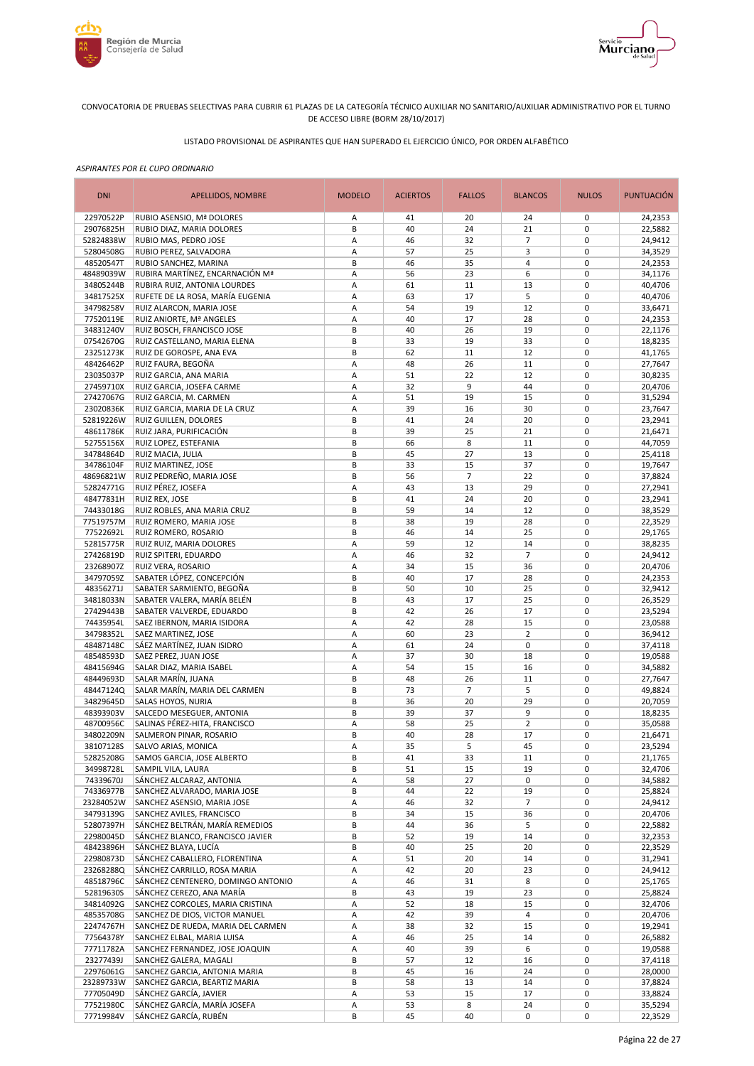CONVOCATORIA DE PRUEBAS SELECTIVAS PARA CUBRIR 61 PLAZAS DE LA CATEGORÍA TÉCNICO AUXILIAR NO SANITARIO/AUXILIAR ADMINISTRATIVO POR EL TURNO DE ACCESO LIBRE (BORM 28/10/2017)

LISTADO PROVISIONAL DE ASPIRANTES QUE HAN SUPERADO EL EJERCICIO ÚNICO, POR ORDEN ALFABÉTICO

*ASPIRANTES POR EL CUPO ORDINARIO*

| DNI | APELLIDOS, NOMBRE | MODELO | ACIERTOS | FALLOS | BLANCOS | NULOS | PUNTUACIÓN |
|---|---|---|---|---|---|---|---|
| 22970522P | RUBIO ASENSIO, Mª DOLORES | A | 41 | 20 | 24 | 0 | 24,2353 |
| 29076825H | RUBIO DIAZ, MARIA DOLORES | B | 40 | 24 | 21 | 0 | 22,5882 |
| 52824838W | RUBIO MAS, PEDRO JOSE | A | 46 | 32 | 7 | 0 | 24,9412 |
| 52804508G | RUBIO PEREZ, SALVADORA | A | 57 | 25 | 3 | 0 | 34,3529 |
| 48520547T | RUBIO SANCHEZ, MARINA | B | 46 | 35 | 4 | 0 | 24,2353 |
| 48489039W | RUBIRA MARTÍNEZ, ENCARNACIÓN Mª | A | 56 | 23 | 6 | 0 | 34,1176 |
| 34805244B | RUBIRA RUIZ, ANTONIA LOURDES | A | 61 | 11 | 13 | 0 | 40,4706 |
| 34817525X | RUFETE DE LA ROSA, MARÍA EUGENIA | A | 63 | 17 | 5 | 0 | 40,4706 |
| 34798258V | RUIZ ALARCON, MARIA JOSE | A | 54 | 19 | 12 | 0 | 33,6471 |
| 77520119E | RUIZ ANIORTE, Mª ANGELES | A | 40 | 17 | 28 | 0 | 24,2353 |
| 34831240V | RUIZ BOSCH, FRANCISCO JOSE | B | 40 | 26 | 19 | 0 | 22,1176 |
| 07542670G | RUIZ CASTELLANO, MARIA ELENA | B | 33 | 19 | 33 | 0 | 18,8235 |
| 23251273K | RUIZ DE GOROSPE, ANA EVA | B | 62 | 11 | 12 | 0 | 41,1765 |
| 48426462P | RUIZ FAURA, BEGOÑA | A | 48 | 26 | 11 | 0 | 27,7647 |
| 23035037P | RUIZ GARCIA, ANA MARIA | A | 51 | 22 | 12 | 0 | 30,8235 |
| 27459710X | RUIZ GARCIA, JOSEFA CARME | A | 32 | 9 | 44 | 0 | 20,4706 |
| 27427067G | RUIZ GARCIA, M. CARMEN | A | 51 | 19 | 15 | 0 | 31,5294 |
| 23020836K | RUIZ GARCIA, MARIA DE LA CRUZ | A | 39 | 16 | 30 | 0 | 23,7647 |
| 52819226W | RUIZ GUILLEN, DOLORES | B | 41 | 24 | 20 | 0 | 23,2941 |
| 48611786K | RUIZ JARA, PURIFICACIÓN | B | 39 | 25 | 21 | 0 | 21,6471 |
| 52755156X | RUIZ LOPEZ, ESTEFANIA | B | 66 | 8 | 11 | 0 | 44,7059 |
| 34784864D | RUIZ MACIA, JULIA | B | 45 | 27 | 13 | 0 | 25,4118 |
| 34786104F | RUIZ MARTINEZ, JOSE | B | 33 | 15 | 37 | 0 | 19,7647 |
| 48696821W | RUIZ PEDREÑO, MARIA JOSE | B | 56 | 7 | 22 | 0 | 37,8824 |
| 52824771G | RUIZ PÉREZ, JOSEFA | A | 43 | 13 | 29 | 0 | 27,2941 |
| 48477831H | RUIZ REX, JOSE | B | 41 | 24 | 20 | 0 | 23,2941 |
| 74433018G | RUIZ ROBLES, ANA MARIA CRUZ | B | 59 | 14 | 12 | 0 | 38,3529 |
| 77519757M | RUIZ ROMERO, MARIA JOSE | B | 38 | 19 | 28 | 0 | 22,3529 |
| 77522692L | RUIZ ROMERO, ROSARIO | B | 46 | 14 | 25 | 0 | 29,1765 |
| 52815775R | RUIZ RUIZ, MARIA DOLORES | A | 59 | 12 | 14 | 0 | 38,8235 |
| 27426819D | RUIZ SPITERI, EDUARDO | A | 46 | 32 | 7 | 0 | 24,9412 |
| 23268907Z | RUIZ VERA, ROSARIO | A | 34 | 15 | 36 | 0 | 20,4706 |
| 34797059Z | SABATER LÓPEZ, CONCEPCIÓN | B | 40 | 17 | 28 | 0 | 24,2353 |
| 48356271J | SABATER SARMIENTO, BEGOÑA | B | 50 | 10 | 25 | 0 | 32,9412 |
| 34818033N | SABATER VALERA, MARÍA BELÉN | B | 43 | 17 | 25 | 0 | 26,3529 |
| 27429443B | SABATER VALVERDE, EDUARDO | B | 42 | 26 | 17 | 0 | 23,5294 |
| 74435954L | SAEZ IBERNON, MARIA ISIDORA | A | 42 | 28 | 15 | 0 | 23,0588 |
| 34798352L | SAEZ MARTINEZ, JOSE | A | 60 | 23 | 2 | 0 | 36,9412 |
| 48487148C | SÁEZ MARTÍNEZ, JUAN ISIDRO | A | 61 | 24 | 0 | 0 | 37,4118 |
| 48548593D | SAEZ PEREZ, JUAN JOSE | A | 37 | 30 | 18 | 0 | 19,0588 |
| 48415694G | SALAR DIAZ, MARIA ISABEL | A | 54 | 15 | 16 | 0 | 34,5882 |
| 48449693D | SALAR MARÍN, JUANA | B | 48 | 26 | 11 | 0 | 27,7647 |
| 48447124Q | SALAR MARÍN, MARIA DEL CARMEN | B | 73 | 7 | 5 | 0 | 49,8824 |
| 34829645D | SALAS HOYOS, NURIA | B | 36 | 20 | 29 | 0 | 20,7059 |
| 48393903V | SALCEDO MESEGUER, ANTONIA | B | 39 | 37 | 9 | 0 | 18,8235 |
| 48700956C | SALINAS PÉREZ-HITA, FRANCISCO | A | 58 | 25 | 2 | 0 | 35,0588 |
| 34802209N | SALMERON PINAR, ROSARIO | B | 40 | 28 | 17 | 0 | 21,6471 |
| 38107128S | SALVO ARIAS, MONICA | A | 35 | 5 | 45 | 0 | 23,5294 |
| 52825208G | SAMOS GARCIA, JOSE ALBERTO | B | 41 | 33 | 11 | 0 | 21,1765 |
| 34998728L | SAMPIL VILA, LAURA | B | 51 | 15 | 19 | 0 | 32,4706 |
| 74339670J | SÁNCHEZ ALCARAZ, ANTONIA | A | 58 | 27 | 0 | 0 | 34,5882 |
| 74336977B | SANCHEZ ALVARADO, MARIA JOSE | B | 44 | 22 | 19 | 0 | 25,8824 |
| 23284052W | SANCHEZ ASENSIO, MARIA JOSE | A | 46 | 32 | 7 | 0 | 24,9412 |
| 34793139G | SANCHEZ AVILES, FRANCISCO | B | 34 | 15 | 36 | 0 | 20,4706 |
| 52807397H | SÁNCHEZ BELTRÁN, MARÍA REMEDIOS | B | 44 | 36 | 5 | 0 | 22,5882 |
| 22980045D | SÁNCHEZ BLANCO, FRANCISCO JAVIER | B | 52 | 19 | 14 | 0 | 32,2353 |
| 48423896H | SÁNCHEZ BLAYA, LUCÍA | B | 40 | 25 | 20 | 0 | 22,3529 |
| 22980873D | SÁNCHEZ CABALLERO, FLORENTINA | A | 51 | 20 | 14 | 0 | 31,2941 |
| 23268288Q | SÁNCHEZ CARRILLO, ROSA MARIA | A | 42 | 20 | 23 | 0 | 24,9412 |
| 48518796C | SÁNCHEZ CENTENERO, DOMINGO ANTONIO | A | 46 | 31 | 8 | 0 | 25,1765 |
| 52819630S | SÁNCHEZ CEREZO, ANA MARÍA | B | 43 | 19 | 23 | 0 | 25,8824 |
| 34814092G | SANCHEZ CORCOLES, MARIA CRISTINA | A | 52 | 18 | 15 | 0 | 32,4706 |
| 48535708G | SANCHEZ DE DIOS, VICTOR MANUEL | A | 42 | 39 | 4 | 0 | 20,4706 |
| 22474767H | SANCHEZ DE RUEDA, MARIA DEL CARMEN | A | 38 | 32 | 15 | 0 | 19,2941 |
| 77564378Y | SANCHEZ ELBAL, MARIA LUISA | A | 46 | 25 | 14 | 0 | 26,5882 |
| 77711782A | SANCHEZ FERNANDEZ, JOSE JOAQUIN | A | 40 | 39 | 6 | 0 | 19,0588 |
| 23277439J | SANCHEZ GALERA, MAGALI | B | 57 | 12 | 16 | 0 | 37,4118 |
| 22976061G | SANCHEZ GARCIA, ANTONIA MARIA | B | 45 | 16 | 24 | 0 | 28,0000 |
| 23289733W | SANCHEZ GARCIA, BEATRIZ MARIA | B | 58 | 13 | 14 | 0 | 37,8824 |
| 77705049D | SÁNCHEZ GARCÍA, JAVIER | A | 53 | 15 | 17 | 0 | 33,8824 |
| 77521980C | SÁNCHEZ GARCÍA, MARÍA JOSEFA | A | 53 | 8 | 24 | 0 | 35,5294 |
| 77719984V | SÁNCHEZ GARCÍA, RUBÉN | B | 45 | 40 | 0 | 0 | 22,3529 |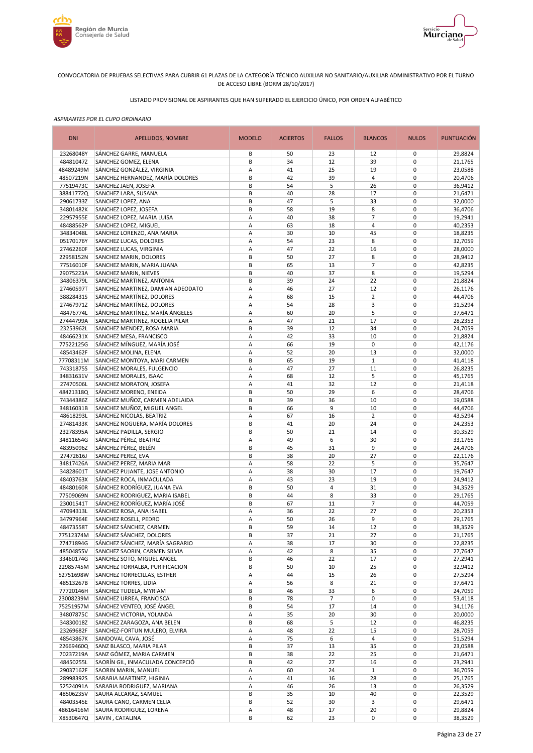CONVOCATORIA DE PRUEBAS SELECTIVAS PARA CUBRIR 61 PLAZAS DE LA CATEGORÍA TÉCNICO AUXILIAR NO SANITARIO/AUXILIAR ADMINISTRATIVO POR EL TURNO DE ACCESO LIBRE (BORM 28/10/2017)

LISTADO PROVISIONAL DE ASPIRANTES QUE HAN SUPERADO EL EJERCICIO ÚNICO, POR ORDEN ALFABÉTICO

*ASPIRANTES POR EL CUPO ORDINARIO*

| DNI | APELLIDOS, NOMBRE | MODELO | ACIERTOS | FALLOS | BLANCOS | NULOS | PUNTUACIÓN |
|---|---|---|---|---|---|---|---|
| 23268048Y | SÁNCHEZ GARRE, MANUELA | B | 50 | 23 | 12 | 0 | 29,8824 |
| 48481047Z | SANCHEZ GOMEZ, ELENA | B | 34 | 12 | 39 | 0 | 21,1765 |
| 48489249M | SÁNCHEZ GONZÁLEZ, VIRGINIA | A | 41 | 25 | 19 | 0 | 23,0588 |
| 48507219N | SANCHEZ HERNANDEZ, MARÍA DOLORES | B | 42 | 39 | 4 | 0 | 20,4706 |
| 77519473C | SANCHEZ JAEN, JOSEFA | B | 54 | 5 | 26 | 0 | 36,9412 |
| 38841772Q | SANCHEZ LARA, SUSANA | B | 40 | 28 | 17 | 0 | 21,6471 |
| 29061733Z | SANCHEZ LOPEZ, ANA | B | 47 | 5 | 33 | 0 | 32,0000 |
| 34801482K | SANCHEZ LOPEZ, JOSEFA | B | 58 | 19 | 8 | 0 | 36,4706 |
| 22957955E | SANCHEZ LOPEZ, MARIA LUISA | A | 40 | 38 | 7 | 0 | 19,2941 |
| 48488562P | SANCHEZ LOPEZ, MIGUEL | A | 63 | 18 | 4 | 0 | 40,2353 |
| 34834048L | SANCHEZ LORENZO, ANA MARIA | A | 30 | 10 | 45 | 0 | 18,8235 |
| 05170176Y | SANCHEZ LUCAS, DOLORES | A | 54 | 23 | 8 | 0 | 32,7059 |
| 27462260F | SANCHEZ LUCAS, VIRGINIA | A | 47 | 22 | 16 | 0 | 28,0000 |
| 22958152N | SANCHEZ MARIN, DOLORES | B | 50 | 27 | 8 | 0 | 28,9412 |
| 77516010F | SANCHEZ MARIN, MARIA JUANA | B | 65 | 13 | 7 | 0 | 42,8235 |
| 29075223A | SANCHEZ MARIN, NIEVES | B | 40 | 37 | 8 | 0 | 19,5294 |
| 34806379L | SANCHEZ MARTINEZ, ANTONIA | B | 39 | 24 | 22 | 0 | 21,8824 |
| 27460597T | SANCHEZ MARTINEZ, DAMIAN ADEODATO | A | 46 | 27 | 12 | 0 | 26,1176 |
| 38828431S | SÁNCHEZ MARTÍNEZ, DOLORES | A | 68 | 15 | 2 | 0 | 44,4706 |
| 27467971Z | SÁNCHEZ MARTÍNEZ, DOLORES | A | 54 | 28 | 3 | 0 | 31,5294 |
| 48476774L | SÁNCHEZ MARTÍNEZ, MARÍA ÁNGELES | A | 60 | 20 | 5 | 0 | 37,6471 |
| 27444799A | SANCHEZ MARTINEZ, ROGELIA PILAR | A | 47 | 21 | 17 | 0 | 28,2353 |
| 23253962L | SANCHEZ MENDEZ, ROSA MARIA | B | 39 | 12 | 34 | 0 | 24,7059 |
| 48466231X | SANCHEZ MESA, FRANCISCO | A | 42 | 33 | 10 | 0 | 21,8824 |
| 77522125G | SÁNCHEZ MÍNGUEZ, MARÍA JOSÉ | A | 66 | 19 | 0 | 0 | 42,1176 |
| 48543462F | SÁNCHEZ MOLINA, ELENA | A | 52 | 20 | 13 | 0 | 32,0000 |
| 77708311M | SANCHEZ MONTOYA, MARI CARMEN | B | 65 | 19 | 1 | 0 | 41,4118 |
| 74331875S | SÁNCHEZ MORALES, FULGENCIO | A | 47 | 27 | 11 | 0 | 26,8235 |
| 34831631V | SANCHEZ MORALES, ISAAC | A | 68 | 12 | 5 | 0 | 45,1765 |
| 27470506L | SANCHEZ MORATON, JOSEFA | A | 41 | 32 | 12 | 0 | 21,4118 |
| 48421318Q | SÁNCHEZ MORENO, ENEIDA | B | 50 | 29 | 6 | 0 | 28,4706 |
| 74344386Z | SÁNCHEZ MUÑOZ, CARMEN ADELAIDA | B | 39 | 36 | 10 | 0 | 19,0588 |
| 34816031B | SANCHEZ MUÑOZ, MIGUEL ANGEL | B | 66 | 9 | 10 | 0 | 44,4706 |
| 48618293L | SÁNCHEZ NICOLÁS, BEATRIZ | A | 67 | 16 | 2 | 0 | 43,5294 |
| 27481433K | SANCHEZ NOGUERA, MARÍA DOLORES | B | 41 | 20 | 24 | 0 | 24,2353 |
| 23278395A | SANCHEZ PADILLA, SERGIO | B | 50 | 21 | 14 | 0 | 30,3529 |
| 34811654G | SÁNCHEZ PÉREZ, BEATRIZ | A | 49 | 6 | 30 | 0 | 33,1765 |
| 48395096Z | SÁNCHEZ PÉREZ, BELÉN | B | 45 | 31 | 9 | 0 | 24,4706 |
| 27472616J | SANCHEZ PEREZ, EVA | B | 38 | 20 | 27 | 0 | 22,1176 |
| 34817426A | SANCHEZ PEREZ, MARIA MAR | A | 58 | 22 | 5 | 0 | 35,7647 |
| 34828601T | SANCHEZ PUJANTE, JOSE ANTONIO | A | 38 | 30 | 17 | 0 | 19,7647 |
| 48403763X | SÁNCHEZ ROCA, INMACULADA | A | 43 | 23 | 19 | 0 | 24,9412 |
| 48480160R | SÁNCHEZ RODRÍGUEZ, JUANA EVA | B | 50 | 4 | 31 | 0 | 34,3529 |
| 77509069N | SANCHEZ RODRIGUEZ, MARIA ISABEL | B | 44 | 8 | 33 | 0 | 29,1765 |
| 23001541T | SÁNCHEZ RODRÍGUEZ, MARÍA JOSÉ | B | 67 | 11 | 7 | 0 | 44,7059 |
| 47094313L | SÁNCHEZ ROSA, ANA ISABEL | A | 36 | 22 | 27 | 0 | 20,2353 |
| 34797964E | SANCHEZ ROSELL, PEDRO | A | 50 | 26 | 9 | 0 | 29,1765 |
| 48473558T | SÁNCHEZ SÁNCHEZ, CARMEN | B | 59 | 14 | 12 | 0 | 38,3529 |
| 77512374M | SÁNCHEZ SÁNCHEZ, DOLORES | B | 37 | 21 | 27 | 0 | 21,1765 |
| 27471894G | SÁNCHEZ SÁNCHEZ, MARÍA SAGRARIO | A | 38 | 17 | 30 | 0 | 22,8235 |
| 48504855V | SANCHEZ SAORIN, CARMEN SILVIA | A | 42 | 8 | 35 | 0 | 27,7647 |
| 33460174G | SANCHEZ SOTO, MIGUEL ANGEL | B | 46 | 22 | 17 | 0 | 27,2941 |
| 22985745M | SANCHEZ TORRALBA, PURIFICACION | B | 50 | 10 | 25 | 0 | 32,9412 |
| 52751698W | SANCHEZ TORRECILLAS, ESTHER | A | 44 | 15 | 26 | 0 | 27,5294 |
| 48513267B | SANCHEZ TORRES, LIDIA | A | 56 | 8 | 21 | 0 | 37,6471 |
| 77720146H | SÁNCHEZ TUDELA, MYRIAM | B | 46 | 33 | 6 | 0 | 24,7059 |
| 23008239M | SANCHEZ URREA, FRANCISCA | B | 78 | 7 | 0 | 0 | 53,4118 |
| 75251957M | SÁNCHEZ VENTEO, JOSÉ ÁNGEL | B | 54 | 17 | 14 | 0 | 34,1176 |
| 34807875C | SANCHEZ VICTORIA, YOLANDA | A | 35 | 20 | 30 | 0 | 20,0000 |
| 34830018Z | SANCHEZ ZARAGOZA, ANA BELEN | B | 68 | 5 | 12 | 0 | 46,8235 |
| 23269682F | SANCHEZ-FORTUN MULERO, ELVIRA | A | 48 | 22 | 15 | 0 | 28,7059 |
| 48543867K | SANDOVAL CAVA, JOSÉ | A | 75 | 6 | 4 | 0 | 51,5294 |
| 22669460Q | SANZ BLASCO, MARIA PILAR | B | 37 | 13 | 35 | 0 | 23,0588 |
| 70237219A | SANZ GÓMEZ, MARIA CARMEN | B | 38 | 22 | 25 | 0 | 21,6471 |
| 48450255L | SAORÍN GIL, INMACULADA CONCEPCIÓ | B | 42 | 27 | 16 | 0 | 23,2941 |
| 29037162F | SAORIN MARIN, MANUEL | A | 60 | 24 | 1 | 0 | 36,7059 |
| 28998392S | SARABIA MARTINEZ, HIGINIA | A | 41 | 16 | 28 | 0 | 25,1765 |
| 52524091A | SARABIA RODRIGUEZ, MARIANA | A | 46 | 26 | 13 | 0 | 26,3529 |
| 48506235V | SAURA ALCARAZ, SAMUEL | B | 35 | 10 | 40 | 0 | 22,3529 |
| 48403545E | SAURA CANO, CARMEN CELIA | B | 52 | 30 | 3 | 0 | 29,6471 |
| 48616416M | SAURA RODRIGUEZ, LORENA | A | 48 | 17 | 20 | 0 | 29,8824 |
| X8530647Q | SAVIN , CATALINA | B | 62 | 23 | 0 | 0 | 38,3529 |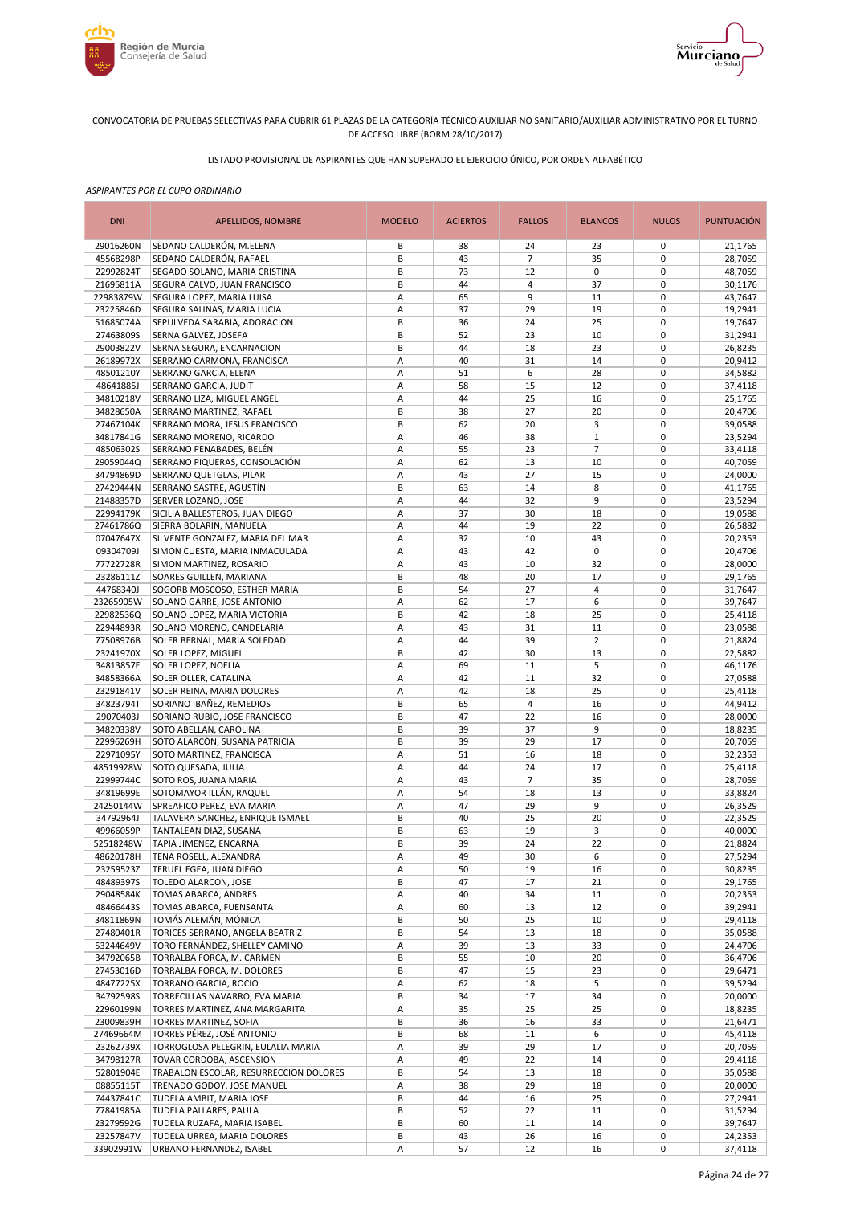CONVOCATORIA DE PRUEBAS SELECTIVAS PARA CUBRIR 61 PLAZAS DE LA CATEGORÍA TÉCNICO AUXILIAR NO SANITARIO/AUXILIAR ADMINISTRATIVO POR EL TURNO DE ACCESO LIBRE (BORM 28/10/2017)

LISTADO PROVISIONAL DE ASPIRANTES QUE HAN SUPERADO EL EJERCICIO ÚNICO, POR ORDEN ALFABÉTICO

*ASPIRANTES POR EL CUPO ORDINARIO*

| DNI | APELLIDOS, NOMBRE | MODELO | ACIERTOS | FALLOS | BLANCOS | NULOS | PUNTUACIÓN |
|---|---|---|---|---|---|---|---|
| 29016260N | SEDANO CALDERÓN, M.ELENA | B | 38 | 24 | 23 | 0 | 21,1765 |
| 45568298P | SEDANO CALDERÓN, RAFAEL | B | 43 | 7 | 35 | 0 | 28,7059 |
| 22992824T | SEGADO SOLANO, MARIA CRISTINA | B | 73 | 12 | 0 | 0 | 48,7059 |
| 21695811A | SEGURA CALVO, JUAN FRANCISCO | B | 44 | 4 | 37 | 0 | 30,1176 |
| 22983879W | SEGURA LOPEZ, MARIA LUISA | A | 65 | 9 | 11 | 0 | 43,7647 |
| 23225846D | SEGURA SALINAS, MARIA LUCIA | A | 37 | 29 | 19 | 0 | 19,2941 |
| 51685074A | SEPULVEDA SARABIA, ADORACION | B | 36 | 24 | 25 | 0 | 19,7647 |
| 27463809S | SERNA GALVEZ, JOSEFA | B | 52 | 23 | 10 | 0 | 31,2941 |
| 29003822V | SERNA SEGURA, ENCARNACION | B | 44 | 18 | 23 | 0 | 26,8235 |
| 26189972X | SERRANO CARMONA, FRANCISCA | A | 40 | 31 | 14 | 0 | 20,9412 |
| 48501210Y | SERRANO GARCIA, ELENA | A | 51 | 6 | 28 | 0 | 34,5882 |
| 48641885J | SERRANO GARCIA, JUDIT | A | 58 | 15 | 12 | 0 | 37,4118 |
| 34810218V | SERRANO LIZA, MIGUEL ANGEL | A | 44 | 25 | 16 | 0 | 25,1765 |
| 34828650A | SERRANO MARTINEZ, RAFAEL | B | 38 | 27 | 20 | 0 | 20,4706 |
| 27467104K | SERRANO MORA, JESUS FRANCISCO | B | 62 | 20 | 3 | 0 | 39,0588 |
| 34817841G | SERRANO MORENO, RICARDO | A | 46 | 38 | 1 | 0 | 23,5294 |
| 48506302S | SERRANO PENABADES, BELÉN | A | 55 | 23 | 7 | 0 | 33,4118 |
| 29059044Q | SERRANO PIQUERAS, CONSOLACIÓN | A | 62 | 13 | 10 | 0 | 40,7059 |
| 34794869D | SERRANO QUETGLAS, PILAR | A | 43 | 27 | 15 | 0 | 24,0000 |
| 27429444N | SERRANO SASTRE, AGUSTÍN | B | 63 | 14 | 8 | 0 | 41,1765 |
| 21488357D | SERVER LOZANO, JOSE | A | 44 | 32 | 9 | 0 | 23,5294 |
| 22994179K | SICILIA BALLESTEROS, JUAN DIEGO | A | 37 | 30 | 18 | 0 | 19,0588 |
| 27461786Q | SIERRA BOLARIN, MANUELA | A | 44 | 19 | 22 | 0 | 26,5882 |
| 07047647X | SILVENTE GONZALEZ, MARIA DEL MAR | A | 32 | 10 | 43 | 0 | 20,2353 |
| 09304709J | SIMON CUESTA, MARIA INMACULADA | A | 43 | 42 | 0 | 0 | 20,4706 |
| 77722728R | SIMON MARTINEZ, ROSARIO | A | 43 | 10 | 32 | 0 | 28,0000 |
| 23286111Z | SOARES GUILLEN, MARIANA | B | 48 | 20 | 17 | 0 | 29,1765 |
| 44768340J | SOGORB MOSCOSO, ESTHER MARIA | B | 54 | 27 | 4 | 0 | 31,7647 |
| 23265905W | SOLANO GARRE, JOSE ANTONIO | A | 62 | 17 | 6 | 0 | 39,7647 |
| 22982536Q | SOLANO LOPEZ, MARIA VICTORIA | B | 42 | 18 | 25 | 0 | 25,4118 |
| 22944893R | SOLANO MORENO, CANDELARIA | A | 43 | 31 | 11 | 0 | 23,0588 |
| 77508976B | SOLER BERNAL, MARIA SOLEDAD | A | 44 | 39 | 2 | 0 | 21,8824 |
| 23241970X | SOLER LOPEZ, MIGUEL | B | 42 | 30 | 13 | 0 | 22,5882 |
| 34813857E | SOLER LOPEZ, NOELIA | A | 69 | 11 | 5 | 0 | 46,1176 |
| 34858366A | SOLER OLLER, CATALINA | A | 42 | 11 | 32 | 0 | 27,0588 |
| 23291841V | SOLER REINA, MARIA DOLORES | A | 42 | 18 | 25 | 0 | 25,4118 |
| 34823794T | SORIANO IBAÑEZ, REMEDIOS | B | 65 | 4 | 16 | 0 | 44,9412 |
| 29070403J | SORIANO RUBIO, JOSE FRANCISCO | B | 47 | 22 | 16 | 0 | 28,0000 |
| 34820338V | SOTO ABELLAN, CAROLINA | B | 39 | 37 | 9 | 0 | 18,8235 |
| 22996269H | SOTO ALARCÓN, SUSANA PATRICIA | B | 39 | 29 | 17 | 0 | 20,7059 |
| 22971095Y | SOTO MARTINEZ, FRANCISCA | A | 51 | 16 | 18 | 0 | 32,2353 |
| 48519928W | SOTO QUESADA, JULIA | A | 44 | 24 | 17 | 0 | 25,4118 |
| 22999744C | SOTO ROS, JUANA MARIA | A | 43 | 7 | 35 | 0 | 28,7059 |
| 34819699E | SOTOMAYOR ILLÁN, RAQUEL | A | 54 | 18 | 13 | 0 | 33,8824 |
| 24250144W | SPREAFICO PEREZ, EVA MARIA | A | 47 | 29 | 9 | 0 | 26,3529 |
| 34792964J | TALAVERA SANCHEZ, ENRIQUE ISMAEL | B | 40 | 25 | 20 | 0 | 22,3529 |
| 49966059P | TANTALEAN DIAZ, SUSANA | B | 63 | 19 | 3 | 0 | 40,0000 |
| 52518248W | TAPIA JIMENEZ, ENCARNA | B | 39 | 24 | 22 | 0 | 21,8824 |
| 48620178H | TENA ROSELL, ALEXANDRA | A | 49 | 30 | 6 | 0 | 27,5294 |
| 23259523Z | TERUEL EGEA, JUAN DIEGO | A | 50 | 19 | 16 | 0 | 30,8235 |
| 48489397S | TOLEDO ALARCON, JOSE | B | 47 | 17 | 21 | 0 | 29,1765 |
| 29048584K | TOMAS ABARCA, ANDRES | A | 40 | 34 | 11 | 0 | 20,2353 |
| 48466443S | TOMAS ABARCA, FUENSANTA | A | 60 | 13 | 12 | 0 | 39,2941 |
| 34811869N | TOMÁS ALEMÁN, MÓNICA | B | 50 | 25 | 10 | 0 | 29,4118 |
| 27480401R | TORICES SERRANO, ANGELA BEATRIZ | B | 54 | 13 | 18 | 0 | 35,0588 |
| 53244649V | TORO FERNÁNDEZ, SHELLEY CAMINO | A | 39 | 13 | 33 | 0 | 24,4706 |
| 34792065B | TORRALBA FORCA, M. CARMEN | B | 55 | 10 | 20 | 0 | 36,4706 |
| 27453016D | TORRALBA FORCA, M. DOLORES | B | 47 | 15 | 23 | 0 | 29,6471 |
| 48477225X | TORRANO GARCIA, ROCIO | A | 62 | 18 | 5 | 0 | 39,5294 |
| 34792598S | TORRECILLAS NAVARRO, EVA MARIA | B | 34 | 17 | 34 | 0 | 20,0000 |
| 22960199N | TORRES MARTINEZ, ANA MARGARITA | A | 35 | 25 | 25 | 0 | 18,8235 |
| 23009839H | TORRES MARTINEZ, SOFIA | B | 36 | 16 | 33 | 0 | 21,6471 |
| 27469664M | TORRES PÉREZ, JOSÉ ANTONIO | B | 68 | 11 | 6 | 0 | 45,4118 |
| 23262739X | TORROGLOSA PELEGRIN, EULALIA MARIA | A | 39 | 29 | 17 | 0 | 20,7059 |
| 34798127R | TOVAR CORDOBA, ASCENSION | A | 49 | 22 | 14 | 0 | 29,4118 |
| 52801904E | TRABALON ESCOLAR, RESURRECCION DOLORES | B | 54 | 13 | 18 | 0 | 35,0588 |
| 08855115T | TRENADO GODOY, JOSE MANUEL | A | 38 | 29 | 18 | 0 | 20,0000 |
| 74437841C | TUDELA AMBIT, MARIA JOSE | B | 44 | 16 | 25 | 0 | 27,2941 |
| 77841985A | TUDELA PALLARES, PAULA | B | 52 | 22 | 11 | 0 | 31,5294 |
| 23279592G | TUDELA RUZAFA, MARIA ISABEL | B | 60 | 11 | 14 | 0 | 39,7647 |
| 23257847V | TUDELA URREA, MARIA DOLORES | B | 43 | 26 | 16 | 0 | 24,2353 |
| 33902991W | URBANO FERNANDEZ, ISABEL | A | 57 | 12 | 16 | 0 | 37,4118 |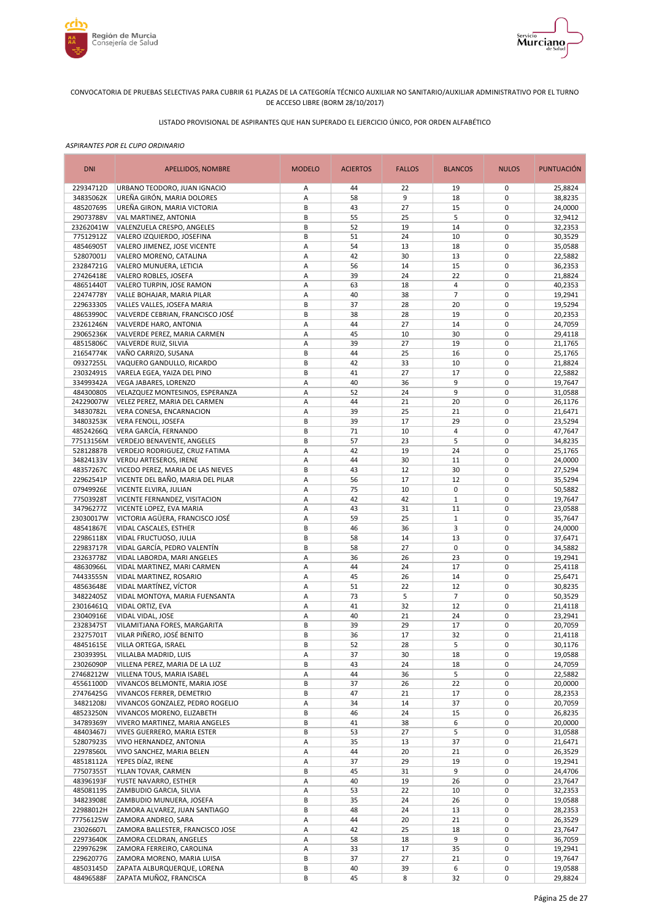CONVOCATORIA DE PRUEBAS SELECTIVAS PARA CUBRIR 61 PLAZAS DE LA CATEGORÍA TÉCNICO AUXILIAR NO SANITARIO/AUXILIAR ADMINISTRATIVO POR EL TURNO DE ACCESO LIBRE (BORM 28/10/2017)

LISTADO PROVISIONAL DE ASPIRANTES QUE HAN SUPERADO EL EJERCICIO ÚNICO, POR ORDEN ALFABÉTICO

*ASPIRANTES POR EL CUPO ORDINARIO*

| DNI | APELLIDOS, NOMBRE | MODELO | ACIERTOS | FALLOS | BLANCOS | NULOS | PUNTUACIÓN |
|---|---|---|---|---|---|---|---|
| 22934712D | URBANO TEODORO, JUAN IGNACIO | A | 44 | 22 | 19 | 0 | 25,8824 |
| 34835062K | UREÑA GIRÓN, MARIA DOLORES | A | 58 | 9 | 18 | 0 | 38,8235 |
| 48520769S | UREÑA GIRON, MARIA VICTORIA | B | 43 | 27 | 15 | 0 | 24,0000 |
| 29073788V | VAL MARTINEZ, ANTONIA | B | 55 | 25 | 5 | 0 | 32,9412 |
| 23262041W | VALENZUELA CRESPO, ANGELES | B | 52 | 19 | 14 | 0 | 32,2353 |
| 77512912Z | VALERO IZQUIERDO, JOSEFINA | B | 51 | 24 | 10 | 0 | 30,3529 |
| 48546905T | VALERO JIMENEZ, JOSE VICENTE | A | 54 | 13 | 18 | 0 | 35,0588 |
| 52807001J | VALERO MORENO, CATALINA | A | 42 | 30 | 13 | 0 | 22,5882 |
| 23284721G | VALERO MUNUERA, LETICIA | A | 56 | 14 | 15 | 0 | 36,2353 |
| 27426418E | VALERO ROBLES, JOSEFA | A | 39 | 24 | 22 | 0 | 21,8824 |
| 48651440T | VALERO TURPIN, JOSE RAMON | A | 63 | 18 | 4 | 0 | 40,2353 |
| 22474778Y | VALLE BOHAJAR, MARIA PILAR | A | 40 | 38 | 7 | 0 | 19,2941 |
| 22963330S | VALLES VALLES, JOSEFA MARIA | B | 37 | 28 | 20 | 0 | 19,5294 |
| 48653990C | VALVERDE CEBRIAN, FRANCISCO JOSÉ | B | 38 | 28 | 19 | 0 | 20,2353 |
| 23261246N | VALVERDE HARO, ANTONIA | A | 44 | 27 | 14 | 0 | 24,7059 |
| 29065236K | VALVERDE PEREZ, MARIA CARMEN | A | 45 | 10 | 30 | 0 | 29,4118 |
| 48515806C | VALVERDE RUIZ, SILVIA | A | 39 | 27 | 19 | 0 | 21,1765 |
| 21654774K | VAÑO CARRIZO, SUSANA | B | 44 | 25 | 16 | 0 | 25,1765 |
| 09327255L | VAQUERO GANDULLO, RICARDO | B | 42 | 33 | 10 | 0 | 21,8824 |
| 23032491S | VARELA EGEA, YAIZA DEL PINO | B | 41 | 27 | 17 | 0 | 22,5882 |
| 33499342A | VEGA JABARES, LORENZO | A | 40 | 36 | 9 | 0 | 19,7647 |
| 48430080S | VELAZQUEZ MONTESINOS, ESPERANZA | A | 52 | 24 | 9 | 0 | 31,0588 |
| 24229007W | VELEZ PEREZ, MARIA DEL CARMEN | A | 44 | 21 | 20 | 0 | 26,1176 |
| 34830782L | VERA CONESA, ENCARNACION | A | 39 | 25 | 21 | 0 | 21,6471 |
| 34803253K | VERA FENOLL, JOSEFA | B | 39 | 17 | 29 | 0 | 23,5294 |
| 48524266Q | VERA GARCÍA, FERNANDO | B | 71 | 10 | 4 | 0 | 47,7647 |
| 77513156M | VERDEJO BENAVENTE, ANGELES | B | 57 | 23 | 5 | 0 | 34,8235 |
| 52812887B | VERDEJO RODRIGUEZ, CRUZ FATIMA | A | 42 | 19 | 24 | 0 | 25,1765 |
| 34824133V | VERDU ARTESEROS, IRENE | A | 44 | 30 | 11 | 0 | 24,0000 |
| 48357267C | VICEDO PEREZ, MARIA DE LAS NIEVES | B | 43 | 12 | 30 | 0 | 27,5294 |
| 22962541P | VICENTE DEL BAÑO, MARIA DEL PILAR | A | 56 | 17 | 12 | 0 | 35,5294 |
| 07949926E | VICENTE ELVIRA, JULIAN | A | 75 | 10 | 0 | 0 | 50,5882 |
| 77503928T | VICENTE FERNANDEZ, VISITACION | A | 42 | 42 | 1 | 0 | 19,7647 |
| 34796277Z | VICENTE LOPEZ, EVA MARIA | A | 43 | 31 | 11 | 0 | 23,0588 |
| 23030017W | VICTORIA AGÜERA, FRANCISCO JOSÉ | A | 59 | 25 | 1 | 0 | 35,7647 |
| 48541867E | VIDAL CASCALES, ESTHER | B | 46 | 36 | 3 | 0 | 24,0000 |
| 22986118X | VIDAL FRUCTUOSO, JULIA | B | 58 | 14 | 13 | 0 | 37,6471 |
| 22983717R | VIDAL GARCÍA, PEDRO VALENTÍN | B | 58 | 27 | 0 | 0 | 34,5882 |
| 23263778Z | VIDAL LABORDA, MARI ANGELES | A | 36 | 26 | 23 | 0 | 19,2941 |
| 48630966L | VIDAL MARTINEZ, MARI CARMEN | A | 44 | 24 | 17 | 0 | 25,4118 |
| 74433555N | VIDAL MARTINEZ, ROSARIO | A | 45 | 26 | 14 | 0 | 25,6471 |
| 48563648E | VIDAL MARTÍNEZ, VÍCTOR | A | 51 | 22 | 12 | 0 | 30,8235 |
| 34822405Z | VIDAL MONTOYA, MARIA FUENSANTA | A | 73 | 5 | 7 | 0 | 50,3529 |
| 23016461Q | VIDAL ORTIZ, EVA | A | 41 | 32 | 12 | 0 | 21,4118 |
| 23040916E | VIDAL VIDAL, JOSE | A | 40 | 21 | 24 | 0 | 23,2941 |
| 23283475T | VILAMITJANA FORES, MARGARITA | B | 39 | 29 | 17 | 0 | 20,7059 |
| 23275701T | VILAR PIÑERO, JOSÉ BENITO | B | 36 | 17 | 32 | 0 | 21,4118 |
| 48451615E | VILLA ORTEGA, ISRAEL | B | 52 | 28 | 5 | 0 | 30,1176 |
| 23039395L | VILLALBA MADRID, LUIS | A | 37 | 30 | 18 | 0 | 19,0588 |
| 23026090P | VILLENA PEREZ, MARIA DE LA LUZ | B | 43 | 24 | 18 | 0 | 24,7059 |
| 27468212W | VILLENA TOUS, MARIA ISABEL | A | 44 | 36 | 5 | 0 | 22,5882 |
| 45561100D | VIVANCOS BELMONTE, MARIA JOSE | B | 37 | 26 | 22 | 0 | 20,0000 |
| 27476425G | VIVANCOS FERRER, DEMETRIO | B | 47 | 21 | 17 | 0 | 28,2353 |
| 34821208J | VIVANCOS GONZALEZ, PEDRO ROGELIO | A | 34 | 14 | 37 | 0 | 20,7059 |
| 48523250N | VIVANCOS MORENO, ELIZABETH | B | 46 | 24 | 15 | 0 | 26,8235 |
| 34789369Y | VIVERO MARTINEZ, MARIA ANGELES | B | 41 | 38 | 6 | 0 | 20,0000 |
| 48403467J | VIVES GUERRERO, MARIA ESTER | B | 53 | 27 | 5 | 0 | 31,0588 |
| 52807923S | VIVO HERNANDEZ, ANTONIA | A | 35 | 13 | 37 | 0 | 21,6471 |
| 22978560L | VIVO SANCHEZ, MARIA BELEN | A | 44 | 20 | 21 | 0 | 26,3529 |
| 48518112A | YEPES DÍAZ, IRENE | A | 37 | 29 | 19 | 0 | 19,2941 |
| 77507355T | YLLAN TOVAR, CARMEN | B | 45 | 31 | 9 | 0 | 24,4706 |
| 48396193F | YUSTE NAVARRO, ESTHER | A | 40 | 19 | 26 | 0 | 23,7647 |
| 48508119S | ZAMBUDIO GARCIA, SILVIA | A | 53 | 22 | 10 | 0 | 32,2353 |
| 34823908E | ZAMBUDIO MUNUERA, JOSEFA | B | 35 | 24 | 26 | 0 | 19,0588 |
| 22988012H | ZAMORA ALVAREZ, JUAN SANTIAGO | B | 48 | 24 | 13 | 0 | 28,2353 |
| 77756125W | ZAMORA ANDREO, SARA | A | 44 | 20 | 21 | 0 | 26,3529 |
| 23026607L | ZAMORA BALLESTER, FRANCISCO JOSE | A | 42 | 25 | 18 | 0 | 23,7647 |
| 22973640K | ZAMORA CELDRAN, ANGELES | A | 58 | 18 | 9 | 0 | 36,7059 |
| 22997629K | ZAMORA FERREIRO, CAROLINA | A | 33 | 17 | 35 | 0 | 19,2941 |
| 22962077G | ZAMORA MORENO, MARIA LUISA | B | 37 | 27 | 21 | 0 | 19,7647 |
| 48503145D | ZAPATA ALBURQUERQUE, LORENA | B | 40 | 39 | 6 | 0 | 19,0588 |
| 48496588F | ZAPATA MUÑOZ, FRANCISCA | B | 45 | 8 | 32 | 0 | 29,8824 |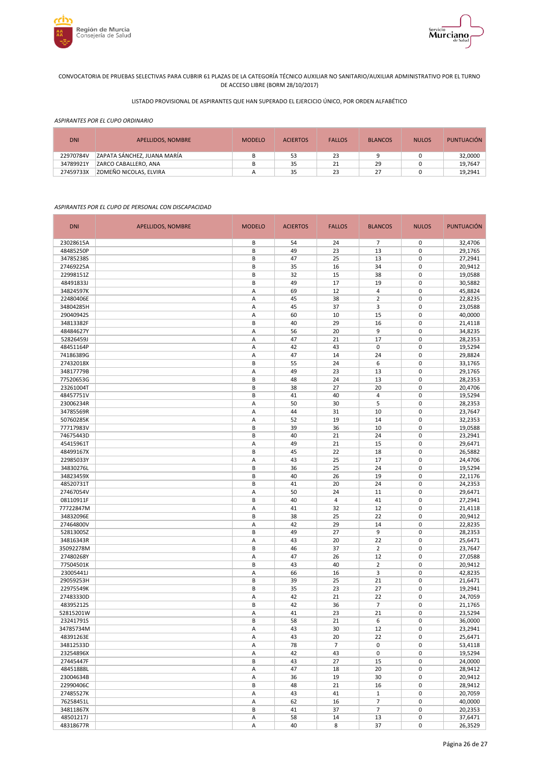CONVOCATORIA DE PRUEBAS SELECTIVAS PARA CUBRIR 61 PLAZAS DE LA CATEGORÍA TÉCNICO AUXILIAR NO SANITARIO/AUXILIAR ADMINISTRATIVO POR EL TURNO DE ACCESO LIBRE (BORM 28/10/2017)

LISTADO PROVISIONAL DE ASPIRANTES QUE HAN SUPERADO EL EJERCICIO ÚNICO, POR ORDEN ALFABÉTICO

*ASPIRANTES POR EL CUPO ORDINARIO*

| DNI | APELLIDOS, NOMBRE | MODELO | ACIERTOS | FALLOS | BLANCOS | NULOS | PUNTUACIÓN |
|---|---|---|---|---|---|---|---|
| 22970784V | ZAPATA SÁNCHEZ, JUANA MARÍA | B | 53 | 23 | 9 | 0 | 32,0000 |
| 34789921Y | ZARCO CABALLERO, ANA | B | 35 | 21 | 29 | 0 | 19,7647 |
| 27459733X | ZOMEÑO NICOLAS, ELVIRA | A | 35 | 23 | 27 | 0 | 19,2941 |

*ASPIRANTES POR EL CUPO DE PERSONAL CON DISCAPACIDAD*

| DNI | APELLIDOS, NOMBRE | MODELO | ACIERTOS | FALLOS | BLANCOS | NULOS | PUNTUACIÓN |
|---|---|---|---|---|---|---|---|
| 23028615A | | B | 54 | 24 | 7 | 0 | 32,4706 |
| 48485250P | | B | 49 | 23 | 13 | 0 | 29,1765 |
| 34785238S | | B | 47 | 25 | 13 | 0 | 27,2941 |
| 27469225A | | B | 35 | 16 | 34 | 0 | 20,9412 |
| 22998151Z | | B | 32 | 15 | 38 | 0 | 19,0588 |
| 48491833J | | B | 49 | 17 | 19 | 0 | 30,5882 |
| 34824597K | | A | 69 | 12 | 4 | 0 | 45,8824 |
| 22480406E | | A | 45 | 38 | 2 | 0 | 22,8235 |
| 34804285H | | A | 45 | 37 | 3 | 0 | 23,0588 |
| 29040942S | | A | 60 | 10 | 15 | 0 | 40,0000 |
| 34813382F | | B | 40 | 29 | 16 | 0 | 21,4118 |
| 48484627Y | | A | 56 | 20 | 9 | 0 | 34,8235 |
| 52826459J | | A | 47 | 21 | 17 | 0 | 28,2353 |
| 48451164P | | A | 42 | 43 | 0 | 0 | 19,5294 |
| 74186389G | | A | 47 | 14 | 24 | 0 | 29,8824 |
| 27432018X | | B | 55 | 24 | 6 | 0 | 33,1765 |
| 34817779B | | A | 49 | 23 | 13 | 0 | 29,1765 |
| 77520653G | | B | 48 | 24 | 13 | 0 | 28,2353 |
| 23261004T | | B | 38 | 27 | 20 | 0 | 20,4706 |
| 48457751V | | B | 41 | 40 | 4 | 0 | 19,5294 |
| 23006234R | | A | 50 | 30 | 5 | 0 | 28,2353 |
| 34785569R | | A | 44 | 31 | 10 | 0 | 23,7647 |
| 50760285K | | A | 52 | 19 | 14 | 0 | 32,2353 |
| 77717983V | | B | 39 | 36 | 10 | 0 | 19,0588 |
| 74675443D | | B | 40 | 21 | 24 | 0 | 23,2941 |
| 45415961T | | A | 49 | 21 | 15 | 0 | 29,6471 |
| 48499167X | | B | 45 | 22 | 18 | 0 | 26,5882 |
| 22985033Y | | A | 43 | 25 | 17 | 0 | 24,4706 |
| 34830276L | | B | 36 | 25 | 24 | 0 | 19,5294 |
| 34823459X | | B | 40 | 26 | 19 | 0 | 22,1176 |
| 48520731T | | B | 41 | 20 | 24 | 0 | 24,2353 |
| 27467054V | | A | 50 | 24 | 11 | 0 | 29,6471 |
| 08110911F | | B | 40 | 4 | 41 | 0 | 27,2941 |
| 77722847M | | A | 41 | 32 | 12 | 0 | 21,4118 |
| 34832096E | | B | 38 | 25 | 22 | 0 | 20,9412 |
| 27464800V | | A | 42 | 29 | 14 | 0 | 22,8235 |
| 52813005Z | | B | 49 | 27 | 9 | 0 | 28,2353 |
| 34816343R | | A | 43 | 20 | 22 | 0 | 25,6471 |
| 35092278M | | B | 46 | 37 | 2 | 0 | 23,7647 |
| 27480268Y | | A | 47 | 26 | 12 | 0 | 27,0588 |
| 77504501K | | B | 43 | 40 | 2 | 0 | 20,9412 |
| 23005441J | | A | 66 | 16 | 3 | 0 | 42,8235 |
| 29059253H | | B | 39 | 25 | 21 | 0 | 21,6471 |
| 22975549K | | B | 35 | 23 | 27 | 0 | 19,2941 |
| 27483330D | | A | 42 | 21 | 22 | 0 | 24,7059 |
| 48395212S | | B | 42 | 36 | 7 | 0 | 21,1765 |
| 52815201W | | A | 41 | 23 | 21 | 0 | 23,5294 |
| 23241791S | | B | 58 | 21 | 6 | 0 | 36,0000 |
| 34785734M | | A | 43 | 30 | 12 | 0 | 23,2941 |
| 48391263E | | A | 43 | 20 | 22 | 0 | 25,6471 |
| 34812533D | | A | 78 | 7 | 0 | 0 | 53,4118 |
| 23254896X | | A | 42 | 43 | 0 | 0 | 19,5294 |
| 27445447F | | B | 43 | 27 | 15 | 0 | 24,0000 |
| 48451888L | | A | 47 | 18 | 20 | 0 | 28,9412 |
| 23004634B | | A | 36 | 19 | 30 | 0 | 20,9412 |
| 22990406C | | B | 48 | 21 | 16 | 0 | 28,9412 |
| 27485527K | | A | 43 | 41 | 1 | 0 | 20,7059 |
| 76258451L | | A | 62 | 16 | 7 | 0 | 40,0000 |
| 34811867X | | B | 41 | 37 | 7 | 0 | 20,2353 |
| 48501217J | | A | 58 | 14 | 13 | 0 | 37,6471 |
| 48318677R | | A | 40 | 8 | 37 | 0 | 26,3529 |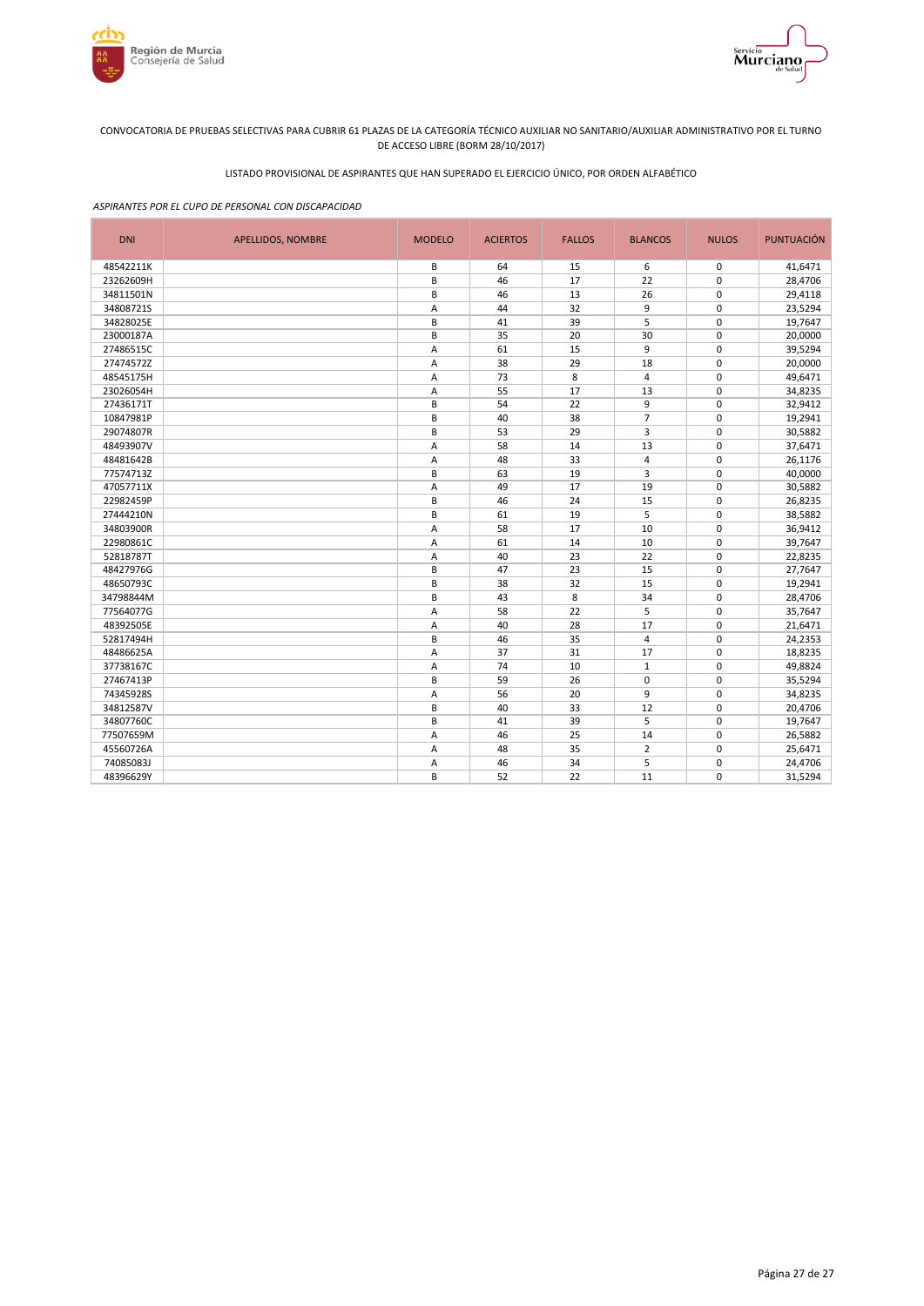CONVOCATORIA DE PRUEBAS SELECTIVAS PARA CUBRIR 61 PLAZAS DE LA CATEGORÍA TÉCNICO AUXILIAR NO SANITARIO/AUXILIAR ADMINISTRATIVO POR EL TURNO DE ACCESO LIBRE (BORM 28/10/2017)

LISTADO PROVISIONAL DE ASPIRANTES QUE HAN SUPERADO EL EJERCICIO ÚNICO, POR ORDEN ALFABÉTICO

*ASPIRANTES POR EL CUPO DE PERSONAL CON DISCAPACIDAD*

| DNI | APELLIDOS, NOMBRE | MODELO | ACIERTOS | FALLOS | BLANCOS | NULOS | PUNTUACIÓN |
|---|---|---|---|---|---|---|---|
| 48542211K | | B | 64 | 15 | 6 | 0 | 41,6471 |
| 23262609H | | B | 46 | 17 | 22 | 0 | 28,4706 |
| 34811501N | | B | 46 | 13 | 26 | 0 | 29,4118 |
| 34808721S | | A | 44 | 32 | 9 | 0 | 23,5294 |
| 34828025E | | B | 41 | 39 | 5 | 0 | 19,7647 |
| 23000187A | | B | 35 | 20 | 30 | 0 | 20,0000 |
| 27486515C | | A | 61 | 15 | 9 | 0 | 39,5294 |
| 27474572Z | | A | 38 | 29 | 18 | 0 | 20,0000 |
| 48545175H | | A | 73 | 8 | 4 | 0 | 49,6471 |
| 23026054H | | A | 55 | 17 | 13 | 0 | 34,8235 |
| 27436171T | | B | 54 | 22 | 9 | 0 | 32,9412 |
| 10847981P | | B | 40 | 38 | 7 | 0 | 19,2941 |
| 29074807R | | B | 53 | 29 | 3 | 0 | 30,5882 |
| 48493907V | | A | 58 | 14 | 13 | 0 | 37,6471 |
| 48481642B | | A | 48 | 33 | 4 | 0 | 26,1176 |
| 77574713Z | | B | 63 | 19 | 3 | 0 | 40,0000 |
| 47057711X | | A | 49 | 17 | 19 | 0 | 30,5882 |
| 22982459P | | B | 46 | 24 | 15 | 0 | 26,8235 |
| 27444210N | | B | 61 | 19 | 5 | 0 | 38,5882 |
| 34803900R | | A | 58 | 17 | 10 | 0 | 36,9412 |
| 22980861C | | A | 61 | 14 | 10 | 0 | 39,7647 |
| 52818787T | | A | 40 | 23 | 22 | 0 | 22,8235 |
| 48427976G | | B | 47 | 23 | 15 | 0 | 27,7647 |
| 48650793C | | B | 38 | 32 | 15 | 0 | 19,2941 |
| 34798844M | | B | 43 | 8 | 34 | 0 | 28,4706 |
| 77564077G | | A | 58 | 22 | 5 | 0 | 35,7647 |
| 48392505E | | A | 40 | 28 | 17 | 0 | 21,6471 |
| 52817494H | | B | 46 | 35 | 4 | 0 | 24,2353 |
| 48486625A | | A | 37 | 31 | 17 | 0 | 18,8235 |
| 37738167C | | A | 74 | 10 | 1 | 0 | 49,8824 |
| 27467413P | | B | 59 | 26 | 0 | 0 | 35,5294 |
| 74345928S | | A | 56 | 20 | 9 | 0 | 34,8235 |
| 34812587V | | B | 40 | 33 | 12 | 0 | 20,4706 |
| 34807760C | | B | 41 | 39 | 5 | 0 | 19,7647 |
| 77507659M | | A | 46 | 25 | 14 | 0 | 26,5882 |
| 45560726A | | A | 48 | 35 | 2 | 0 | 25,6471 |
| 74085083J | | A | 46 | 34 | 5 | 0 | 24,4706 |
| 48396629Y | | B | 52 | 22 | 11 | 0 | 31,5294 |